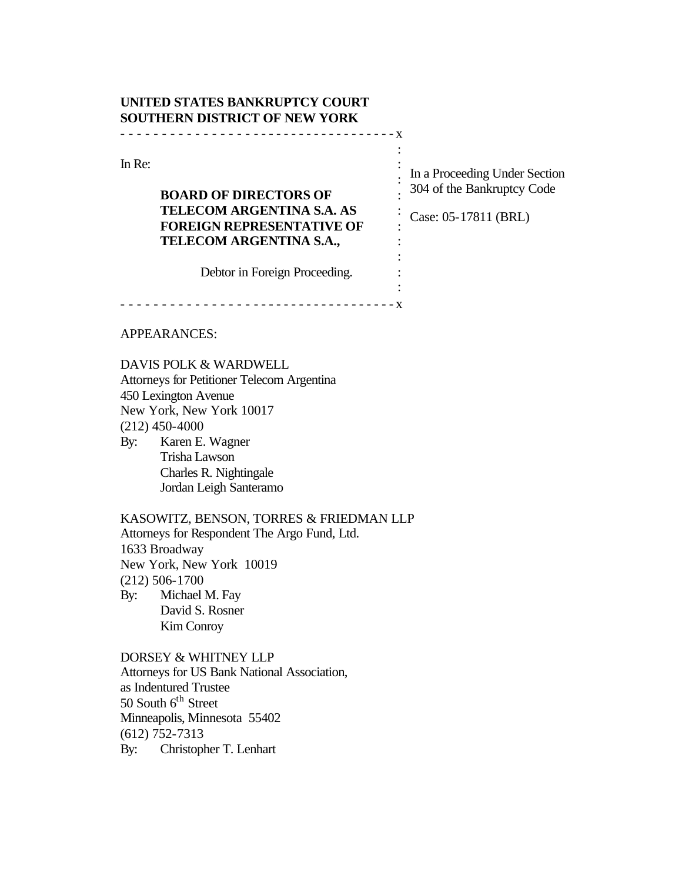**UNITED STATES BANKRUPTCY COURT**
**SOUTHERN DISTRICT OF NEW YORK**

- - - - - - - - - - - - - - - - - - - - - - - - - - - - - - - - - - x

In Re:

**BOARD OF DIRECTORS OF TELECOM ARGENTINA S.A. AS FOREIGN REPRESENTATIVE OF TELECOM ARGENTINA S.A.,**

Debtor in Foreign Proceeding.

In a Proceeding Under Section 304 of the Bankruptcy Code

Case: 05-17811 (BRL)

- - - - - - - - - - - - - - - - - - - - - - - - - - - - - - - - - - x

APPEARANCES:

DAVIS POLK & WARDWELL
Attorneys for Petitioner Telecom Argentina
450 Lexington Avenue
New York, New York 10017
(212) 450-4000
By: Karen E. Wagner
Trisha Lawson
Charles R. Nightingale
Jordan Leigh Santeramo

KASOWITZ, BENSON, TORRES & FRIEDMAN LLP
Attorneys for Respondent The Argo Fund, Ltd.
1633 Broadway
New York, New York 10019
(212) 506-1700
By: Michael M. Fay
David S. Rosner
Kim Conroy

DORSEY & WHITNEY LLP
Attorneys for US Bank National Association, as Indentured Trustee
50 South 6th Street
Minneapolis, Minnesota 55402
(612) 752-7313
By: Christopher T. Lenhart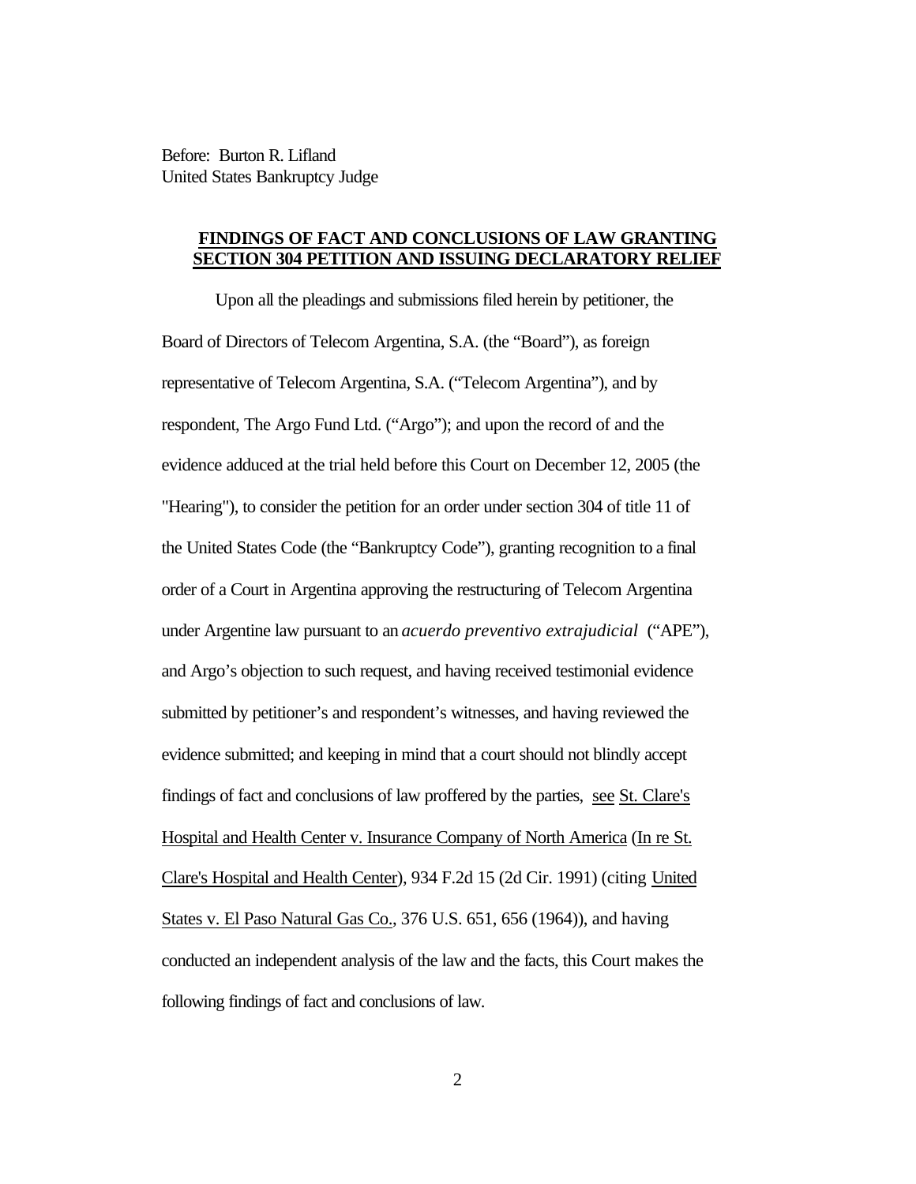Before: Burton R. Lifland
United States Bankruptcy Judge

## FINDINGS OF FACT AND CONCLUSIONS OF LAW GRANTING SECTION 304 PETITION AND ISSUING DECLARATORY RELIEF

Upon all the pleadings and submissions filed herein by petitioner, the Board of Directors of Telecom Argentina, S.A. (the "Board"), as foreign representative of Telecom Argentina, S.A. ("Telecom Argentina"), and by respondent, The Argo Fund Ltd. ("Argo"); and upon the record of and the evidence adduced at the trial held before this Court on December 12, 2005 (the "Hearing"), to consider the petition for an order under section 304 of title 11 of the United States Code (the "Bankruptcy Code"), granting recognition to a final order of a Court in Argentina approving the restructuring of Telecom Argentina under Argentine law pursuant to an *acuerdo preventivo extrajudicial* ("APE"), and Argo's objection to such request, and having received testimonial evidence submitted by petitioner's and respondent's witnesses, and having reviewed the evidence submitted; and keeping in mind that a court should not blindly accept findings of fact and conclusions of law proffered by the parties, see St. Clare's Hospital and Health Center v. Insurance Company of North America (In re St. Clare's Hospital and Health Center), 934 F.2d 15 (2d Cir. 1991) (citing United States v. El Paso Natural Gas Co., 376 U.S. 651, 656 (1964)), and having conducted an independent analysis of the law and the facts, this Court makes the following findings of fact and conclusions of law.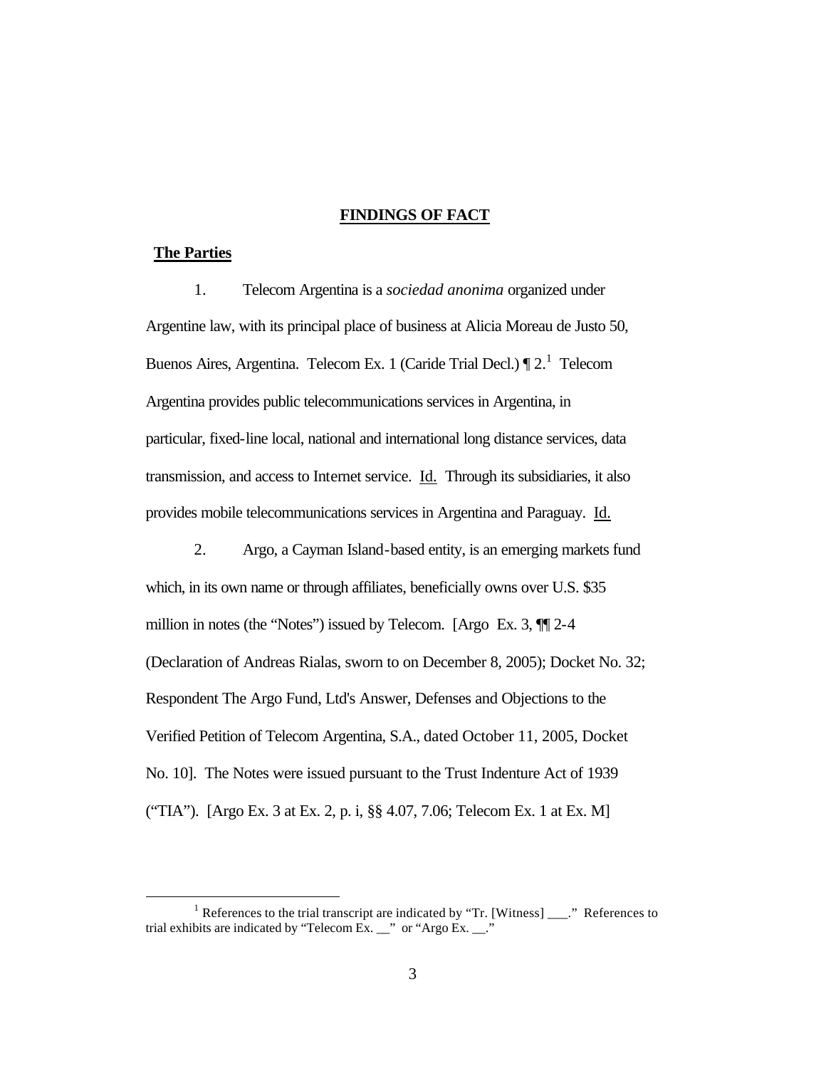## FINDINGS OF FACT

### The Parties

1. Telecom Argentina is a *sociedad anonima* organized under Argentine law, with its principal place of business at Alicia Moreau de Justo 50, Buenos Aires, Argentina. Telecom Ex. 1 (Caride Trial Decl.) ¶ 2.[1] Telecom Argentina provides public telecommunications services in Argentina, in particular, fixed-line local, national and international long distance services, data transmission, and access to Internet service. Id. Through its subsidiaries, it also provides mobile telecommunications services in Argentina and Paraguay. Id.

2. Argo, a Cayman Island-based entity, is an emerging markets fund which, in its own name or through affiliates, beneficially owns over U.S. $35 million in notes (the "Notes") issued by Telecom. [Argo Ex. 3, ¶¶ 2-4 (Declaration of Andreas Rialas, sworn to on December 8, 2005); Docket No. 32; Respondent The Argo Fund, Ltd's Answer, Defenses and Objections to the Verified Petition of Telecom Argentina, S.A., dated October 11, 2005, Docket No. 10]. The Notes were issued pursuant to the Trust Indenture Act of 1939 ("TIA"). [Argo Ex. 3 at Ex. 2, p. i, §§ 4.07, 7.06; Telecom Ex. 1 at Ex. M]

---

[1] References to the trial transcript are indicated by "Tr. [Witness] ___." References to trial exhibits are indicated by "Telecom Ex. __" or "Argo Ex. __."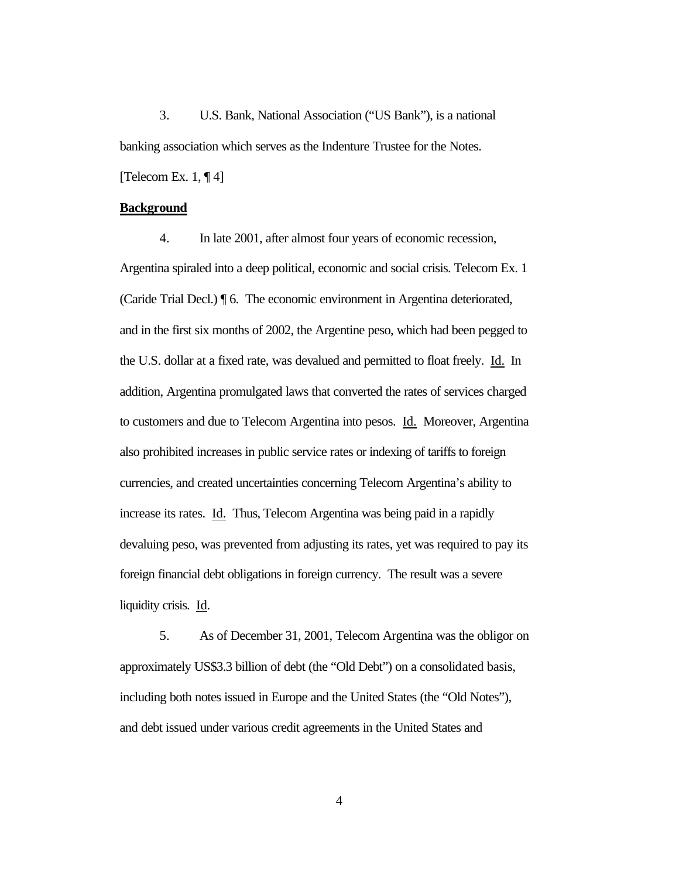3. U.S. Bank, National Association ("US Bank"), is a national banking association which serves as the Indenture Trustee for the Notes. [Telecom Ex. 1, ¶ 4]

**Background**

4. In late 2001, after almost four years of economic recession, Argentina spiraled into a deep political, economic and social crisis. Telecom Ex. 1 (Caride Trial Decl.) ¶ 6. The economic environment in Argentina deteriorated, and in the first six months of 2002, the Argentine peso, which had been pegged to the U.S. dollar at a fixed rate, was devalued and permitted to float freely. Id. In addition, Argentina promulgated laws that converted the rates of services charged to customers and due to Telecom Argentina into pesos. Id. Moreover, Argentina also prohibited increases in public service rates or indexing of tariffs to foreign currencies, and created uncertainties concerning Telecom Argentina's ability to increase its rates. Id. Thus, Telecom Argentina was being paid in a rapidly devaluing peso, was prevented from adjusting its rates, yet was required to pay its foreign financial debt obligations in foreign currency. The result was a severe liquidity crisis. Id.

5. As of December 31, 2001, Telecom Argentina was the obligor on approximately US$3.3 billion of debt (the "Old Debt") on a consolidated basis, including both notes issued in Europe and the United States (the "Old Notes"), and debt issued under various credit agreements in the United States and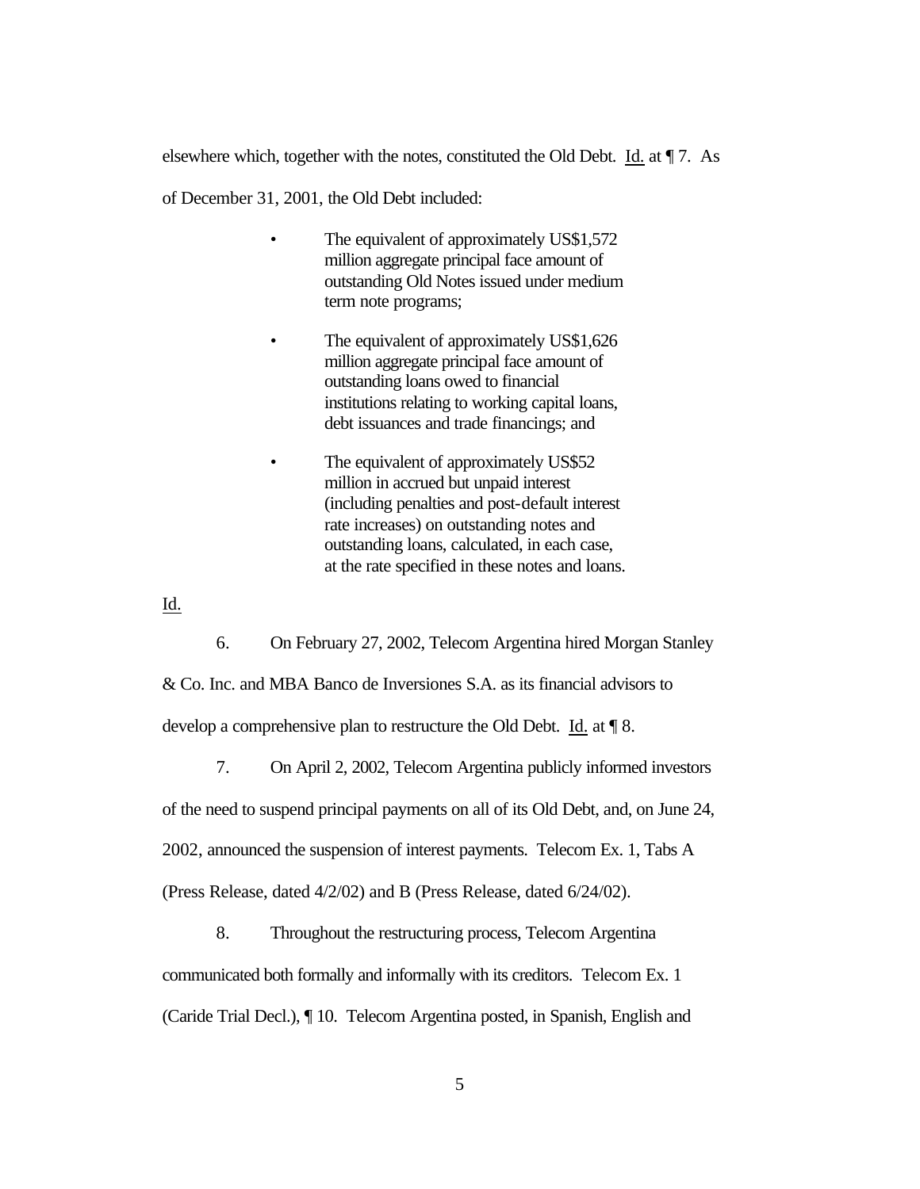elsewhere which, together with the notes, constituted the Old Debt. Id. at ¶ 7. As of December 31, 2001, the Old Debt included:

- The equivalent of approximately US$1,572 million aggregate principal face amount of outstanding Old Notes issued under medium term note programs;

- The equivalent of approximately US$1,626 million aggregate principal face amount of outstanding loans owed to financial institutions relating to working capital loans, debt issuances and trade financings; and

- The equivalent of approximately US$52 million in accrued but unpaid interest (including penalties and post-default interest rate increases) on outstanding notes and outstanding loans, calculated, in each case, at the rate specified in these notes and loans.

Id.

6. On February 27, 2002, Telecom Argentina hired Morgan Stanley & Co. Inc. and MBA Banco de Inversiones S.A. as its financial advisors to develop a comprehensive plan to restructure the Old Debt. Id. at ¶ 8.

7. On April 2, 2002, Telecom Argentina publicly informed investors of the need to suspend principal payments on all of its Old Debt, and, on June 24, 2002, announced the suspension of interest payments. Telecom Ex. 1, Tabs A (Press Release, dated 4/2/02) and B (Press Release, dated 6/24/02).

8. Throughout the restructuring process, Telecom Argentina communicated both formally and informally with its creditors. Telecom Ex. 1 (Caride Trial Decl.), ¶ 10. Telecom Argentina posted, in Spanish, English and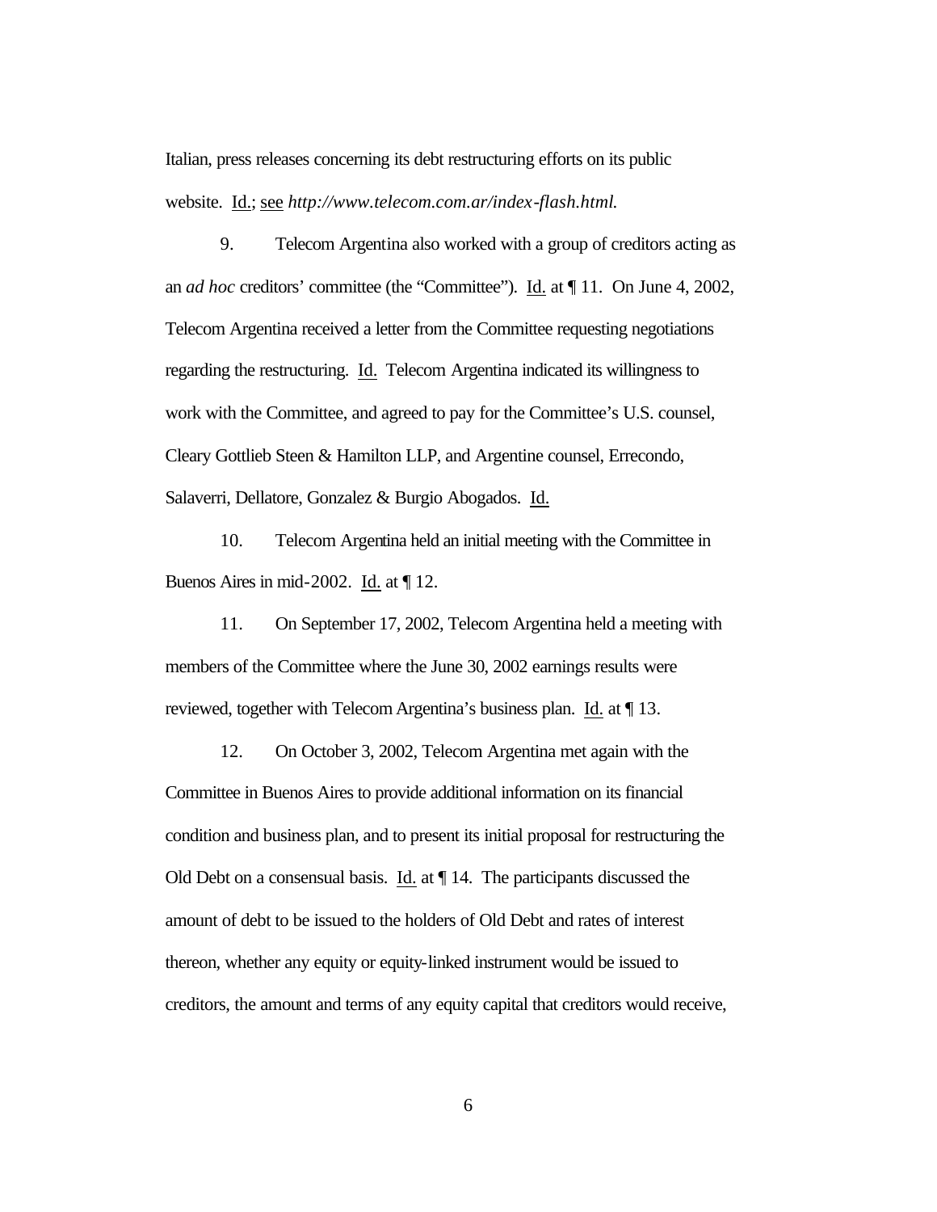Italian, press releases concerning its debt restructuring efforts on its public website. Id.; see *http://www.telecom.com.ar/index-flash.html.*

9. Telecom Argentina also worked with a group of creditors acting as an *ad hoc* creditors' committee (the "Committee"). Id. at ¶ 11. On June 4, 2002, Telecom Argentina received a letter from the Committee requesting negotiations regarding the restructuring. Id. Telecom Argentina indicated its willingness to work with the Committee, and agreed to pay for the Committee's U.S. counsel, Cleary Gottlieb Steen & Hamilton LLP, and Argentine counsel, Errecondo, Salaverri, Dellatore, Gonzalez & Burgio Abogados. Id.

10. Telecom Argentina held an initial meeting with the Committee in Buenos Aires in mid-2002. Id. at ¶ 12.

11. On September 17, 2002, Telecom Argentina held a meeting with members of the Committee where the June 30, 2002 earnings results were reviewed, together with Telecom Argentina's business plan. Id. at ¶ 13.

12. On October 3, 2002, Telecom Argentina met again with the Committee in Buenos Aires to provide additional information on its financial condition and business plan, and to present its initial proposal for restructuring the Old Debt on a consensual basis. Id. at ¶ 14. The participants discussed the amount of debt to be issued to the holders of Old Debt and rates of interest thereon, whether any equity or equity-linked instrument would be issued to creditors, the amount and terms of any equity capital that creditors would receive,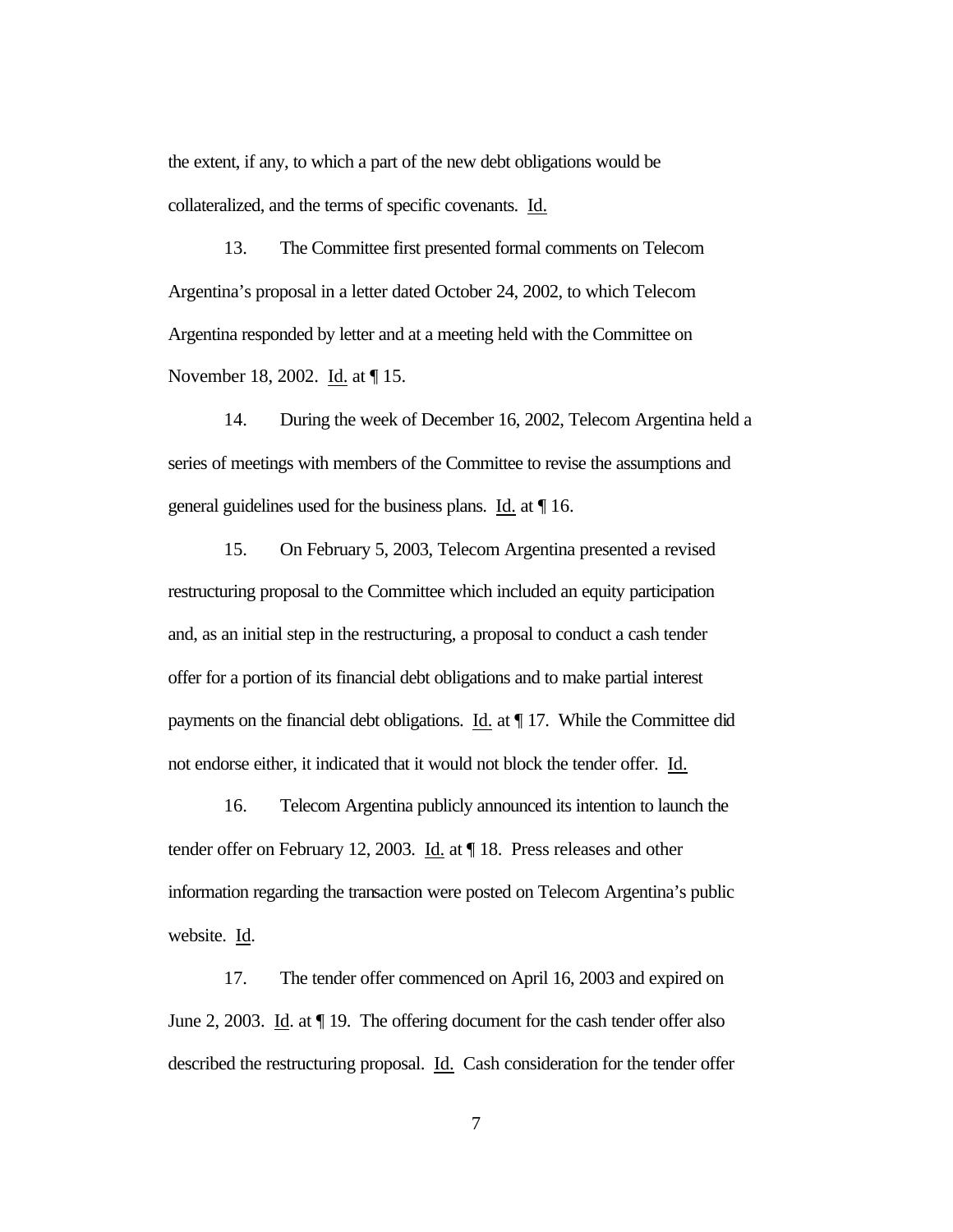the extent, if any, to which a part of the new debt obligations would be collateralized, and the terms of specific covenants. Id.

13. The Committee first presented formal comments on Telecom Argentina's proposal in a letter dated October 24, 2002, to which Telecom Argentina responded by letter and at a meeting held with the Committee on November 18, 2002. Id. at ¶ 15.

14. During the week of December 16, 2002, Telecom Argentina held a series of meetings with members of the Committee to revise the assumptions and general guidelines used for the business plans. Id. at ¶ 16.

15. On February 5, 2003, Telecom Argentina presented a revised restructuring proposal to the Committee which included an equity participation and, as an initial step in the restructuring, a proposal to conduct a cash tender offer for a portion of its financial debt obligations and to make partial interest payments on the financial debt obligations. Id. at ¶ 17. While the Committee did not endorse either, it indicated that it would not block the tender offer. Id.

16. Telecom Argentina publicly announced its intention to launch the tender offer on February 12, 2003. Id. at ¶ 18. Press releases and other information regarding the transaction were posted on Telecom Argentina's public website. Id.

17. The tender offer commenced on April 16, 2003 and expired on June 2, 2003. Id. at ¶ 19. The offering document for the cash tender offer also described the restructuring proposal. Id. Cash consideration for the tender offer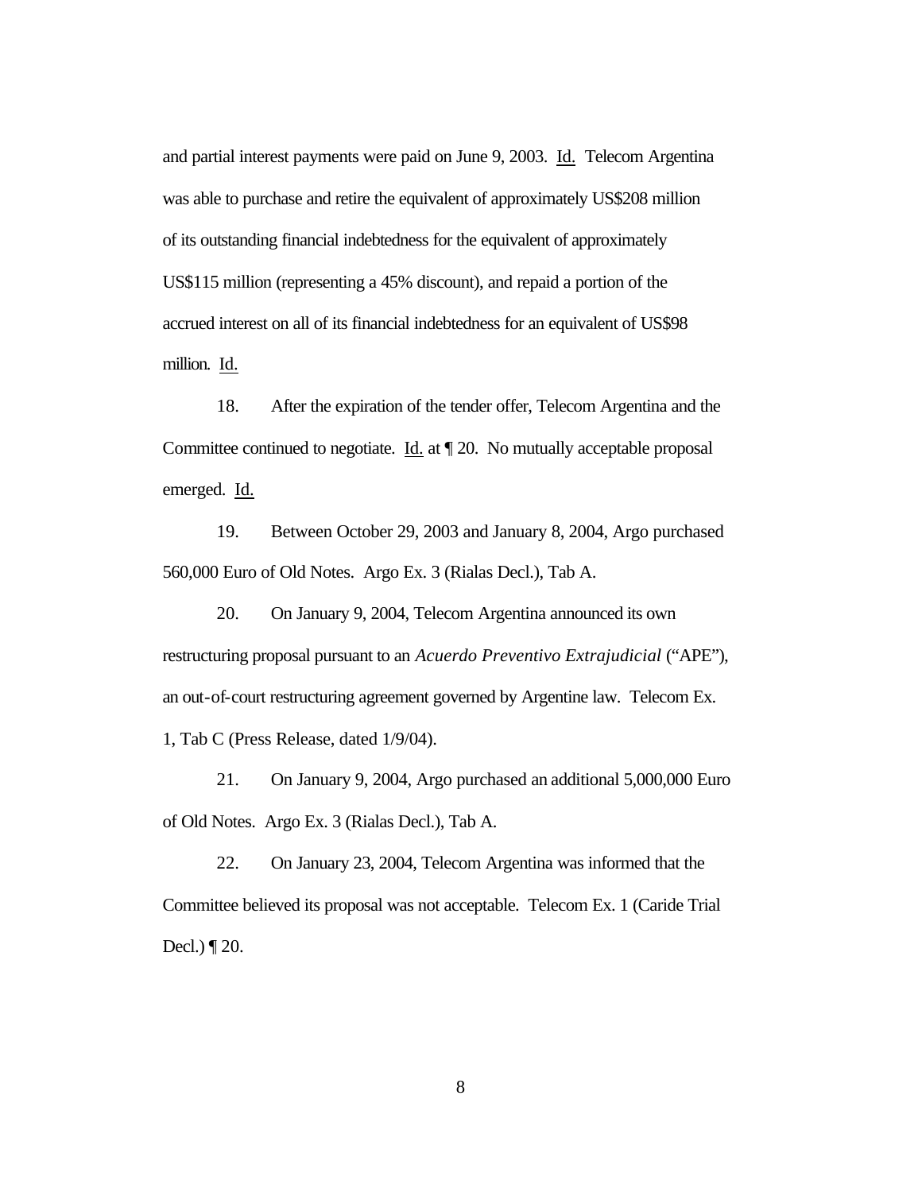and partial interest payments were paid on June 9, 2003. Id. Telecom Argentina was able to purchase and retire the equivalent of approximately US$208 million of its outstanding financial indebtedness for the equivalent of approximately US$115 million (representing a 45% discount), and repaid a portion of the accrued interest on all of its financial indebtedness for an equivalent of US$98 million. Id.

18. After the expiration of the tender offer, Telecom Argentina and the Committee continued to negotiate. Id. at ¶ 20. No mutually acceptable proposal emerged. Id.

19. Between October 29, 2003 and January 8, 2004, Argo purchased 560,000 Euro of Old Notes. Argo Ex. 3 (Rialas Decl.), Tab A.

20. On January 9, 2004, Telecom Argentina announced its own restructuring proposal pursuant to an *Acuerdo Preventivo Extrajudicial* ("APE"), an out-of-court restructuring agreement governed by Argentine law. Telecom Ex. 1, Tab C (Press Release, dated 1/9/04).

21. On January 9, 2004, Argo purchased an additional 5,000,000 Euro of Old Notes. Argo Ex. 3 (Rialas Decl.), Tab A.

22. On January 23, 2004, Telecom Argentina was informed that the Committee believed its proposal was not acceptable. Telecom Ex. 1 (Caride Trial Decl.) ¶ 20.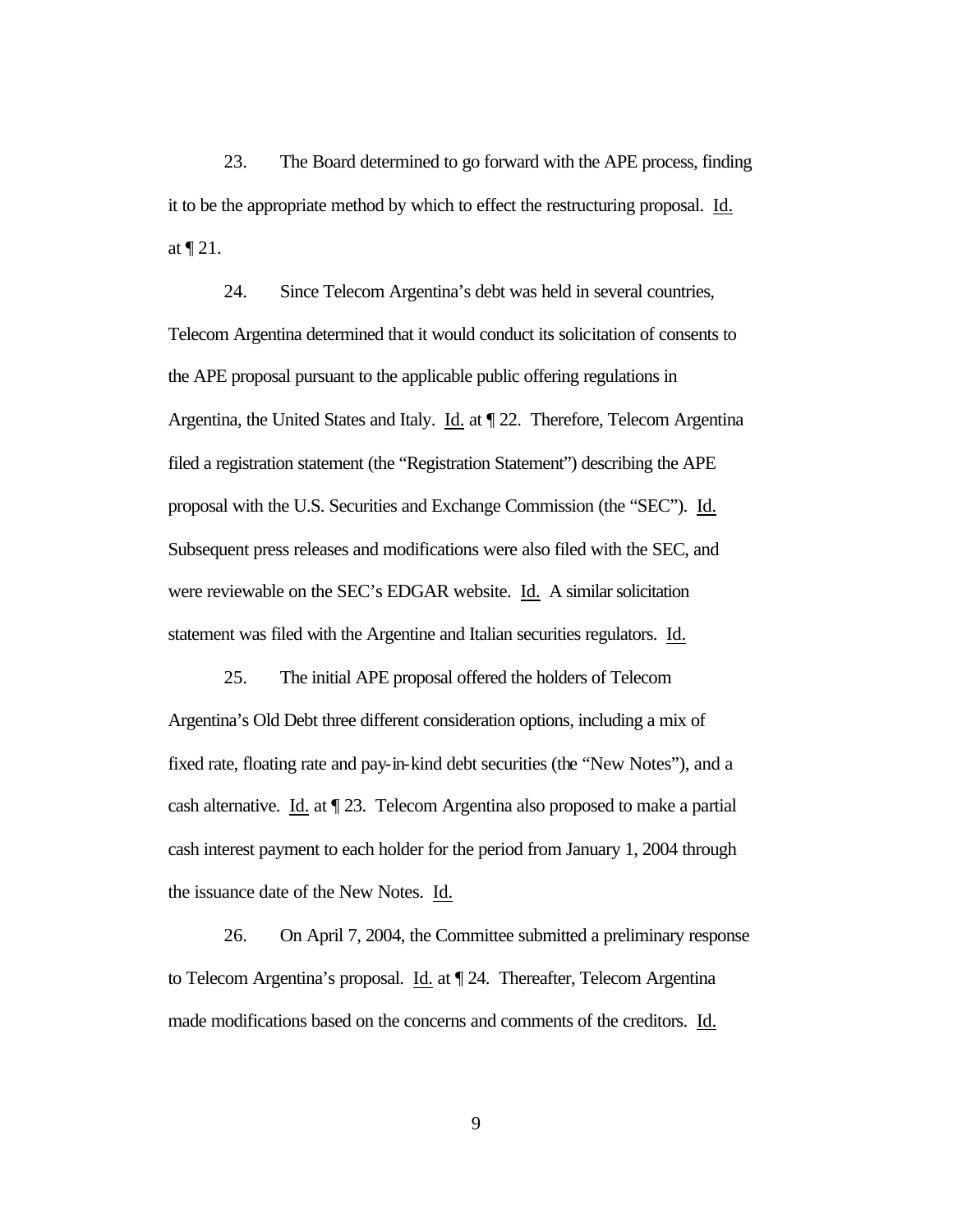23. The Board determined to go forward with the APE process, finding it to be the appropriate method by which to effect the restructuring proposal. Id. at ¶ 21.

24. Since Telecom Argentina's debt was held in several countries, Telecom Argentina determined that it would conduct its solicitation of consents to the APE proposal pursuant to the applicable public offering regulations in Argentina, the United States and Italy. Id. at ¶ 22. Therefore, Telecom Argentina filed a registration statement (the "Registration Statement") describing the APE proposal with the U.S. Securities and Exchange Commission (the "SEC"). Id. Subsequent press releases and modifications were also filed with the SEC, and were reviewable on the SEC's EDGAR website. Id. A similar solicitation statement was filed with the Argentine and Italian securities regulators. Id.

25. The initial APE proposal offered the holders of Telecom Argentina's Old Debt three different consideration options, including a mix of fixed rate, floating rate and pay-in-kind debt securities (the "New Notes"), and a cash alternative. Id. at ¶ 23. Telecom Argentina also proposed to make a partial cash interest payment to each holder for the period from January 1, 2004 through the issuance date of the New Notes. Id.

26. On April 7, 2004, the Committee submitted a preliminary response to Telecom Argentina's proposal. Id. at ¶ 24. Thereafter, Telecom Argentina made modifications based on the concerns and comments of the creditors. Id.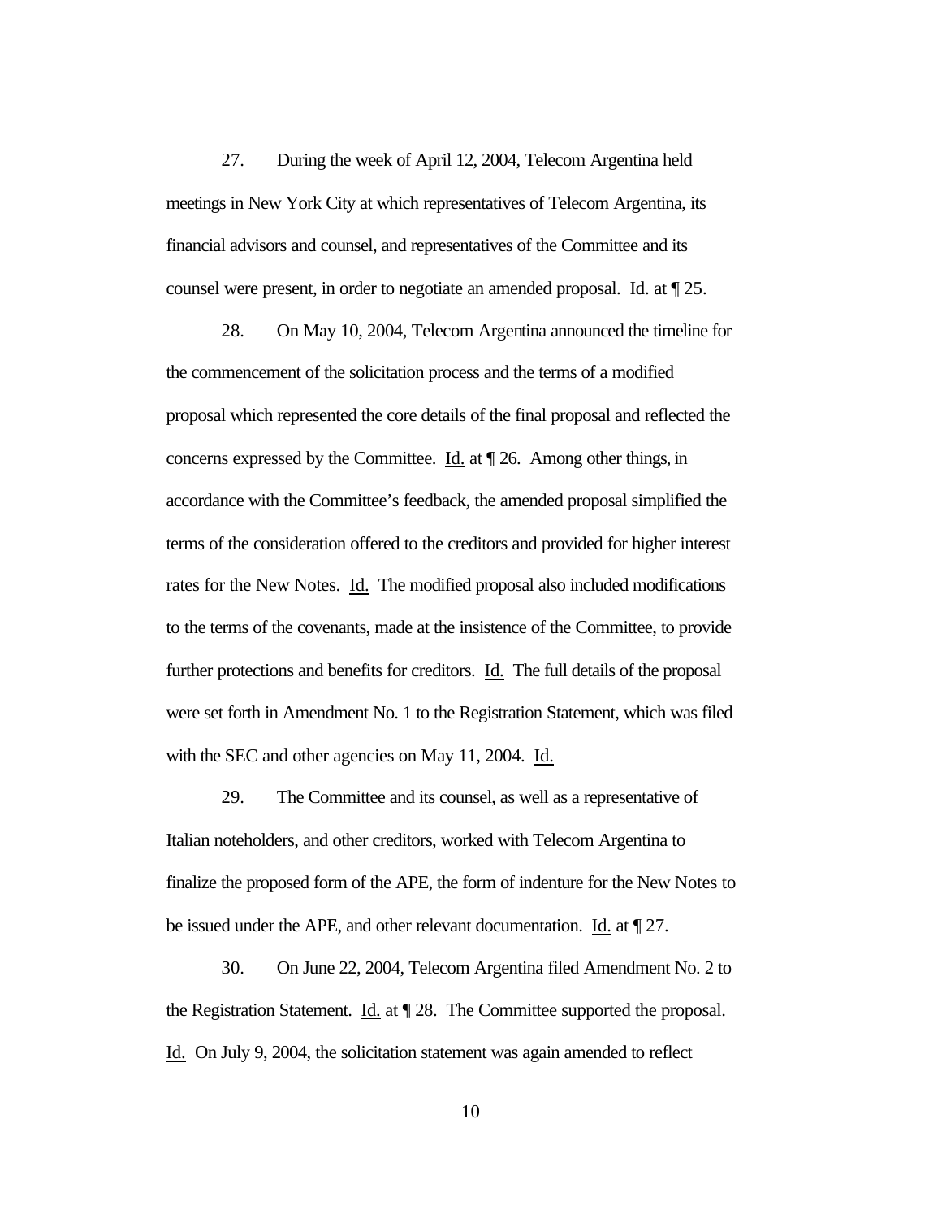27. During the week of April 12, 2004, Telecom Argentina held meetings in New York City at which representatives of Telecom Argentina, its financial advisors and counsel, and representatives of the Committee and its counsel were present, in order to negotiate an amended proposal. Id. at ¶ 25.

28. On May 10, 2004, Telecom Argentina announced the timeline for the commencement of the solicitation process and the terms of a modified proposal which represented the core details of the final proposal and reflected the concerns expressed by the Committee. Id. at ¶ 26. Among other things, in accordance with the Committee's feedback, the amended proposal simplified the terms of the consideration offered to the creditors and provided for higher interest rates for the New Notes. Id. The modified proposal also included modifications to the terms of the covenants, made at the insistence of the Committee, to provide further protections and benefits for creditors. Id. The full details of the proposal were set forth in Amendment No. 1 to the Registration Statement, which was filed with the SEC and other agencies on May 11, 2004. Id.

29. The Committee and its counsel, as well as a representative of Italian noteholders, and other creditors, worked with Telecom Argentina to finalize the proposed form of the APE, the form of indenture for the New Notes to be issued under the APE, and other relevant documentation. Id. at ¶ 27.

30. On June 22, 2004, Telecom Argentina filed Amendment No. 2 to the Registration Statement. Id. at ¶ 28. The Committee supported the proposal. Id. On July 9, 2004, the solicitation statement was again amended to reflect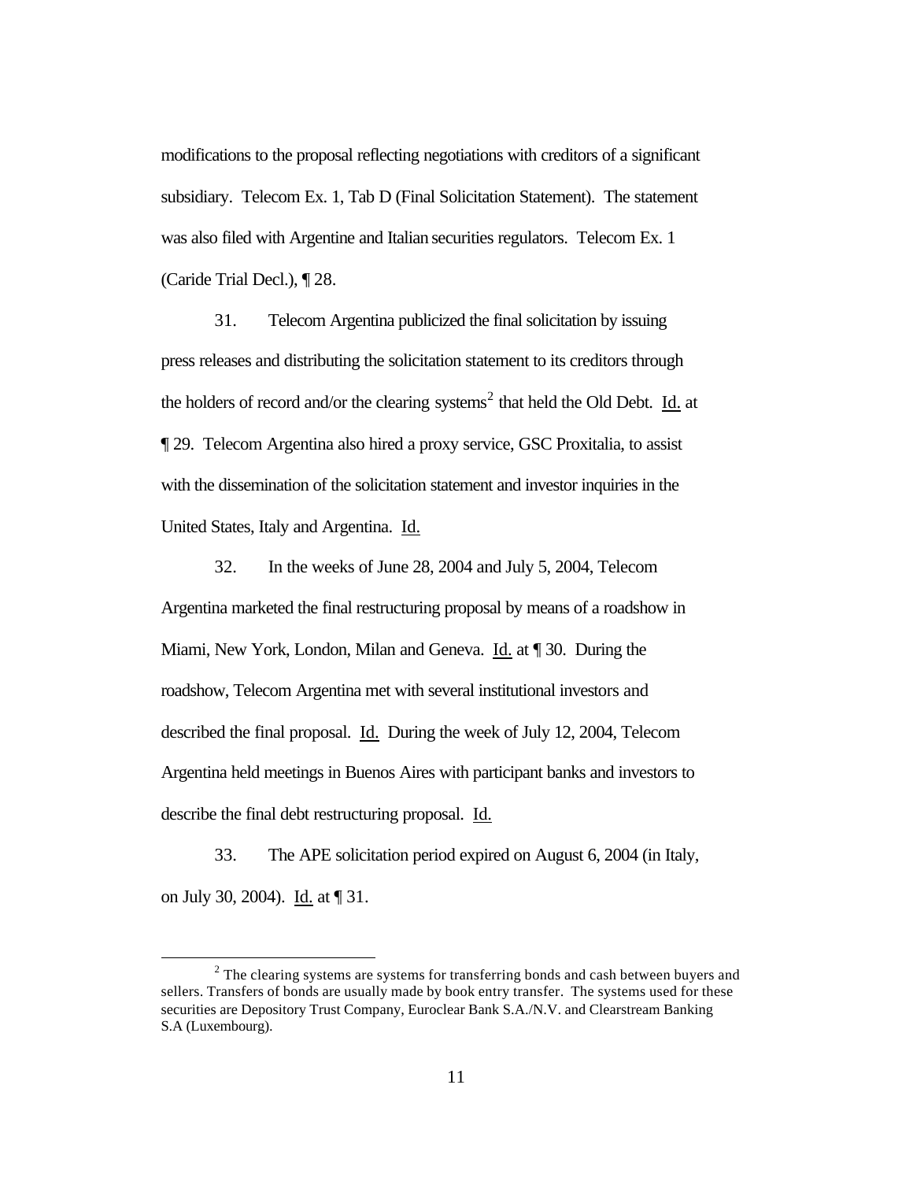modifications to the proposal reflecting negotiations with creditors of a significant subsidiary. Telecom Ex. 1, Tab D (Final Solicitation Statement). The statement was also filed with Argentine and Italian securities regulators. Telecom Ex. 1 (Caride Trial Decl.), ¶ 28.

31. Telecom Argentina publicized the final solicitation by issuing press releases and distributing the solicitation statement to its creditors through the holders of record and/or the clearing systems[2] that held the Old Debt. Id. at ¶ 29. Telecom Argentina also hired a proxy service, GSC Proxitalia, to assist with the dissemination of the solicitation statement and investor inquiries in the United States, Italy and Argentina. Id.

32. In the weeks of June 28, 2004 and July 5, 2004, Telecom Argentina marketed the final restructuring proposal by means of a roadshow in Miami, New York, London, Milan and Geneva. Id. at ¶ 30. During the roadshow, Telecom Argentina met with several institutional investors and described the final proposal. Id. During the week of July 12, 2004, Telecom Argentina held meetings in Buenos Aires with participant banks and investors to describe the final debt restructuring proposal. Id.

33. The APE solicitation period expired on August 6, 2004 (in Italy, on July 30, 2004). Id. at ¶ 31.

---

[2] The clearing systems are systems for transferring bonds and cash between buyers and sellers. Transfers of bonds are usually made by book entry transfer. The systems used for these securities are Depository Trust Company, Euroclear Bank S.A./N.V. and Clearstream Banking S.A (Luxembourg).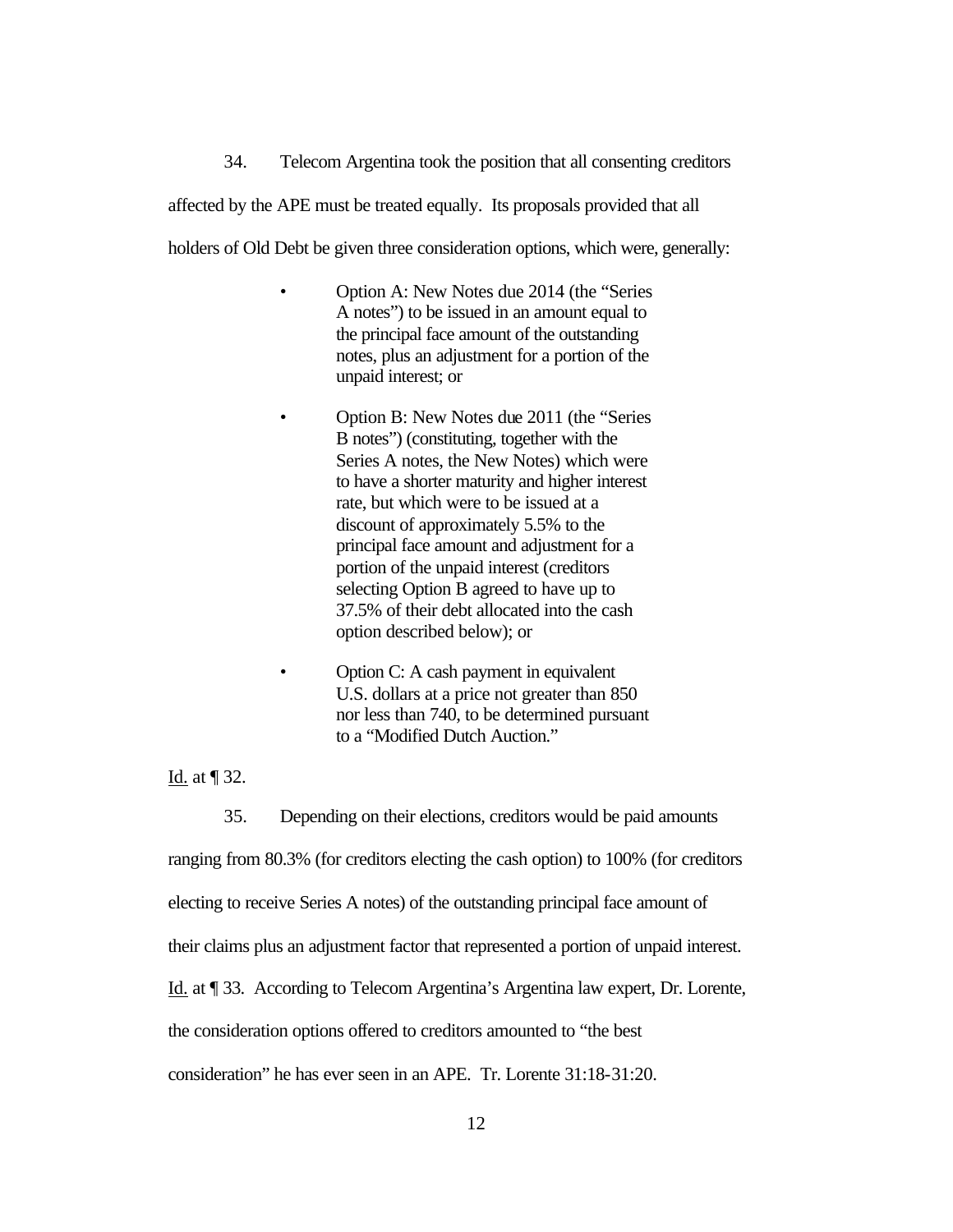34. Telecom Argentina took the position that all consenting creditors affected by the APE must be treated equally. Its proposals provided that all holders of Old Debt be given three consideration options, which were, generally:

- Option A: New Notes due 2014 (the "Series A notes") to be issued in an amount equal to the principal face amount of the outstanding notes, plus an adjustment for a portion of the unpaid interest; or
- Option B: New Notes due 2011 (the "Series B notes") (constituting, together with the Series A notes, the New Notes) which were to have a shorter maturity and higher interest rate, but which were to be issued at a discount of approximately 5.5% to the principal face amount and adjustment for a portion of the unpaid interest (creditors selecting Option B agreed to have up to 37.5% of their debt allocated into the cash option described below); or
- Option C: A cash payment in equivalent U.S. dollars at a price not greater than 850 nor less than 740, to be determined pursuant to a "Modified Dutch Auction."

Id. at ¶ 32.

35. Depending on their elections, creditors would be paid amounts ranging from 80.3% (for creditors electing the cash option) to 100% (for creditors electing to receive Series A notes) of the outstanding principal face amount of their claims plus an adjustment factor that represented a portion of unpaid interest. Id. at ¶ 33. According to Telecom Argentina's Argentina law expert, Dr. Lorente, the consideration options offered to creditors amounted to "the best consideration" he has ever seen in an APE. Tr. Lorente 31:18-31:20.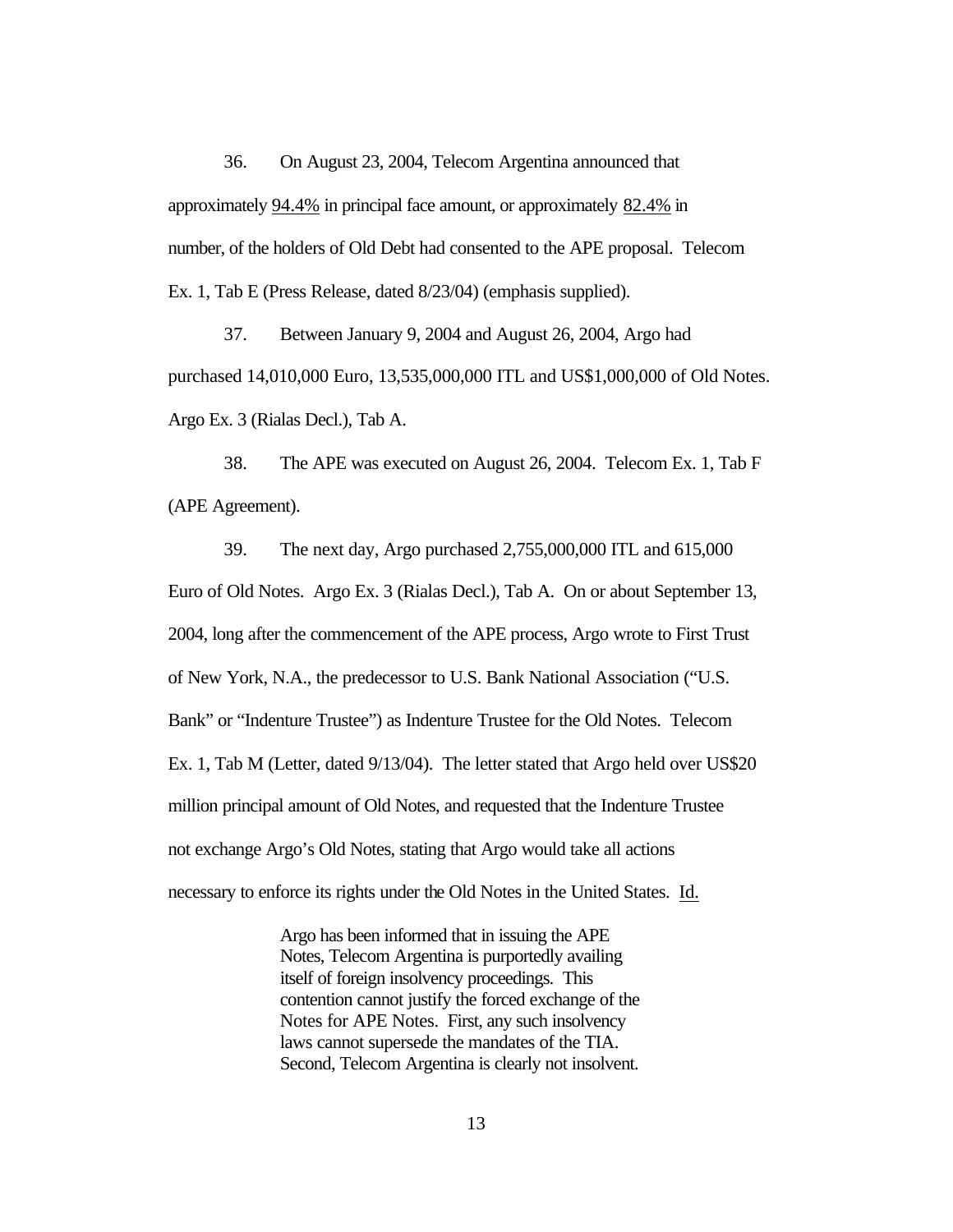36. On August 23, 2004, Telecom Argentina announced that approximately 94.4% in principal face amount, or approximately 82.4% in number, of the holders of Old Debt had consented to the APE proposal. Telecom Ex. 1, Tab E (Press Release, dated 8/23/04) (emphasis supplied).

37. Between January 9, 2004 and August 26, 2004, Argo had purchased 14,010,000 Euro, 13,535,000,000 ITL and US$1,000,000 of Old Notes. Argo Ex. 3 (Rialas Decl.), Tab A.

38. The APE was executed on August 26, 2004. Telecom Ex. 1, Tab F (APE Agreement).

39. The next day, Argo purchased 2,755,000,000 ITL and 615,000 Euro of Old Notes. Argo Ex. 3 (Rialas Decl.), Tab A. On or about September 13, 2004, long after the commencement of the APE process, Argo wrote to First Trust of New York, N.A., the predecessor to U.S. Bank National Association ("U.S. Bank" or "Indenture Trustee") as Indenture Trustee for the Old Notes. Telecom Ex. 1, Tab M (Letter, dated 9/13/04). The letter stated that Argo held over US$20 million principal amount of Old Notes, and requested that the Indenture Trustee not exchange Argo's Old Notes, stating that Argo would take all actions necessary to enforce its rights under the Old Notes in the United States. Id.

> Argo has been informed that in issuing the APE Notes, Telecom Argentina is purportedly availing itself of foreign insolvency proceedings. This contention cannot justify the forced exchange of the Notes for APE Notes. First, any such insolvency laws cannot supersede the mandates of the TIA. Second, Telecom Argentina is clearly not insolvent.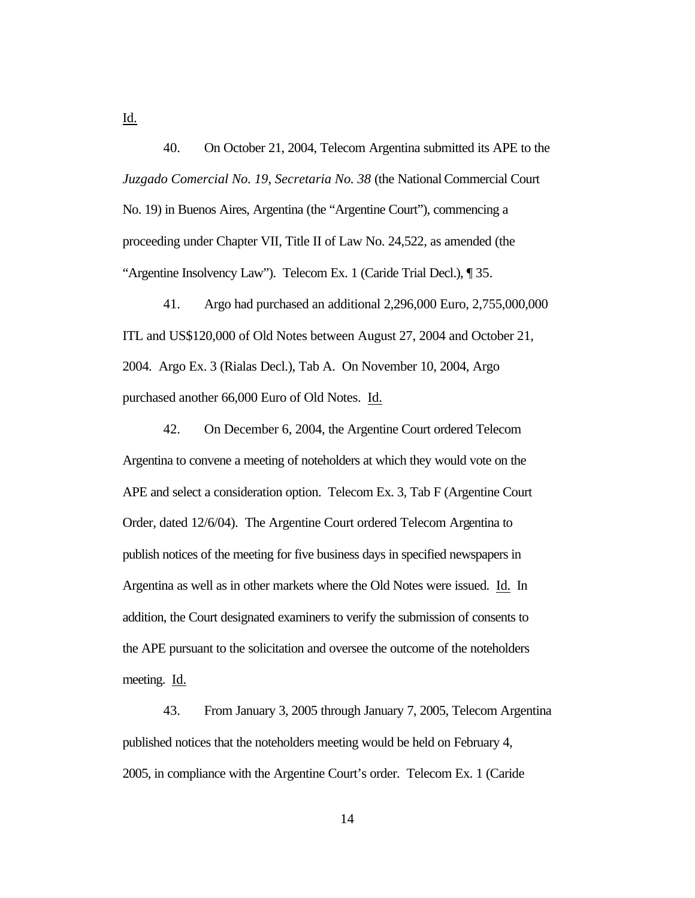Id.

40. On October 21, 2004, Telecom Argentina submitted its APE to the *Juzgado Comercial No. 19, Secretaria No. 38* (the National Commercial Court No. 19) in Buenos Aires, Argentina (the "Argentine Court"), commencing a proceeding under Chapter VII, Title II of Law No. 24,522, as amended (the "Argentine Insolvency Law"). Telecom Ex. 1 (Caride Trial Decl.), ¶ 35.

41. Argo had purchased an additional 2,296,000 Euro, 2,755,000,000 ITL and US$120,000 of Old Notes between August 27, 2004 and October 21, 2004. Argo Ex. 3 (Rialas Decl.), Tab A. On November 10, 2004, Argo purchased another 66,000 Euro of Old Notes. Id.

42. On December 6, 2004, the Argentine Court ordered Telecom Argentina to convene a meeting of noteholders at which they would vote on the APE and select a consideration option. Telecom Ex. 3, Tab F (Argentine Court Order, dated 12/6/04). The Argentine Court ordered Telecom Argentina to publish notices of the meeting for five business days in specified newspapers in Argentina as well as in other markets where the Old Notes were issued. Id. In addition, the Court designated examiners to verify the submission of consents to the APE pursuant to the solicitation and oversee the outcome of the noteholders meeting. Id.

43. From January 3, 2005 through January 7, 2005, Telecom Argentina published notices that the noteholders meeting would be held on February 4, 2005, in compliance with the Argentine Court's order. Telecom Ex. 1 (Caride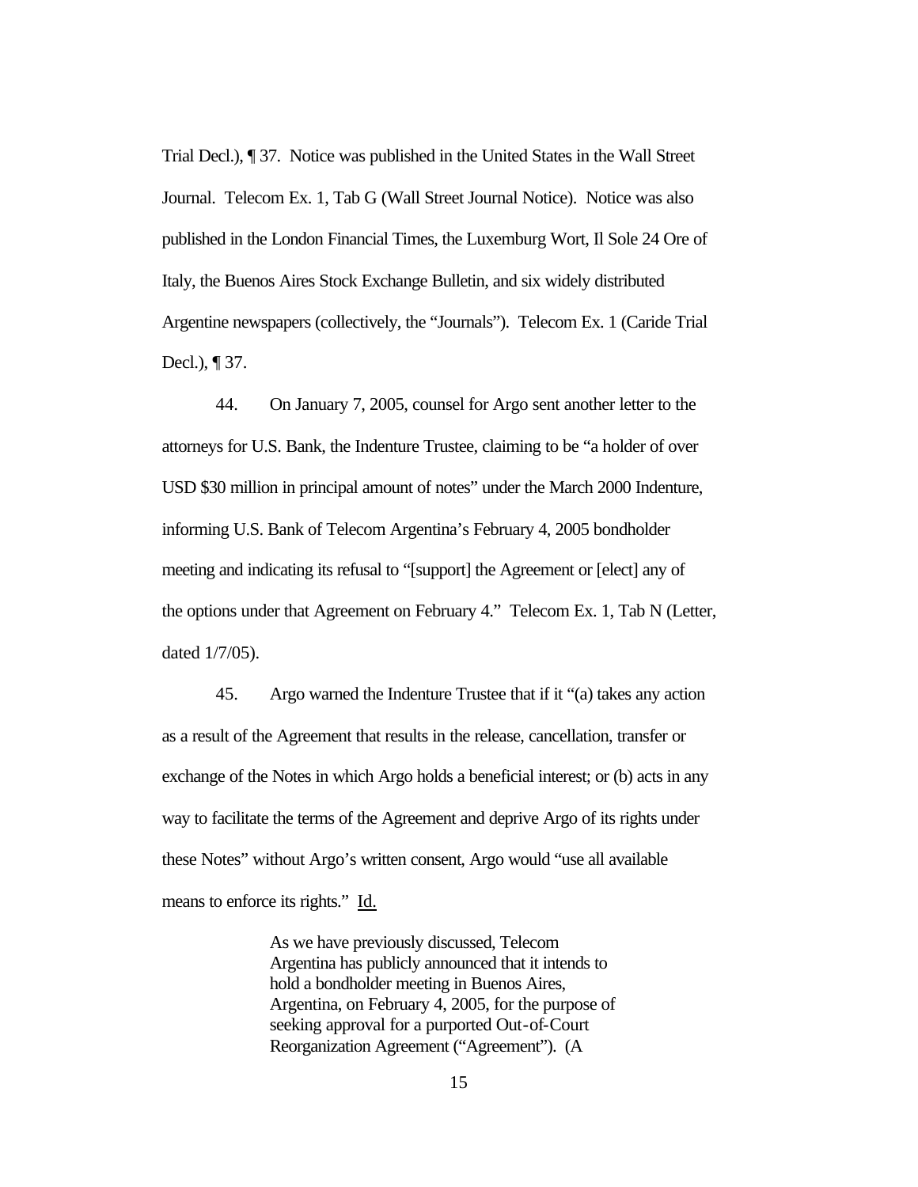Trial Decl.), ¶ 37. Notice was published in the United States in the Wall Street Journal. Telecom Ex. 1, Tab G (Wall Street Journal Notice). Notice was also published in the London Financial Times, the Luxemburg Wort, Il Sole 24 Ore of Italy, the Buenos Aires Stock Exchange Bulletin, and six widely distributed Argentine newspapers (collectively, the "Journals"). Telecom Ex. 1 (Caride Trial Decl.), ¶ 37.

44. On January 7, 2005, counsel for Argo sent another letter to the attorneys for U.S. Bank, the Indenture Trustee, claiming to be "a holder of over USD $30 million in principal amount of notes" under the March 2000 Indenture, informing U.S. Bank of Telecom Argentina's February 4, 2005 bondholder meeting and indicating its refusal to "[support] the Agreement or [elect] any of the options under that Agreement on February 4." Telecom Ex. 1, Tab N (Letter, dated 1/7/05).

45. Argo warned the Indenture Trustee that if it "(a) takes any action as a result of the Agreement that results in the release, cancellation, transfer or exchange of the Notes in which Argo holds a beneficial interest; or (b) acts in any way to facilitate the terms of the Agreement and deprive Argo of its rights under these Notes" without Argo's written consent, Argo would "use all available means to enforce its rights." Id.

> As we have previously discussed, Telecom Argentina has publicly announced that it intends to hold a bondholder meeting in Buenos Aires, Argentina, on February 4, 2005, for the purpose of seeking approval for a purported Out-of-Court Reorganization Agreement ("Agreement"). (A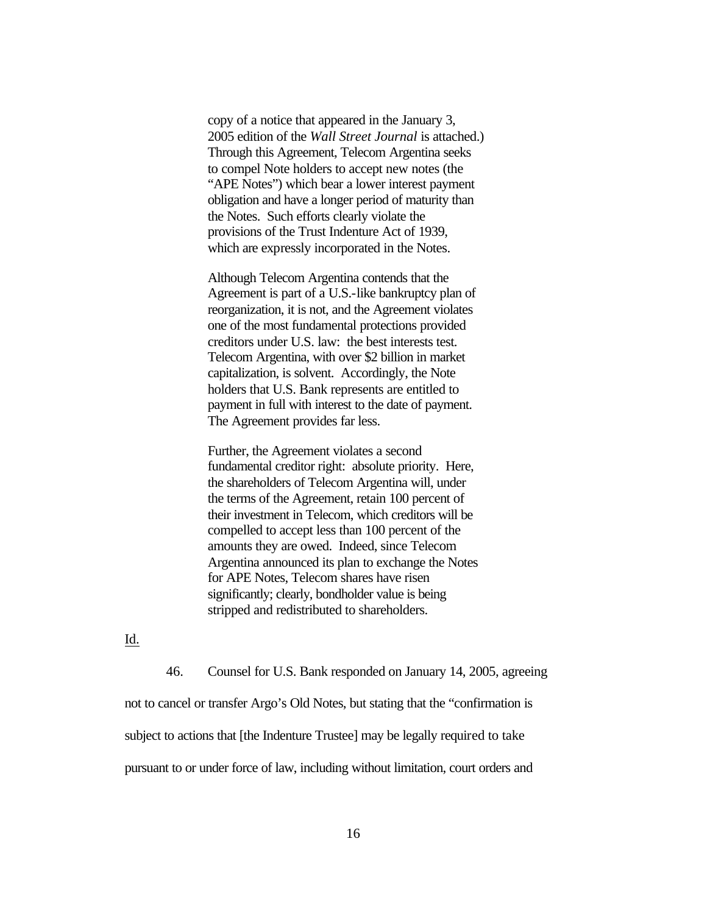> copy of a notice that appeared in the January 3, 2005 edition of the *Wall Street Journal* is attached.) Through this Agreement, Telecom Argentina seeks to compel Note holders to accept new notes (the "APE Notes") which bear a lower interest payment obligation and have a longer period of maturity than the Notes. Such efforts clearly violate the provisions of the Trust Indenture Act of 1939, which are expressly incorporated in the Notes.
>
> Although Telecom Argentina contends that the Agreement is part of a U.S.-like bankruptcy plan of reorganization, it is not, and the Agreement violates one of the most fundamental protections provided creditors under U.S. law: the best interests test. Telecom Argentina, with over $2 billion in market capitalization, is solvent. Accordingly, the Note holders that U.S. Bank represents are entitled to payment in full with interest to the date of payment. The Agreement provides far less.
>
> Further, the Agreement violates a second fundamental creditor right: absolute priority. Here, the shareholders of Telecom Argentina will, under the terms of the Agreement, retain 100 percent of their investment in Telecom, which creditors will be compelled to accept less than 100 percent of the amounts they are owed. Indeed, since Telecom Argentina announced its plan to exchange the Notes for APE Notes, Telecom shares have risen significantly; clearly, bondholder value is being stripped and redistributed to shareholders.

Id.

46. Counsel for U.S. Bank responded on January 14, 2005, agreeing not to cancel or transfer Argo's Old Notes, but stating that the "confirmation is subject to actions that [the Indenture Trustee] may be legally required to take pursuant to or under force of law, including without limitation, court orders and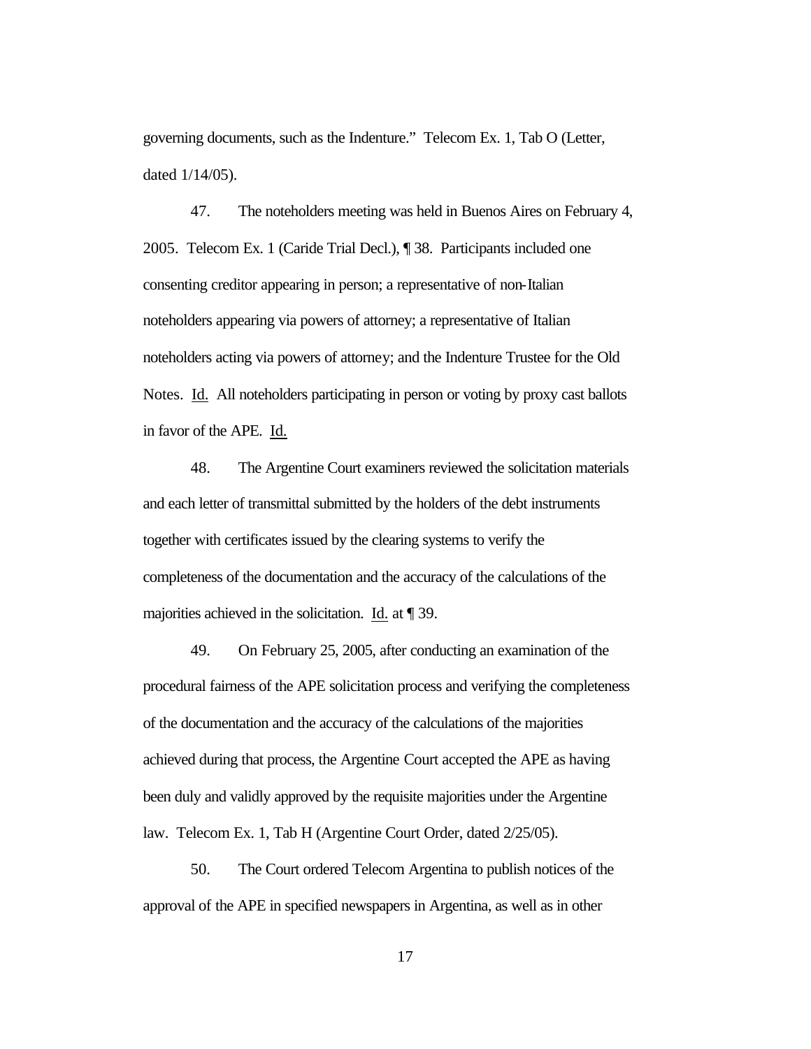governing documents, such as the Indenture." Telecom Ex. 1, Tab O (Letter, dated 1/14/05).

47. The noteholders meeting was held in Buenos Aires on February 4, 2005. Telecom Ex. 1 (Caride Trial Decl.), ¶ 38. Participants included one consenting creditor appearing in person; a representative of non-Italian noteholders appearing via powers of attorney; a representative of Italian noteholders acting via powers of attorney; and the Indenture Trustee for the Old Notes. Id. All noteholders participating in person or voting by proxy cast ballots in favor of the APE. Id.

48. The Argentine Court examiners reviewed the solicitation materials and each letter of transmittal submitted by the holders of the debt instruments together with certificates issued by the clearing systems to verify the completeness of the documentation and the accuracy of the calculations of the majorities achieved in the solicitation. Id. at ¶ 39.

49. On February 25, 2005, after conducting an examination of the procedural fairness of the APE solicitation process and verifying the completeness of the documentation and the accuracy of the calculations of the majorities achieved during that process, the Argentine Court accepted the APE as having been duly and validly approved by the requisite majorities under the Argentine law. Telecom Ex. 1, Tab H (Argentine Court Order, dated 2/25/05).

50. The Court ordered Telecom Argentina to publish notices of the approval of the APE in specified newspapers in Argentina, as well as in other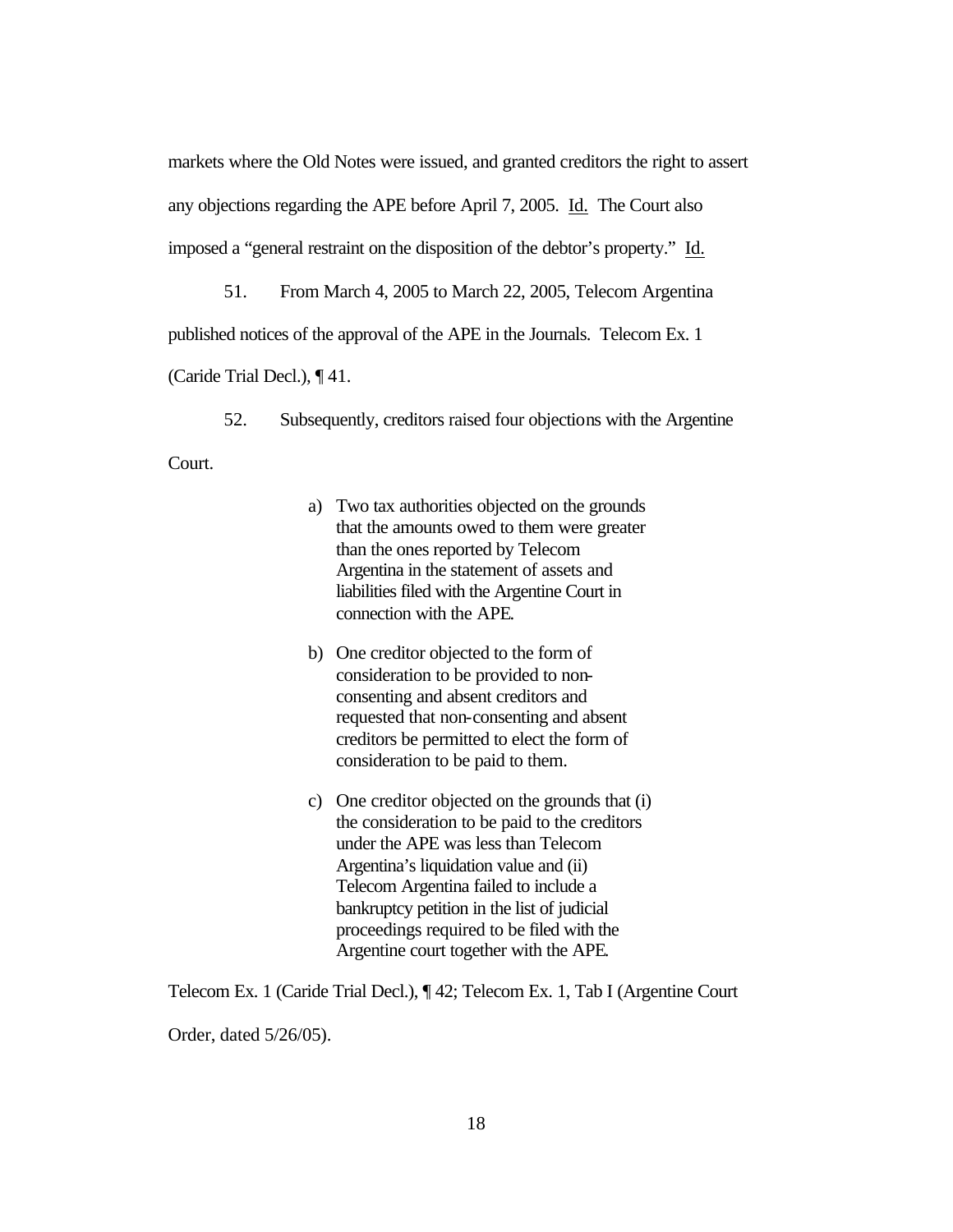markets where the Old Notes were issued, and granted creditors the right to assert any objections regarding the APE before April 7, 2005. Id. The Court also imposed a "general restraint on the disposition of the debtor's property." Id.

51. From March 4, 2005 to March 22, 2005, Telecom Argentina published notices of the approval of the APE in the Journals. Telecom Ex. 1 (Caride Trial Decl.), ¶ 41.

52. Subsequently, creditors raised four objections with the Argentine Court.

> a) Two tax authorities objected on the grounds that the amounts owed to them were greater than the ones reported by Telecom Argentina in the statement of assets and liabilities filed with the Argentine Court in connection with the APE.
>
> b) One creditor objected to the form of consideration to be provided to non-consenting and absent creditors and requested that non-consenting and absent creditors be permitted to elect the form of consideration to be paid to them.
>
> c) One creditor objected on the grounds that (i) the consideration to be paid to the creditors under the APE was less than Telecom Argentina's liquidation value and (ii) Telecom Argentina failed to include a bankruptcy petition in the list of judicial proceedings required to be filed with the Argentine court together with the APE.

Telecom Ex. 1 (Caride Trial Decl.), ¶ 42; Telecom Ex. 1, Tab I (Argentine Court Order, dated 5/26/05).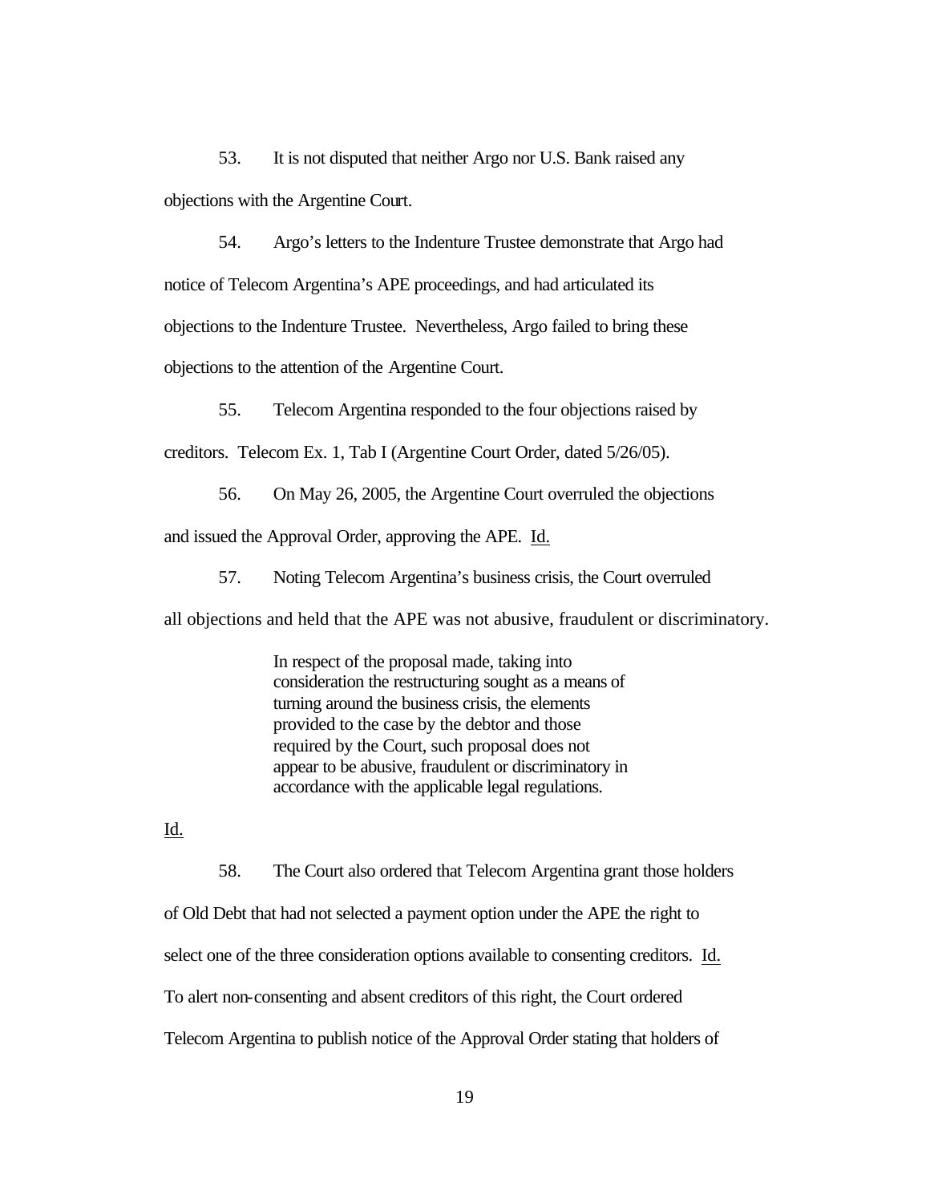53. It is not disputed that neither Argo nor U.S. Bank raised any objections with the Argentine Court.

54. Argo's letters to the Indenture Trustee demonstrate that Argo had notice of Telecom Argentina's APE proceedings, and had articulated its objections to the Indenture Trustee. Nevertheless, Argo failed to bring these objections to the attention of the Argentine Court.

55. Telecom Argentina responded to the four objections raised by creditors. Telecom Ex. 1, Tab I (Argentine Court Order, dated 5/26/05).

56. On May 26, 2005, the Argentine Court overruled the objections and issued the Approval Order, approving the APE. Id.

57. Noting Telecom Argentina's business crisis, the Court overruled all objections and held that the APE was not abusive, fraudulent or discriminatory.

> In respect of the proposal made, taking into consideration the restructuring sought as a means of turning around the business crisis, the elements provided to the case by the debtor and those required by the Court, such proposal does not appear to be abusive, fraudulent or discriminatory in accordance with the applicable legal regulations.

Id.

58. The Court also ordered that Telecom Argentina grant those holders of Old Debt that had not selected a payment option under the APE the right to select one of the three consideration options available to consenting creditors. Id. To alert non-consenting and absent creditors of this right, the Court ordered Telecom Argentina to publish notice of the Approval Order stating that holders of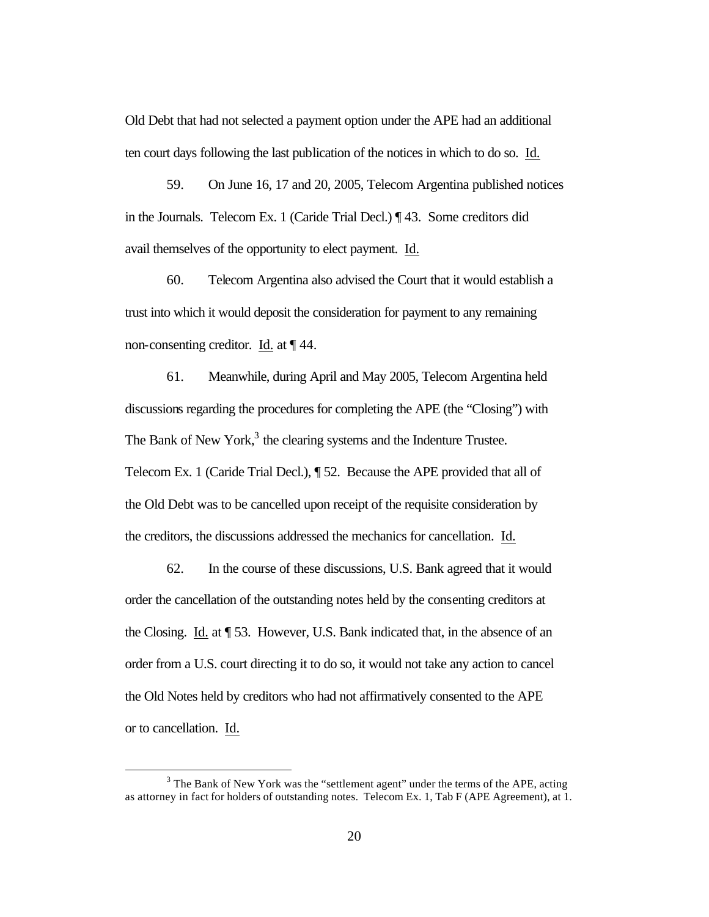Old Debt that had not selected a payment option under the APE had an additional ten court days following the last publication of the notices in which to do so. Id.

59. On June 16, 17 and 20, 2005, Telecom Argentina published notices in the Journals. Telecom Ex. 1 (Caride Trial Decl.) ¶ 43. Some creditors did avail themselves of the opportunity to elect payment. Id.

60. Telecom Argentina also advised the Court that it would establish a trust into which it would deposit the consideration for payment to any remaining non-consenting creditor. Id. at ¶ 44.

61. Meanwhile, during April and May 2005, Telecom Argentina held discussions regarding the procedures for completing the APE (the "Closing") with The Bank of New York,[3] the clearing systems and the Indenture Trustee. Telecom Ex. 1 (Caride Trial Decl.), ¶ 52. Because the APE provided that all of the Old Debt was to be cancelled upon receipt of the requisite consideration by the creditors, the discussions addressed the mechanics for cancellation. Id.

62. In the course of these discussions, U.S. Bank agreed that it would order the cancellation of the outstanding notes held by the consenting creditors at the Closing. Id. at ¶ 53. However, U.S. Bank indicated that, in the absence of an order from a U.S. court directing it to do so, it would not take any action to cancel the Old Notes held by creditors who had not affirmatively consented to the APE or to cancellation. Id.

[3] The Bank of New York was the "settlement agent" under the terms of the APE, acting as attorney in fact for holders of outstanding notes. Telecom Ex. 1, Tab F (APE Agreement), at 1.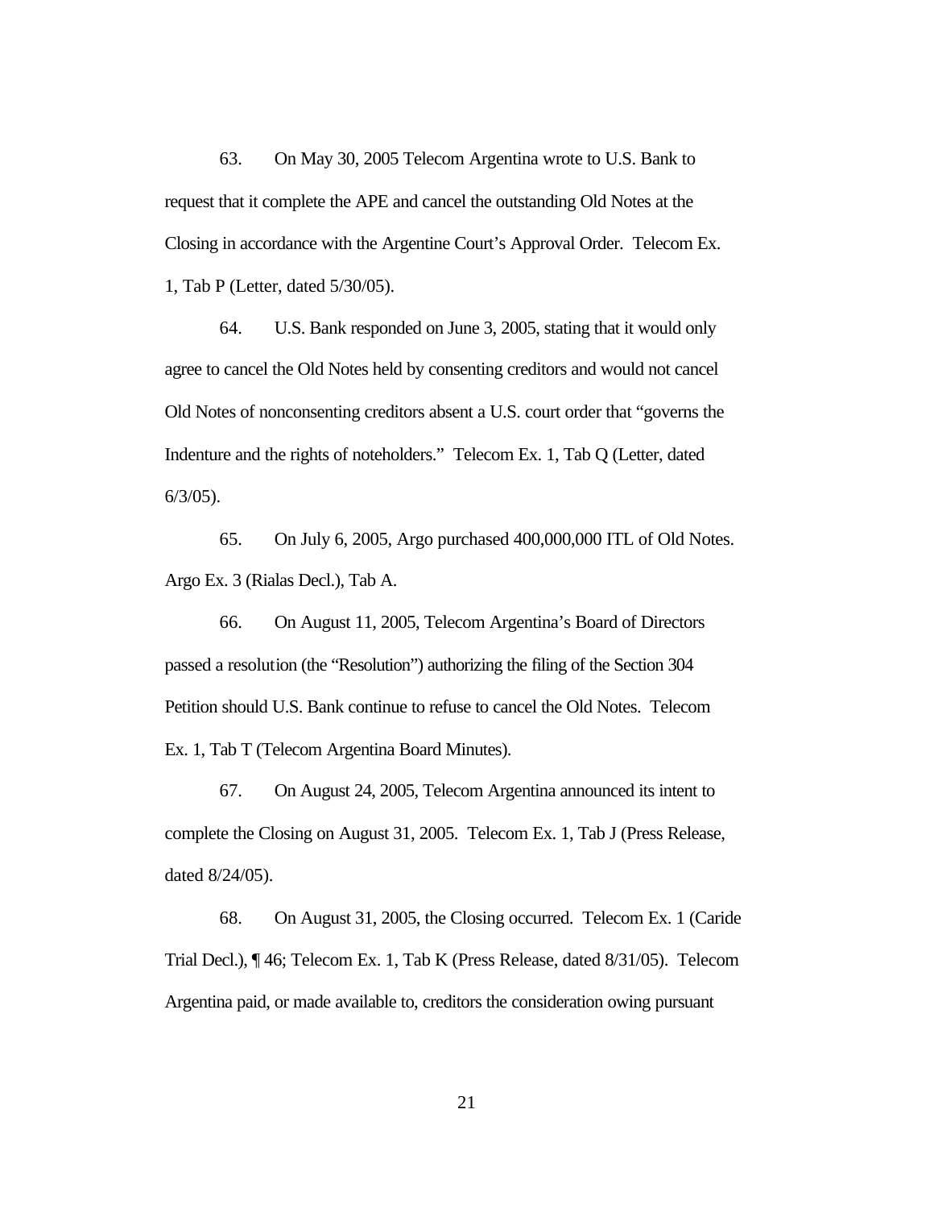63. On May 30, 2005 Telecom Argentina wrote to U.S. Bank to request that it complete the APE and cancel the outstanding Old Notes at the Closing in accordance with the Argentine Court's Approval Order. Telecom Ex. 1, Tab P (Letter, dated 5/30/05).

64. U.S. Bank responded on June 3, 2005, stating that it would only agree to cancel the Old Notes held by consenting creditors and would not cancel Old Notes of nonconsenting creditors absent a U.S. court order that "governs the Indenture and the rights of noteholders." Telecom Ex. 1, Tab Q (Letter, dated 6/3/05).

65. On July 6, 2005, Argo purchased 400,000,000 ITL of Old Notes. Argo Ex. 3 (Rialas Decl.), Tab A.

66. On August 11, 2005, Telecom Argentina's Board of Directors passed a resolution (the "Resolution") authorizing the filing of the Section 304 Petition should U.S. Bank continue to refuse to cancel the Old Notes. Telecom Ex. 1, Tab T (Telecom Argentina Board Minutes).

67. On August 24, 2005, Telecom Argentina announced its intent to complete the Closing on August 31, 2005. Telecom Ex. 1, Tab J (Press Release, dated 8/24/05).

68. On August 31, 2005, the Closing occurred. Telecom Ex. 1 (Caride Trial Decl.), ¶ 46; Telecom Ex. 1, Tab K (Press Release, dated 8/31/05). Telecom Argentina paid, or made available to, creditors the consideration owing pursuant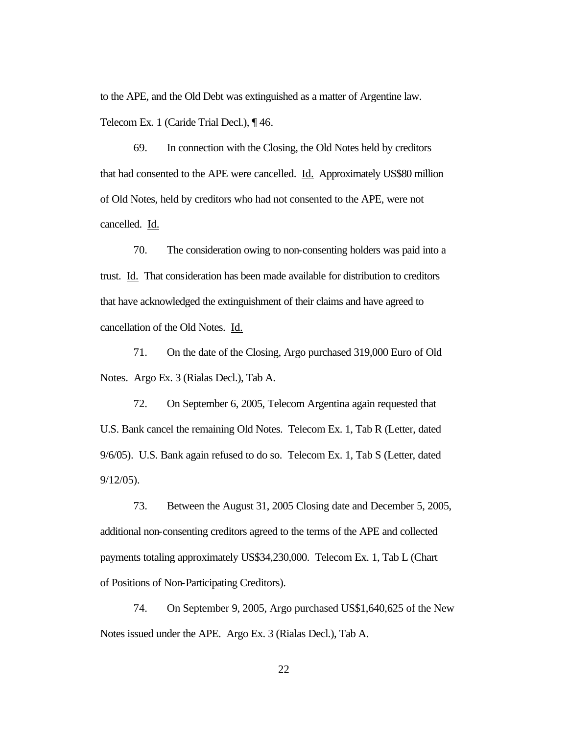to the APE, and the Old Debt was extinguished as a matter of Argentine law. Telecom Ex. 1 (Caride Trial Decl.), ¶ 46.

69. In connection with the Closing, the Old Notes held by creditors that had consented to the APE were cancelled. Id. Approximately US$80 million of Old Notes, held by creditors who had not consented to the APE, were not cancelled. Id.

70. The consideration owing to non-consenting holders was paid into a trust. Id. That consideration has been made available for distribution to creditors that have acknowledged the extinguishment of their claims and have agreed to cancellation of the Old Notes. Id.

71. On the date of the Closing, Argo purchased 319,000 Euro of Old Notes. Argo Ex. 3 (Rialas Decl.), Tab A.

72. On September 6, 2005, Telecom Argentina again requested that U.S. Bank cancel the remaining Old Notes. Telecom Ex. 1, Tab R (Letter, dated 9/6/05). U.S. Bank again refused to do so. Telecom Ex. 1, Tab S (Letter, dated 9/12/05).

73. Between the August 31, 2005 Closing date and December 5, 2005, additional non-consenting creditors agreed to the terms of the APE and collected payments totaling approximately US$34,230,000. Telecom Ex. 1, Tab L (Chart of Positions of Non-Participating Creditors).

74. On September 9, 2005, Argo purchased US$1,640,625 of the New Notes issued under the APE. Argo Ex. 3 (Rialas Decl.), Tab A.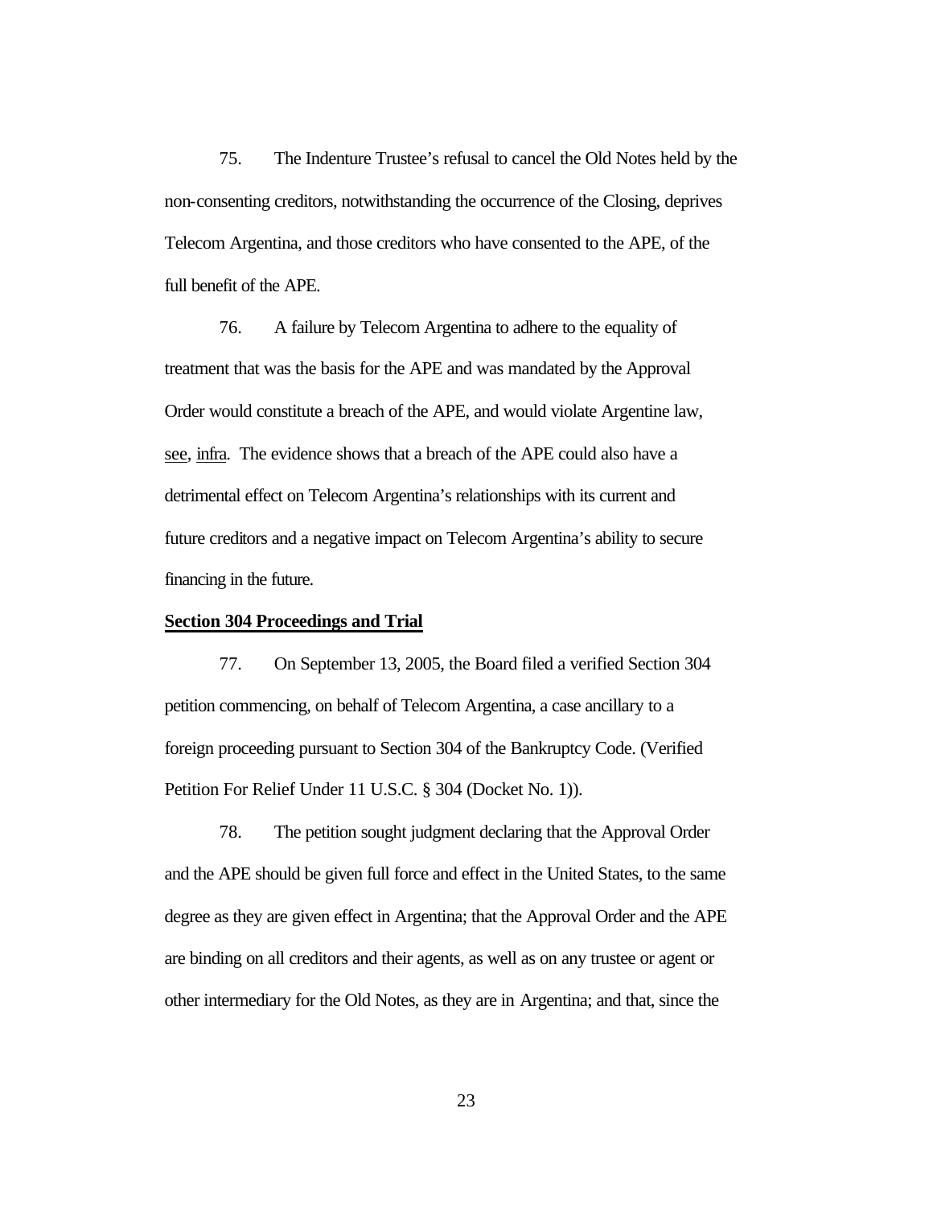75. The Indenture Trustee's refusal to cancel the Old Notes held by the non-consenting creditors, notwithstanding the occurrence of the Closing, deprives Telecom Argentina, and those creditors who have consented to the APE, of the full benefit of the APE.

76. A failure by Telecom Argentina to adhere to the equality of treatment that was the basis for the APE and was mandated by the Approval Order would constitute a breach of the APE, and would violate Argentine law, see, infra. The evidence shows that a breach of the APE could also have a detrimental effect on Telecom Argentina's relationships with its current and future creditors and a negative impact on Telecom Argentina's ability to secure financing in the future.

**Section 304 Proceedings and Trial**

77. On September 13, 2005, the Board filed a verified Section 304 petition commencing, on behalf of Telecom Argentina, a case ancillary to a foreign proceeding pursuant to Section 304 of the Bankruptcy Code. (Verified Petition For Relief Under 11 U.S.C. § 304 (Docket No. 1)).

78. The petition sought judgment declaring that the Approval Order and the APE should be given full force and effect in the United States, to the same degree as they are given effect in Argentina; that the Approval Order and the APE are binding on all creditors and their agents, as well as on any trustee or agent or other intermediary for the Old Notes, as they are in Argentina; and that, since the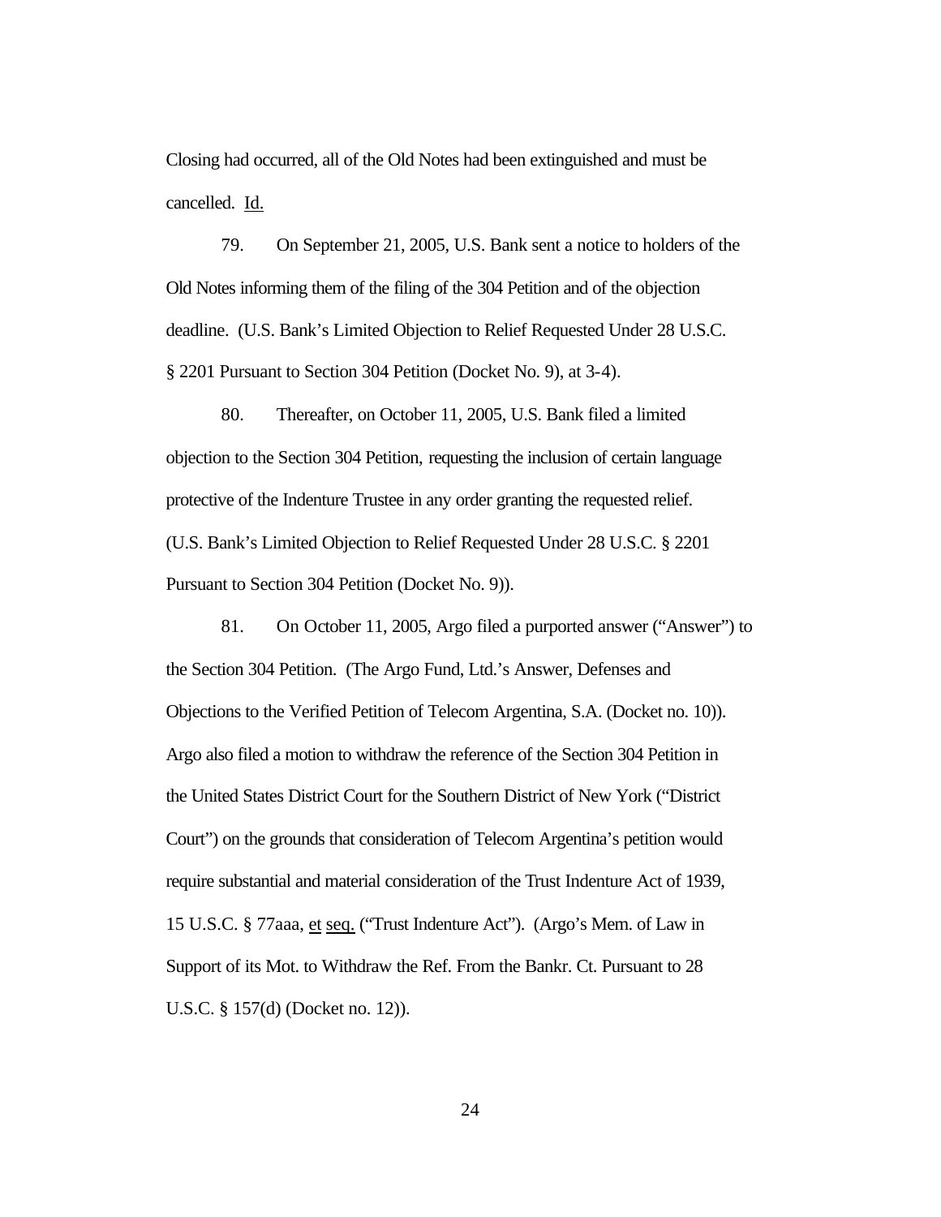Closing had occurred, all of the Old Notes had been extinguished and must be cancelled. Id.

79. On September 21, 2005, U.S. Bank sent a notice to holders of the Old Notes informing them of the filing of the 304 Petition and of the objection deadline. (U.S. Bank's Limited Objection to Relief Requested Under 28 U.S.C. § 2201 Pursuant to Section 304 Petition (Docket No. 9), at 3-4).

80. Thereafter, on October 11, 2005, U.S. Bank filed a limited objection to the Section 304 Petition, requesting the inclusion of certain language protective of the Indenture Trustee in any order granting the requested relief. (U.S. Bank's Limited Objection to Relief Requested Under 28 U.S.C. § 2201 Pursuant to Section 304 Petition (Docket No. 9)).

81. On October 11, 2005, Argo filed a purported answer ("Answer") to the Section 304 Petition. (The Argo Fund, Ltd.'s Answer, Defenses and Objections to the Verified Petition of Telecom Argentina, S.A. (Docket no. 10)). Argo also filed a motion to withdraw the reference of the Section 304 Petition in the United States District Court for the Southern District of New York ("District Court") on the grounds that consideration of Telecom Argentina's petition would require substantial and material consideration of the Trust Indenture Act of 1939, 15 U.S.C. § 77aaa, et seq. ("Trust Indenture Act"). (Argo's Mem. of Law in Support of its Mot. to Withdraw the Ref. From the Bankr. Ct. Pursuant to 28 U.S.C. § 157(d) (Docket no. 12)).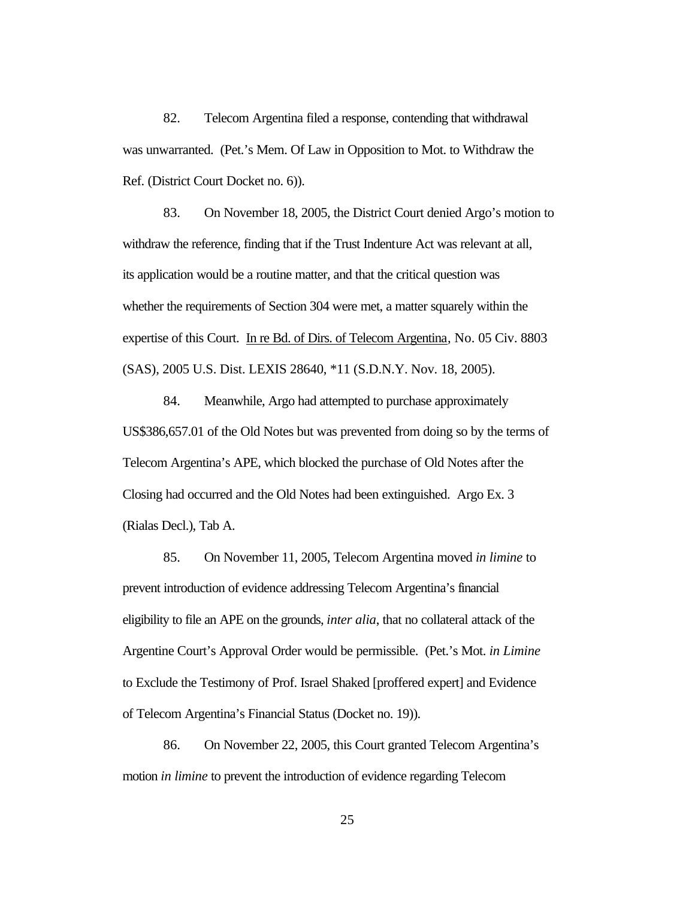82. Telecom Argentina filed a response, contending that withdrawal was unwarranted. (Pet.'s Mem. Of Law in Opposition to Mot. to Withdraw the Ref. (District Court Docket no. 6)).

83. On November 18, 2005, the District Court denied Argo's motion to withdraw the reference, finding that if the Trust Indenture Act was relevant at all, its application would be a routine matter, and that the critical question was whether the requirements of Section 304 were met, a matter squarely within the expertise of this Court. In re Bd. of Dirs. of Telecom Argentina, No. 05 Civ. 8803 (SAS), 2005 U.S. Dist. LEXIS 28640, *11 (S.D.N.Y. Nov. 18, 2005).

84. Meanwhile, Argo had attempted to purchase approximately US$386,657.01 of the Old Notes but was prevented from doing so by the terms of Telecom Argentina's APE, which blocked the purchase of Old Notes after the Closing had occurred and the Old Notes had been extinguished. Argo Ex. 3 (Rialas Decl.), Tab A.

85. On November 11, 2005, Telecom Argentina moved *in limine* to prevent introduction of evidence addressing Telecom Argentina's financial eligibility to file an APE on the grounds, *inter alia*, that no collateral attack of the Argentine Court's Approval Order would be permissible. (Pet.'s Mot. *in Limine* to Exclude the Testimony of Prof. Israel Shaked [proffered expert] and Evidence of Telecom Argentina's Financial Status (Docket no. 19)).

86. On November 22, 2005, this Court granted Telecom Argentina's motion *in limine* to prevent the introduction of evidence regarding Telecom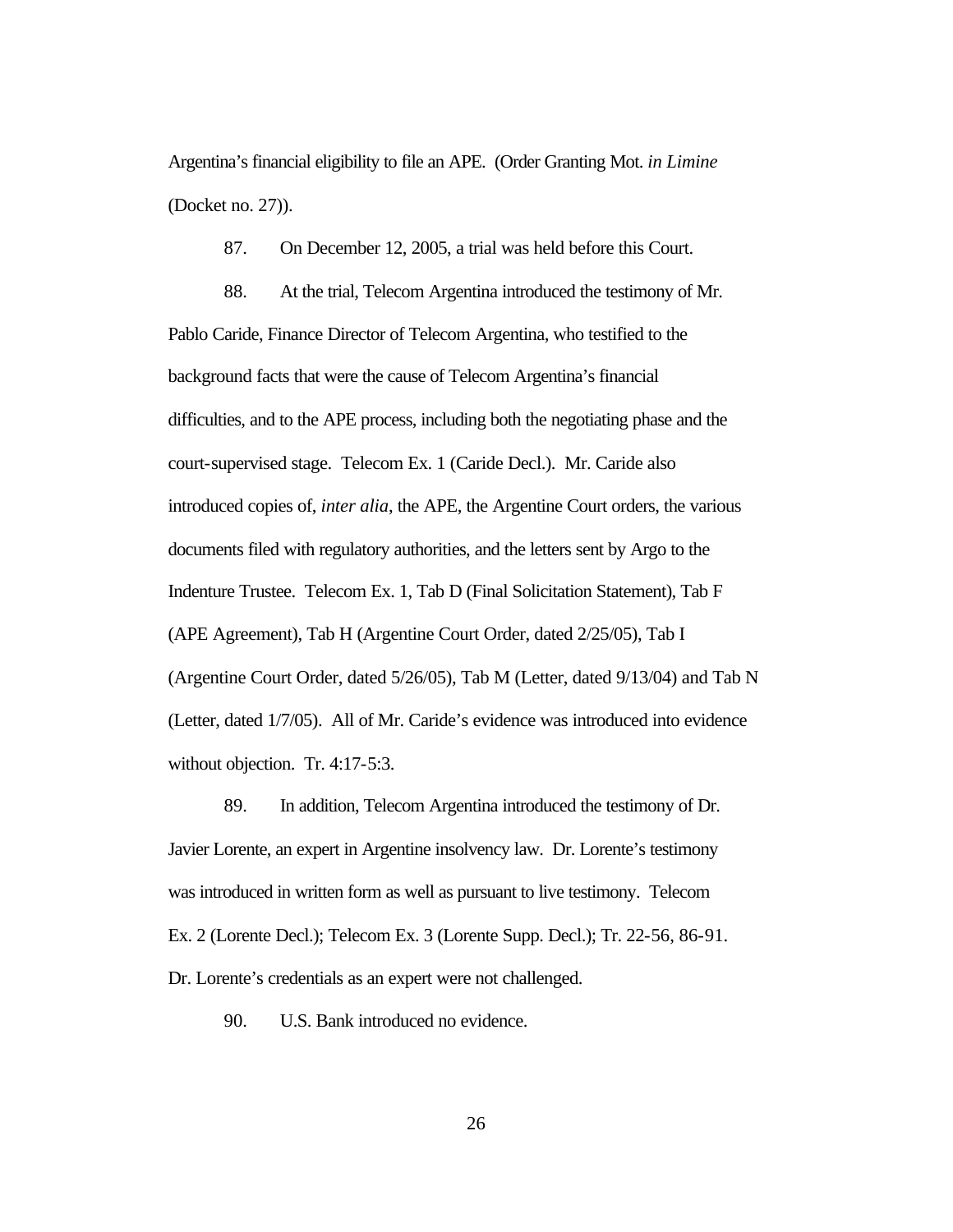Argentina's financial eligibility to file an APE. (Order Granting Mot. *in Limine* (Docket no. 27)).

87. On December 12, 2005, a trial was held before this Court.

88. At the trial, Telecom Argentina introduced the testimony of Mr. Pablo Caride, Finance Director of Telecom Argentina, who testified to the background facts that were the cause of Telecom Argentina's financial difficulties, and to the APE process, including both the negotiating phase and the court-supervised stage. Telecom Ex. 1 (Caride Decl.). Mr. Caride also introduced copies of, *inter alia*, the APE, the Argentine Court orders, the various documents filed with regulatory authorities, and the letters sent by Argo to the Indenture Trustee. Telecom Ex. 1, Tab D (Final Solicitation Statement), Tab F (APE Agreement), Tab H (Argentine Court Order, dated 2/25/05), Tab I (Argentine Court Order, dated 5/26/05), Tab M (Letter, dated 9/13/04) and Tab N (Letter, dated 1/7/05). All of Mr. Caride's evidence was introduced into evidence without objection. Tr. 4:17-5:3.

89. In addition, Telecom Argentina introduced the testimony of Dr. Javier Lorente, an expert in Argentine insolvency law. Dr. Lorente's testimony was introduced in written form as well as pursuant to live testimony. Telecom Ex. 2 (Lorente Decl.); Telecom Ex. 3 (Lorente Supp. Decl.); Tr. 22-56, 86-91. Dr. Lorente's credentials as an expert were not challenged.

90. U.S. Bank introduced no evidence.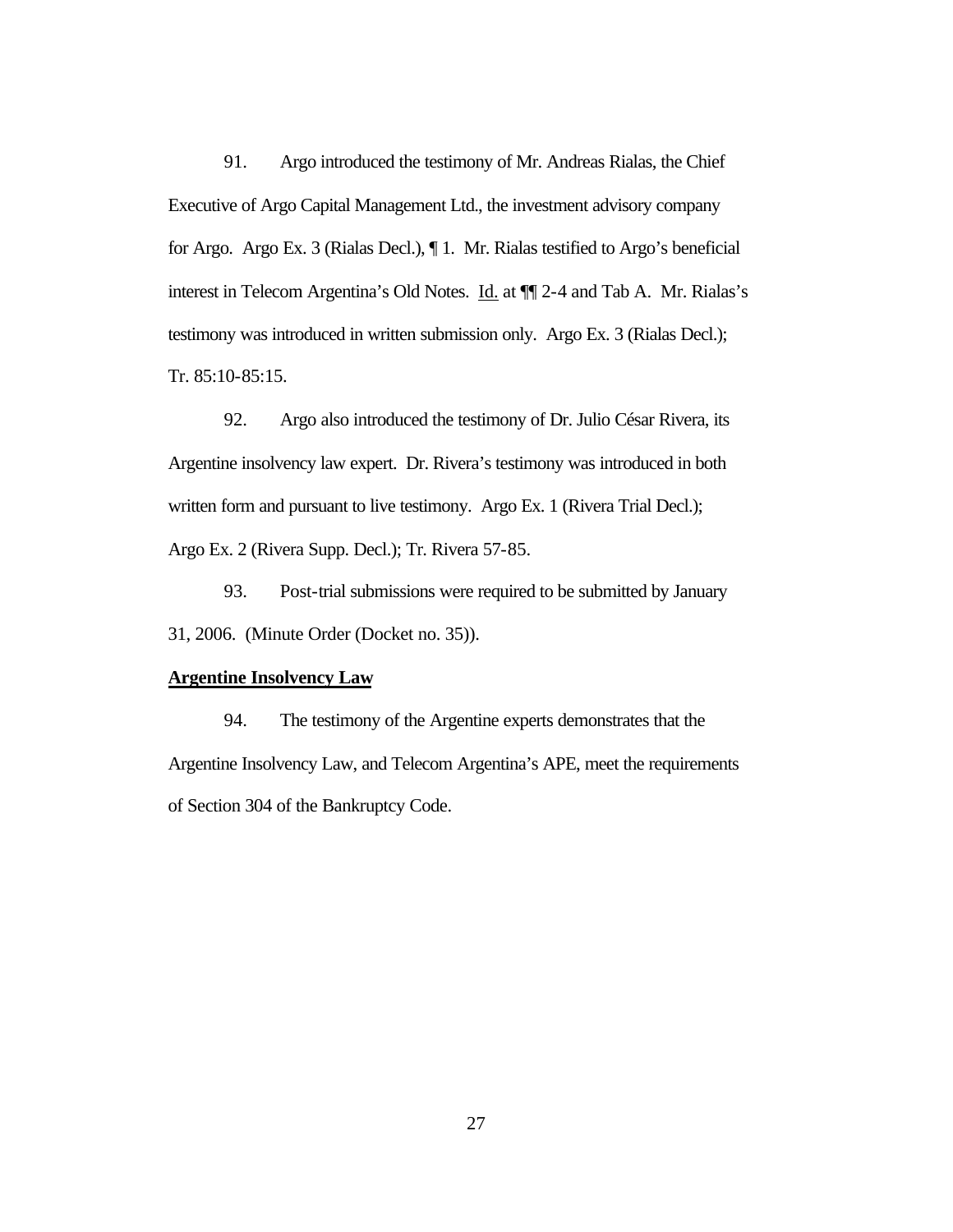91. Argo introduced the testimony of Mr. Andreas Rialas, the Chief Executive of Argo Capital Management Ltd., the investment advisory company for Argo. Argo Ex. 3 (Rialas Decl.), ¶ 1. Mr. Rialas testified to Argo's beneficial interest in Telecom Argentina's Old Notes. Id. at ¶¶ 2-4 and Tab A. Mr. Rialas's testimony was introduced in written submission only. Argo Ex. 3 (Rialas Decl.); Tr. 85:10-85:15.

92. Argo also introduced the testimony of Dr. Julio César Rivera, its Argentine insolvency law expert. Dr. Rivera's testimony was introduced in both written form and pursuant to live testimony. Argo Ex. 1 (Rivera Trial Decl.); Argo Ex. 2 (Rivera Supp. Decl.); Tr. Rivera 57-85.

93. Post-trial submissions were required to be submitted by January 31, 2006. (Minute Order (Docket no. 35)).

**Argentine Insolvency Law**

94. The testimony of the Argentine experts demonstrates that the Argentine Insolvency Law, and Telecom Argentina's APE, meet the requirements of Section 304 of the Bankruptcy Code.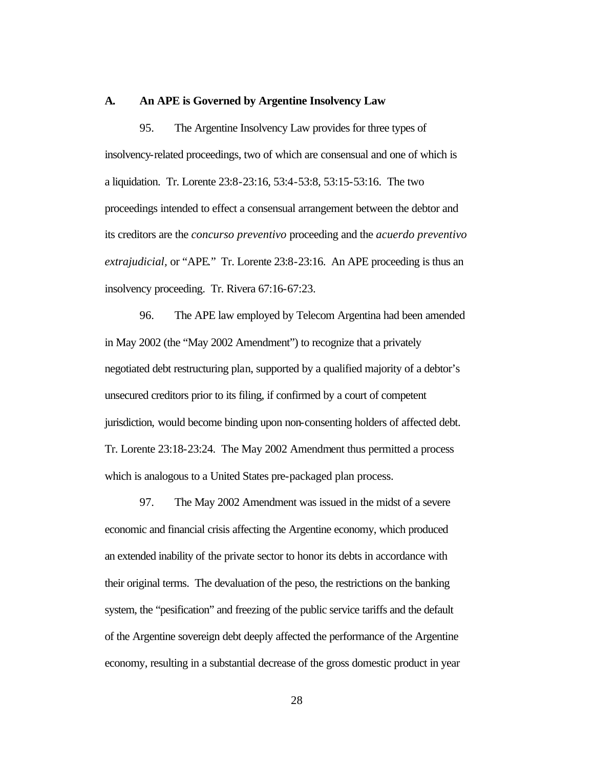## A. An APE is Governed by Argentine Insolvency Law

95. The Argentine Insolvency Law provides for three types of insolvency-related proceedings, two of which are consensual and one of which is a liquidation. Tr. Lorente 23:8-23:16, 53:4-53:8, 53:15-53:16. The two proceedings intended to effect a consensual arrangement between the debtor and its creditors are the *concurso preventivo* proceeding and the *acuerdo preventivo extrajudicial*, or "APE." Tr. Lorente 23:8-23:16. An APE proceeding is thus an insolvency proceeding. Tr. Rivera 67:16-67:23.

96. The APE law employed by Telecom Argentina had been amended in May 2002 (the "May 2002 Amendment") to recognize that a privately negotiated debt restructuring plan, supported by a qualified majority of a debtor's unsecured creditors prior to its filing, if confirmed by a court of competent jurisdiction, would become binding upon non-consenting holders of affected debt. Tr. Lorente 23:18-23:24. The May 2002 Amendment thus permitted a process which is analogous to a United States pre-packaged plan process.

97. The May 2002 Amendment was issued in the midst of a severe economic and financial crisis affecting the Argentine economy, which produced an extended inability of the private sector to honor its debts in accordance with their original terms. The devaluation of the peso, the restrictions on the banking system, the "pesification" and freezing of the public service tariffs and the default of the Argentine sovereign debt deeply affected the performance of the Argentine economy, resulting in a substantial decrease of the gross domestic product in year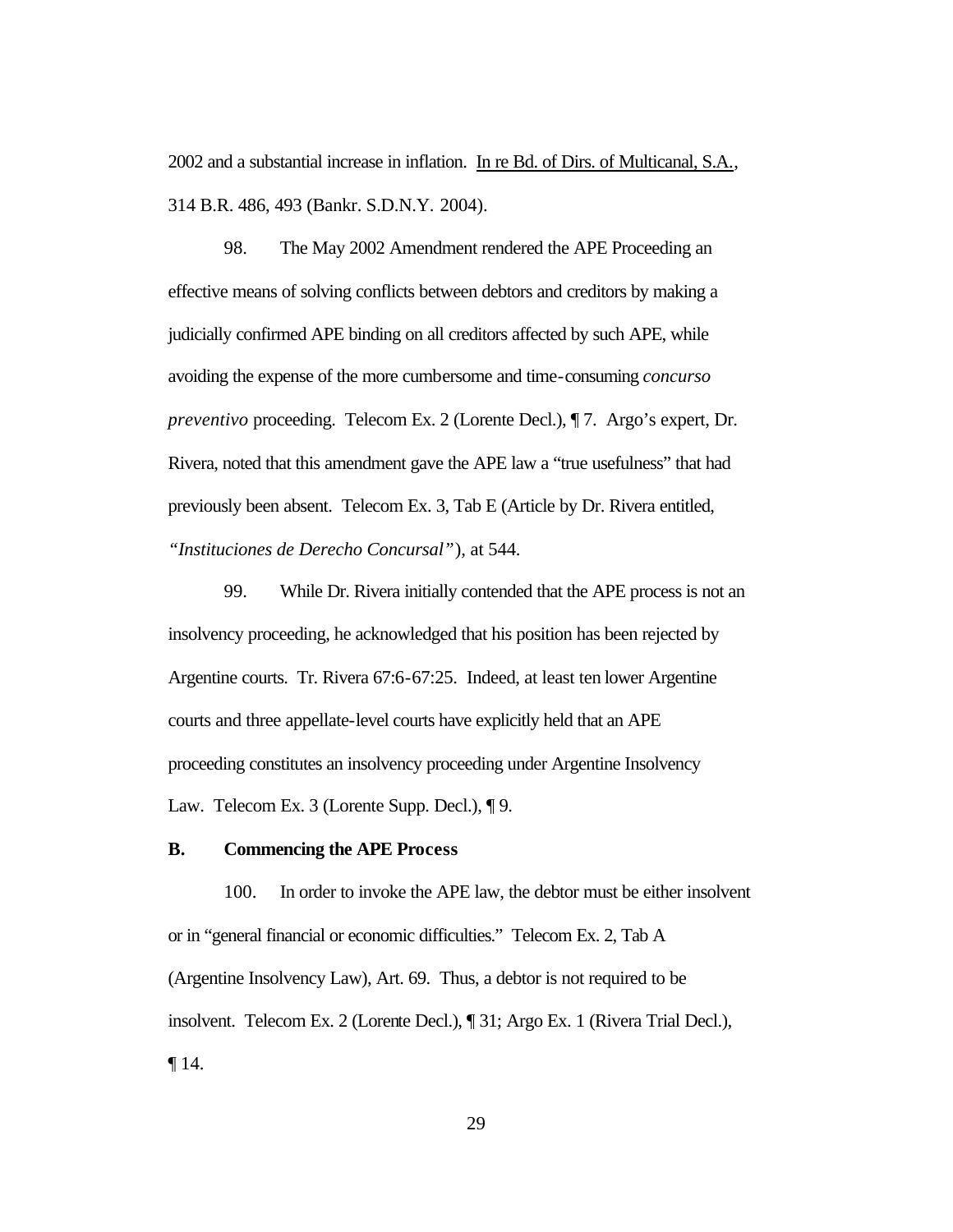2002 and a substantial increase in inflation. In re Bd. of Dirs. of Multicanal, S.A., 314 B.R. 486, 493 (Bankr. S.D.N.Y. 2004).

98. The May 2002 Amendment rendered the APE Proceeding an effective means of solving conflicts between debtors and creditors by making a judicially confirmed APE binding on all creditors affected by such APE, while avoiding the expense of the more cumbersome and time-consuming *concurso preventivo* proceeding. Telecom Ex. 2 (Lorente Decl.), ¶ 7. Argo's expert, Dr. Rivera, noted that this amendment gave the APE law a "true usefulness" that had previously been absent. Telecom Ex. 3, Tab E (Article by Dr. Rivera entitled, *"Instituciones de Derecho Concursal"*), at 544.

99. While Dr. Rivera initially contended that the APE process is not an insolvency proceeding, he acknowledged that his position has been rejected by Argentine courts. Tr. Rivera 67:6-67:25. Indeed, at least ten lower Argentine courts and three appellate-level courts have explicitly held that an APE proceeding constitutes an insolvency proceeding under Argentine Insolvency Law. Telecom Ex. 3 (Lorente Supp. Decl.), ¶ 9.

**B. Commencing the APE Process**

100. In order to invoke the APE law, the debtor must be either insolvent or in "general financial or economic difficulties." Telecom Ex. 2, Tab A (Argentine Insolvency Law), Art. 69. Thus, a debtor is not required to be insolvent. Telecom Ex. 2 (Lorente Decl.), ¶ 31; Argo Ex. 1 (Rivera Trial Decl.), ¶ 14.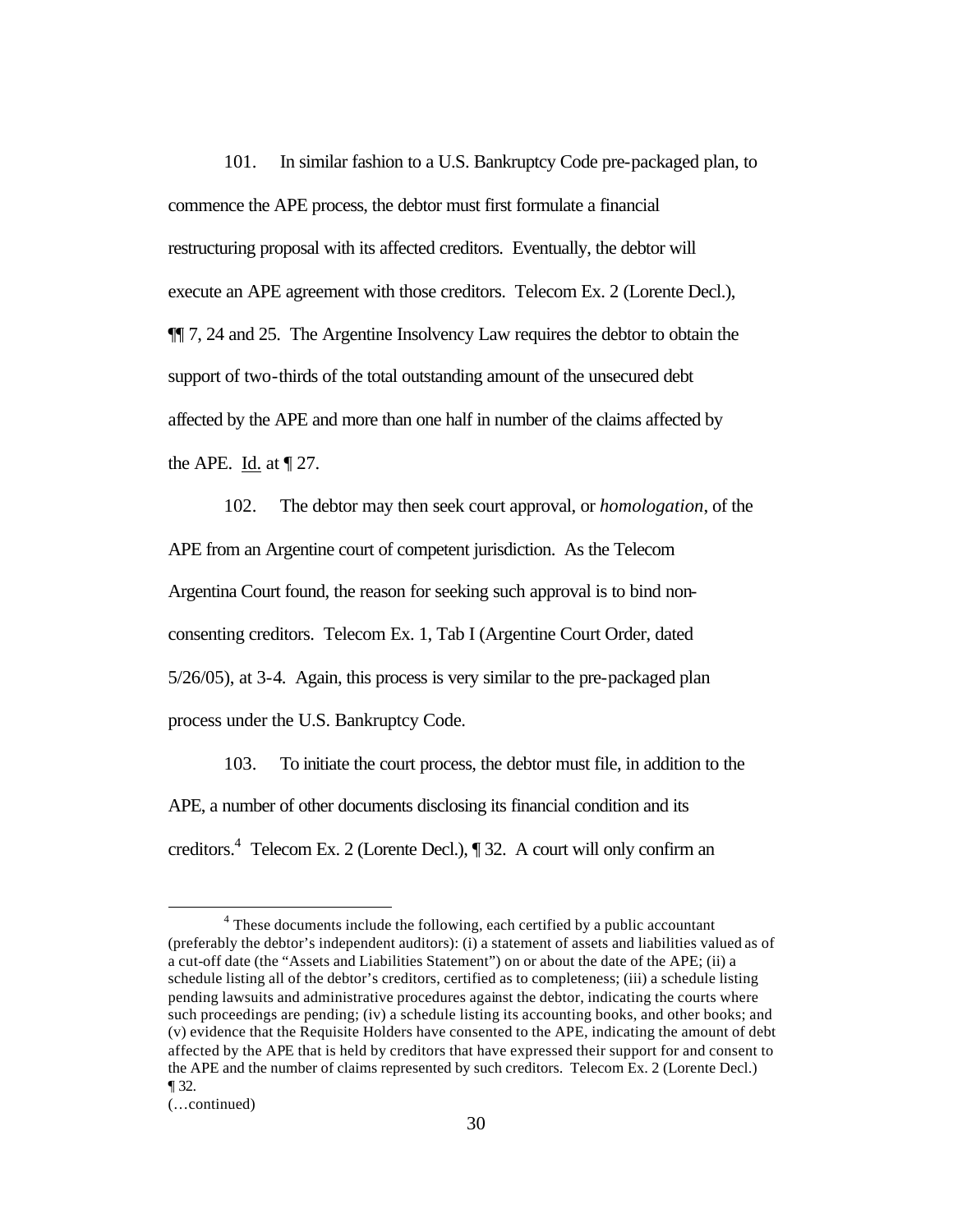101. In similar fashion to a U.S. Bankruptcy Code pre-packaged plan, to commence the APE process, the debtor must first formulate a financial restructuring proposal with its affected creditors. Eventually, the debtor will execute an APE agreement with those creditors. Telecom Ex. 2 (Lorente Decl.), ¶¶ 7, 24 and 25. The Argentine Insolvency Law requires the debtor to obtain the support of two-thirds of the total outstanding amount of the unsecured debt affected by the APE and more than one half in number of the claims affected by the APE. Id. at ¶ 27.

102. The debtor may then seek court approval, or *homologation*, of the APE from an Argentine court of competent jurisdiction. As the Telecom Argentina Court found, the reason for seeking such approval is to bind non-consenting creditors. Telecom Ex. 1, Tab I (Argentine Court Order, dated 5/26/05), at 3-4. Again, this process is very similar to the pre-packaged plan process under the U.S. Bankruptcy Code.

103. To initiate the court process, the debtor must file, in addition to the APE, a number of other documents disclosing its financial condition and its creditors.[4] Telecom Ex. 2 (Lorente Decl.), ¶ 32. A court will only confirm an

---

[4] These documents include the following, each certified by a public accountant (preferably the debtor's independent auditors): (i) a statement of assets and liabilities valued as of a cut-off date (the "Assets and Liabilities Statement") on or about the date of the APE; (ii) a schedule listing all of the debtor's creditors, certified as to completeness; (iii) a schedule listing pending lawsuits and administrative procedures against the debtor, indicating the courts where such proceedings are pending; (iv) a schedule listing its accounting books, and other books; and (v) evidence that the Requisite Holders have consented to the APE, indicating the amount of debt affected by the APE that is held by creditors that have expressed their support for and consent to the APE and the number of claims represented by such creditors. Telecom Ex. 2 (Lorente Decl.) ¶ 32.

(…continued)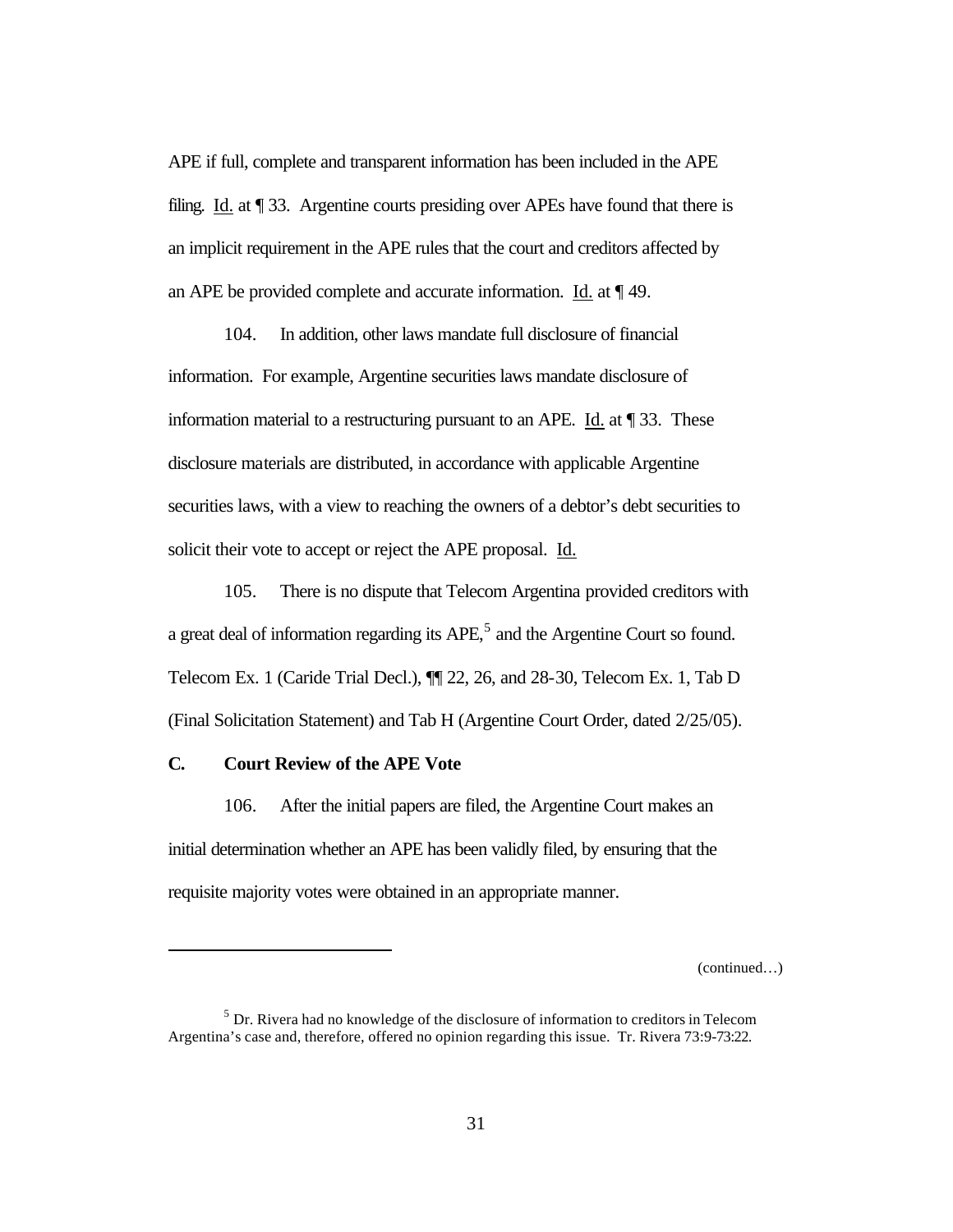APE if full, complete and transparent information has been included in the APE filing. Id. at ¶ 33. Argentine courts presiding over APEs have found that there is an implicit requirement in the APE rules that the court and creditors affected by an APE be provided complete and accurate information. Id. at ¶ 49.

104. In addition, other laws mandate full disclosure of financial information. For example, Argentine securities laws mandate disclosure of information material to a restructuring pursuant to an APE. Id. at ¶ 33. These disclosure materials are distributed, in accordance with applicable Argentine securities laws, with a view to reaching the owners of a debtor's debt securities to solicit their vote to accept or reject the APE proposal. Id.

105. There is no dispute that Telecom Argentina provided creditors with a great deal of information regarding its APE,[5] and the Argentine Court so found. Telecom Ex. 1 (Caride Trial Decl.), ¶¶ 22, 26, and 28-30, Telecom Ex. 1, Tab D (Final Solicitation Statement) and Tab H (Argentine Court Order, dated 2/25/05).

### C. Court Review of the APE Vote

106. After the initial papers are filed, the Argentine Court makes an initial determination whether an APE has been validly filed, by ensuring that the requisite majority votes were obtained in an appropriate manner.

(continued…)

---

[5] Dr. Rivera had no knowledge of the disclosure of information to creditors in Telecom Argentina's case and, therefore, offered no opinion regarding this issue. Tr. Rivera 73:9-73:22.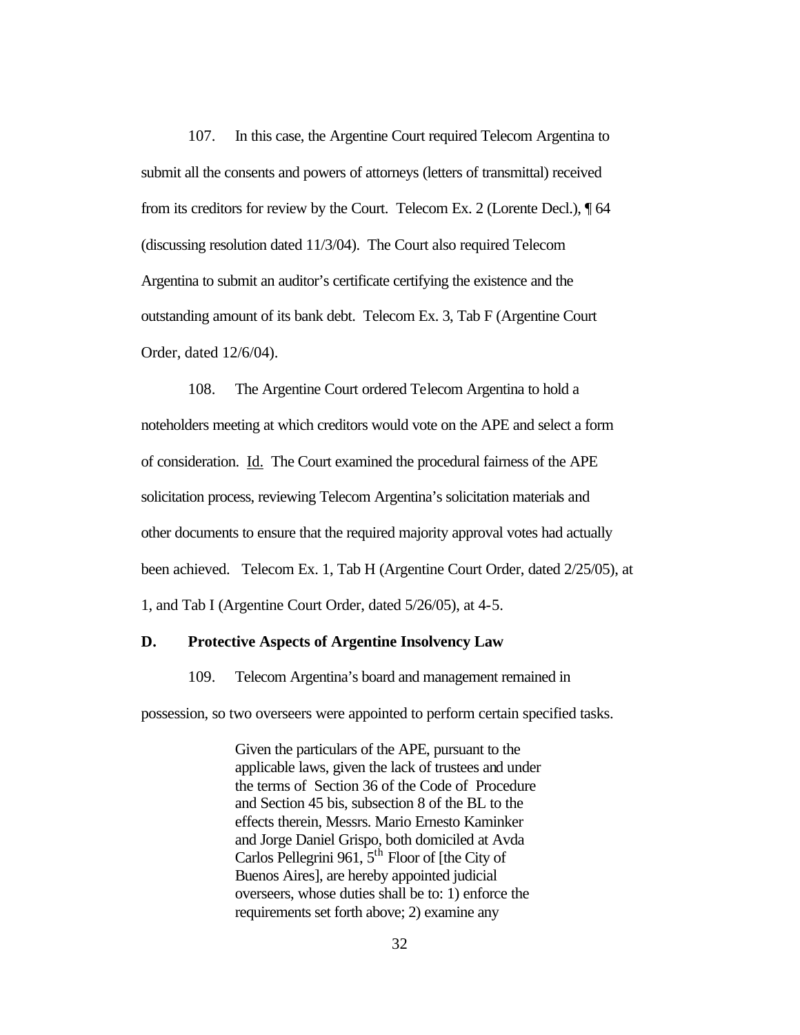107. In this case, the Argentine Court required Telecom Argentina to submit all the consents and powers of attorneys (letters of transmittal) received from its creditors for review by the Court. Telecom Ex. 2 (Lorente Decl.), ¶ 64 (discussing resolution dated 11/3/04). The Court also required Telecom Argentina to submit an auditor's certificate certifying the existence and the outstanding amount of its bank debt. Telecom Ex. 3, Tab F (Argentine Court Order, dated 12/6/04).

108. The Argentine Court ordered Telecom Argentina to hold a noteholders meeting at which creditors would vote on the APE and select a form of consideration. Id. The Court examined the procedural fairness of the APE solicitation process, reviewing Telecom Argentina's solicitation materials and other documents to ensure that the required majority approval votes had actually been achieved. Telecom Ex. 1, Tab H (Argentine Court Order, dated 2/25/05), at 1, and Tab I (Argentine Court Order, dated 5/26/05), at 4-5.

### D. Protective Aspects of Argentine Insolvency Law

109. Telecom Argentina's board and management remained in possession, so two overseers were appointed to perform certain specified tasks.

> Given the particulars of the APE, pursuant to the applicable laws, given the lack of trustees and under the terms of Section 36 of the Code of Procedure and Section 45 bis, subsection 8 of the BL to the effects therein, Messrs. Mario Ernesto Kaminker and Jorge Daniel Grispo, both domiciled at Avda Carlos Pellegrini 961, 5th Floor of [the City of Buenos Aires], are hereby appointed judicial overseers, whose duties shall be to: 1) enforce the requirements set forth above; 2) examine any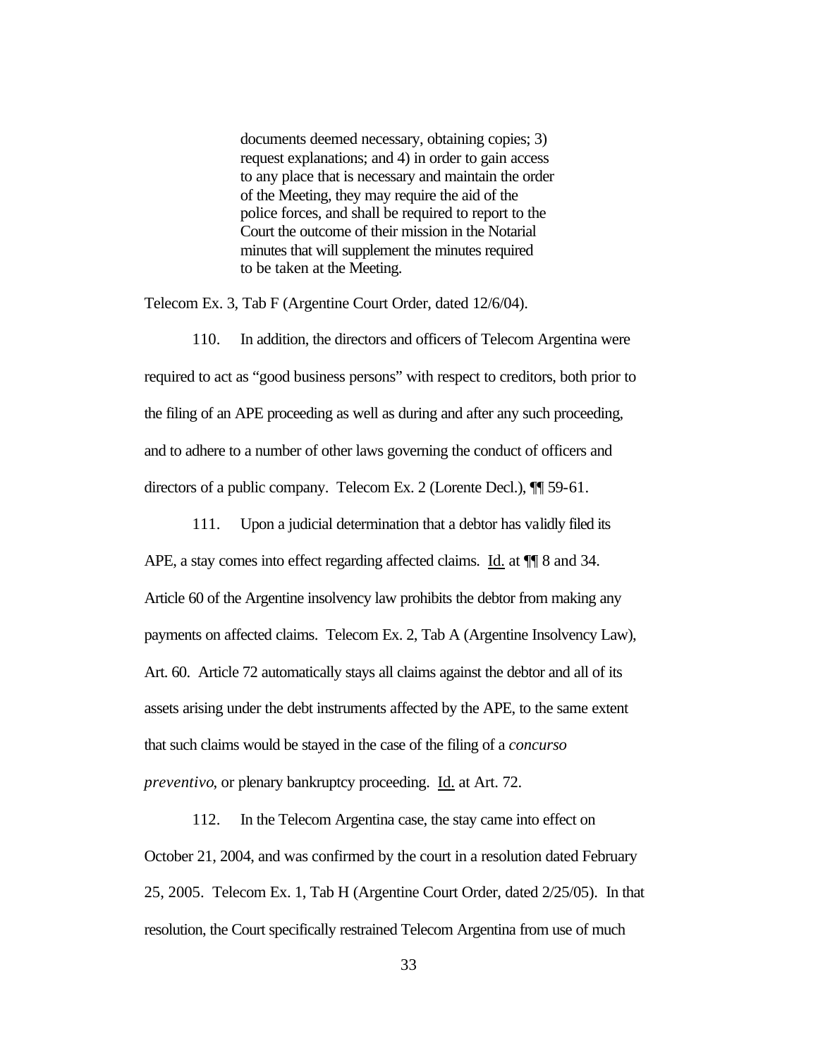> documents deemed necessary, obtaining copies; 3) request explanations; and 4) in order to gain access to any place that is necessary and maintain the order of the Meeting, they may require the aid of the police forces, and shall be required to report to the Court the outcome of their mission in the Notarial minutes that will supplement the minutes required to be taken at the Meeting.

Telecom Ex. 3, Tab F (Argentine Court Order, dated 12/6/04).

110. In addition, the directors and officers of Telecom Argentina were required to act as "good business persons" with respect to creditors, both prior to the filing of an APE proceeding as well as during and after any such proceeding, and to adhere to a number of other laws governing the conduct of officers and directors of a public company. Telecom Ex. 2 (Lorente Decl.), ¶¶ 59-61.

111. Upon a judicial determination that a debtor has validly filed its APE, a stay comes into effect regarding affected claims. Id. at ¶¶ 8 and 34. Article 60 of the Argentine insolvency law prohibits the debtor from making any payments on affected claims. Telecom Ex. 2, Tab A (Argentine Insolvency Law), Art. 60. Article 72 automatically stays all claims against the debtor and all of its assets arising under the debt instruments affected by the APE, to the same extent that such claims would be stayed in the case of the filing of a *concurso preventivo*, or plenary bankruptcy proceeding. Id. at Art. 72.

112. In the Telecom Argentina case, the stay came into effect on October 21, 2004, and was confirmed by the court in a resolution dated February 25, 2005. Telecom Ex. 1, Tab H (Argentine Court Order, dated 2/25/05). In that resolution, the Court specifically restrained Telecom Argentina from use of much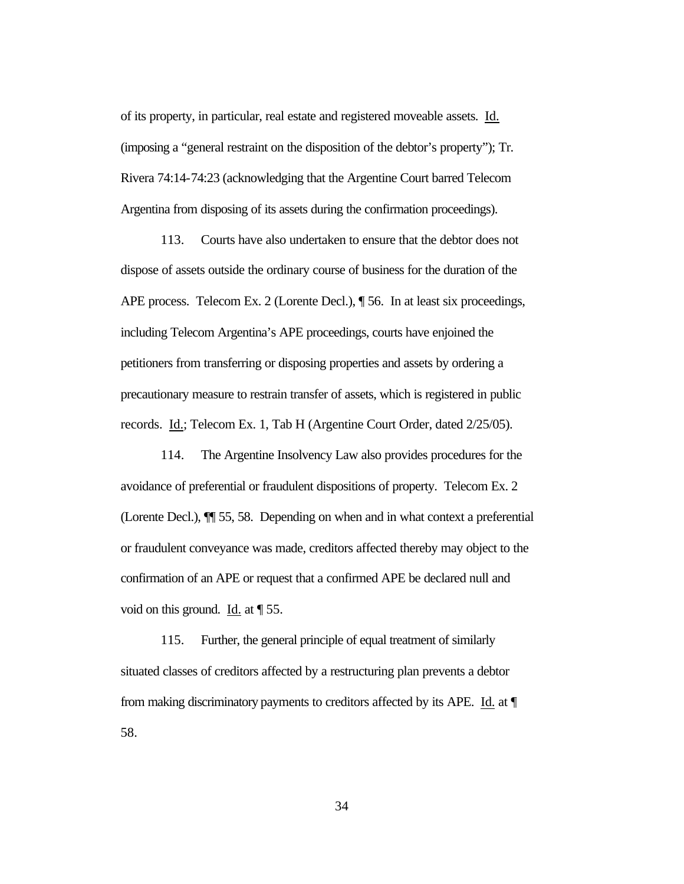of its property, in particular, real estate and registered moveable assets. Id. (imposing a "general restraint on the disposition of the debtor's property"); Tr. Rivera 74:14-74:23 (acknowledging that the Argentine Court barred Telecom Argentina from disposing of its assets during the confirmation proceedings).

113. Courts have also undertaken to ensure that the debtor does not dispose of assets outside the ordinary course of business for the duration of the APE process. Telecom Ex. 2 (Lorente Decl.), ¶ 56. In at least six proceedings, including Telecom Argentina's APE proceedings, courts have enjoined the petitioners from transferring or disposing properties and assets by ordering a precautionary measure to restrain transfer of assets, which is registered in public records. Id.; Telecom Ex. 1, Tab H (Argentine Court Order, dated 2/25/05).

114. The Argentine Insolvency Law also provides procedures for the avoidance of preferential or fraudulent dispositions of property. Telecom Ex. 2 (Lorente Decl.), ¶¶ 55, 58. Depending on when and in what context a preferential or fraudulent conveyance was made, creditors affected thereby may object to the confirmation of an APE or request that a confirmed APE be declared null and void on this ground. Id. at ¶ 55.

115. Further, the general principle of equal treatment of similarly situated classes of creditors affected by a restructuring plan prevents a debtor from making discriminatory payments to creditors affected by its APE. Id. at ¶ 58.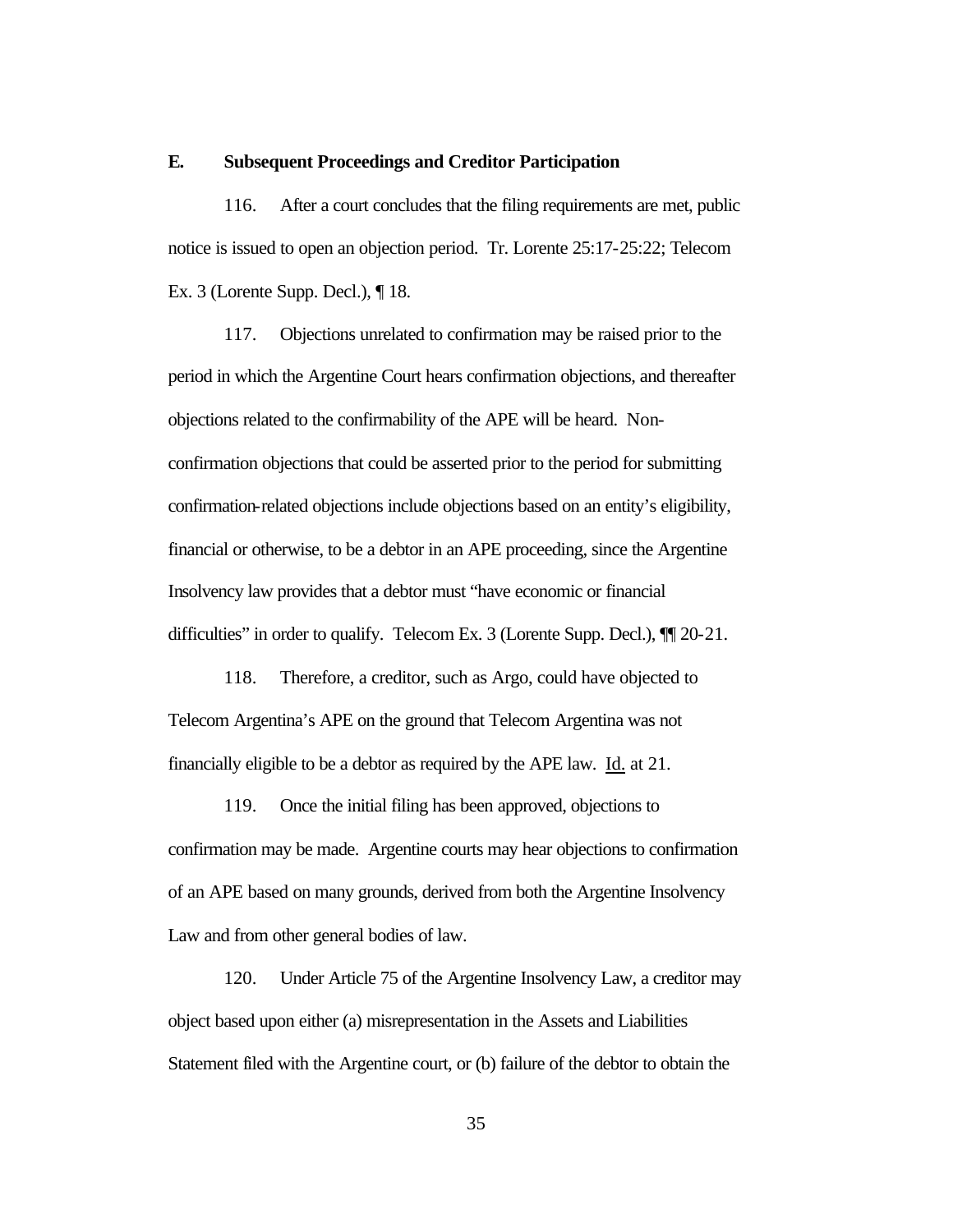## E. Subsequent Proceedings and Creditor Participation

116. After a court concludes that the filing requirements are met, public notice is issued to open an objection period. Tr. Lorente 25:17-25:22; Telecom Ex. 3 (Lorente Supp. Decl.), ¶ 18.

117. Objections unrelated to confirmation may be raised prior to the period in which the Argentine Court hears confirmation objections, and thereafter objections related to the confirmability of the APE will be heard. Non-confirmation objections that could be asserted prior to the period for submitting confirmation-related objections include objections based on an entity's eligibility, financial or otherwise, to be a debtor in an APE proceeding, since the Argentine Insolvency law provides that a debtor must "have economic or financial difficulties" in order to qualify. Telecom Ex. 3 (Lorente Supp. Decl.), ¶¶ 20-21.

118. Therefore, a creditor, such as Argo, could have objected to Telecom Argentina's APE on the ground that Telecom Argentina was not financially eligible to be a debtor as required by the APE law. Id. at 21.

119. Once the initial filing has been approved, objections to confirmation may be made. Argentine courts may hear objections to confirmation of an APE based on many grounds, derived from both the Argentine Insolvency Law and from other general bodies of law.

120. Under Article 75 of the Argentine Insolvency Law, a creditor may object based upon either (a) misrepresentation in the Assets and Liabilities Statement filed with the Argentine court, or (b) failure of the debtor to obtain the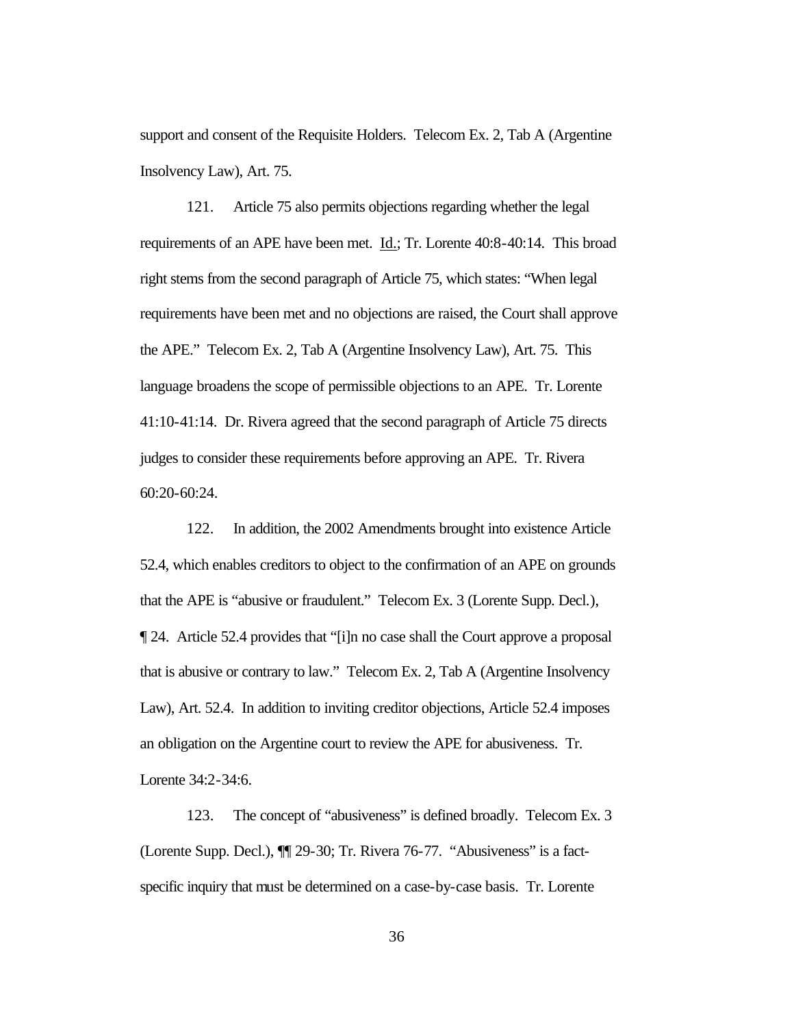support and consent of the Requisite Holders. Telecom Ex. 2, Tab A (Argentine Insolvency Law), Art. 75.

121. Article 75 also permits objections regarding whether the legal requirements of an APE have been met. Id.; Tr. Lorente 40:8-40:14. This broad right stems from the second paragraph of Article 75, which states: "When legal requirements have been met and no objections are raised, the Court shall approve the APE." Telecom Ex. 2, Tab A (Argentine Insolvency Law), Art. 75. This language broadens the scope of permissible objections to an APE. Tr. Lorente 41:10-41:14. Dr. Rivera agreed that the second paragraph of Article 75 directs judges to consider these requirements before approving an APE. Tr. Rivera 60:20-60:24.

122. In addition, the 2002 Amendments brought into existence Article 52.4, which enables creditors to object to the confirmation of an APE on grounds that the APE is "abusive or fraudulent." Telecom Ex. 3 (Lorente Supp. Decl.), ¶ 24. Article 52.4 provides that "[i]n no case shall the Court approve a proposal that is abusive or contrary to law." Telecom Ex. 2, Tab A (Argentine Insolvency Law), Art. 52.4. In addition to inviting creditor objections, Article 52.4 imposes an obligation on the Argentine court to review the APE for abusiveness. Tr. Lorente 34:2-34:6.

123. The concept of "abusiveness" is defined broadly. Telecom Ex. 3 (Lorente Supp. Decl.), ¶¶ 29-30; Tr. Rivera 76-77. "Abusiveness" is a fact-specific inquiry that must be determined on a case-by-case basis. Tr. Lorente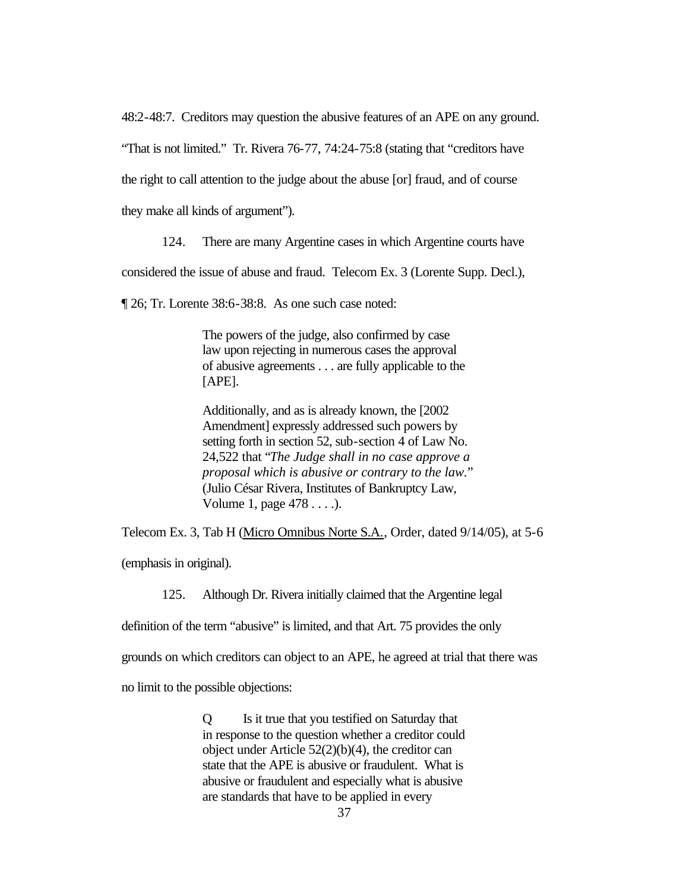48:2-48:7. Creditors may question the abusive features of an APE on any ground. "That is not limited." Tr. Rivera 76-77, 74:24-75:8 (stating that "creditors have the right to call attention to the judge about the abuse [or] fraud, and of course they make all kinds of argument").

124. There are many Argentine cases in which Argentine courts have considered the issue of abuse and fraud. Telecom Ex. 3 (Lorente Supp. Decl.), ¶ 26; Tr. Lorente 38:6-38:8. As one such case noted:

> The powers of the judge, also confirmed by case law upon rejecting in numerous cases the approval of abusive agreements . . . are fully applicable to the [APE].
>
> Additionally, and as is already known, the [2002 Amendment] expressly addressed such powers by setting forth in section 52, sub-section 4 of Law No. 24,522 that "*The Judge shall in no case approve a proposal which is abusive or contrary to the law.*" (Julio César Rivera, Institutes of Bankruptcy Law, Volume 1, page 478 . . . .).

Telecom Ex. 3, Tab H (Micro Omnibus Norte S.A., Order, dated 9/14/05), at 5-6 (emphasis in original).

125. Although Dr. Rivera initially claimed that the Argentine legal definition of the term "abusive" is limited, and that Art. 75 provides the only grounds on which creditors can object to an APE, he agreed at trial that there was no limit to the possible objections:

> Q Is it true that you testified on Saturday that in response to the question whether a creditor could object under Article 52(2)(b)(4), the creditor can state that the APE is abusive or fraudulent. What is abusive or fraudulent and especially what is abusive are standards that have to be applied in every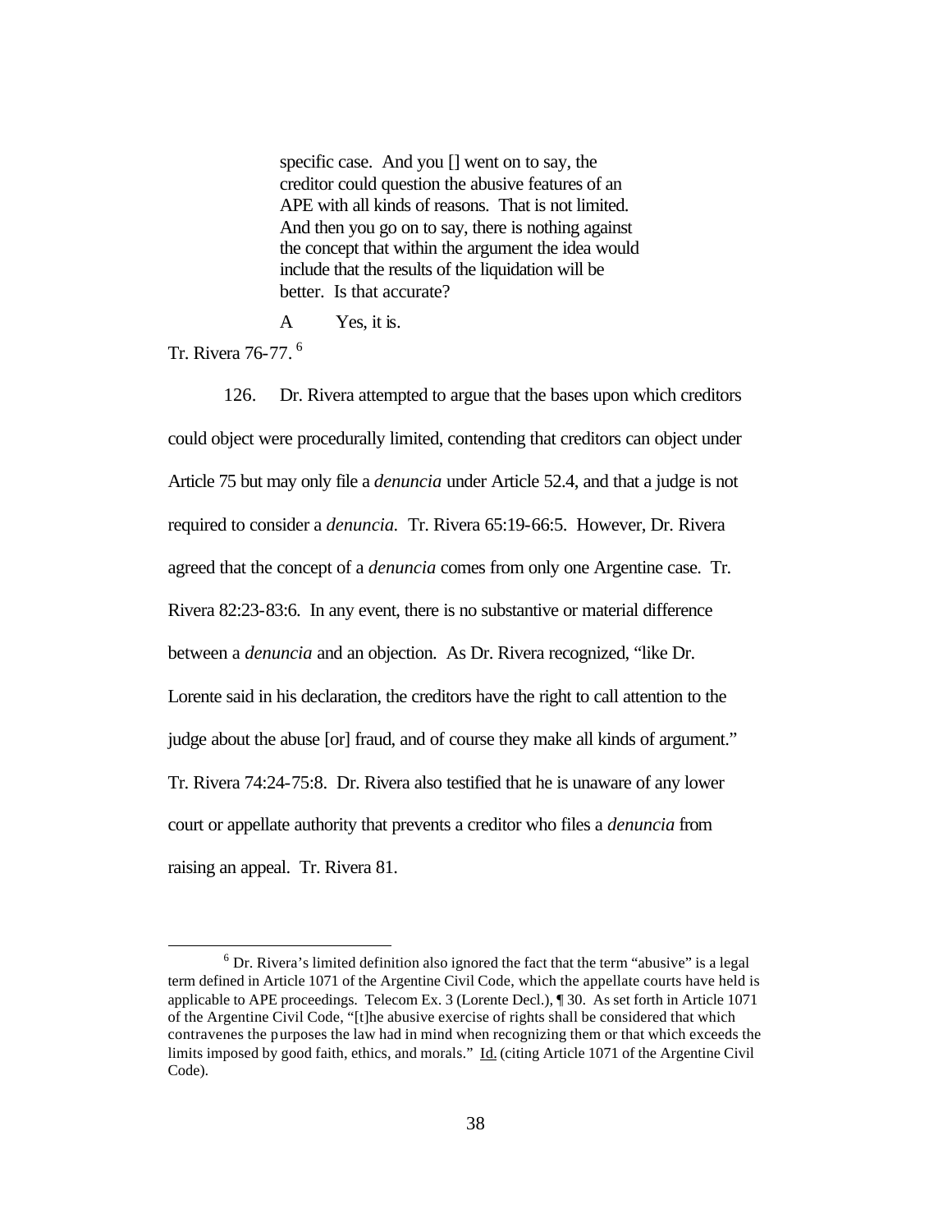> specific case. And you [] went on to say, the creditor could question the abusive features of an APE with all kinds of reasons. That is not limited. And then you go on to say, there is nothing against the concept that within the argument the idea would include that the results of the liquidation will be better. Is that accurate?
>
> A Yes, it is.

Tr. Rivera 76-77.[6]

126. Dr. Rivera attempted to argue that the bases upon which creditors could object were procedurally limited, contending that creditors can object under Article 75 but may only file a *denuncia* under Article 52.4, and that a judge is not required to consider a *denuncia*. Tr. Rivera 65:19-66:5. However, Dr. Rivera agreed that the concept of a *denuncia* comes from only one Argentine case. Tr. Rivera 82:23-83:6. In any event, there is no substantive or material difference between a *denuncia* and an objection. As Dr. Rivera recognized, "like Dr. Lorente said in his declaration, the creditors have the right to call attention to the judge about the abuse [or] fraud, and of course they make all kinds of argument." Tr. Rivera 74:24-75:8. Dr. Rivera also testified that he is unaware of any lower court or appellate authority that prevents a creditor who files a *denuncia* from raising an appeal. Tr. Rivera 81.

---

[6] Dr. Rivera's limited definition also ignored the fact that the term "abusive" is a legal term defined in Article 1071 of the Argentine Civil Code, which the appellate courts have held is applicable to APE proceedings. Telecom Ex. 3 (Lorente Decl.), ¶ 30. As set forth in Article 1071 of the Argentine Civil Code, "[t]he abusive exercise of rights shall be considered that which contravenes the purposes the law had in mind when recognizing them or that which exceeds the limits imposed by good faith, ethics, and morals." Id. (citing Article 1071 of the Argentine Civil Code).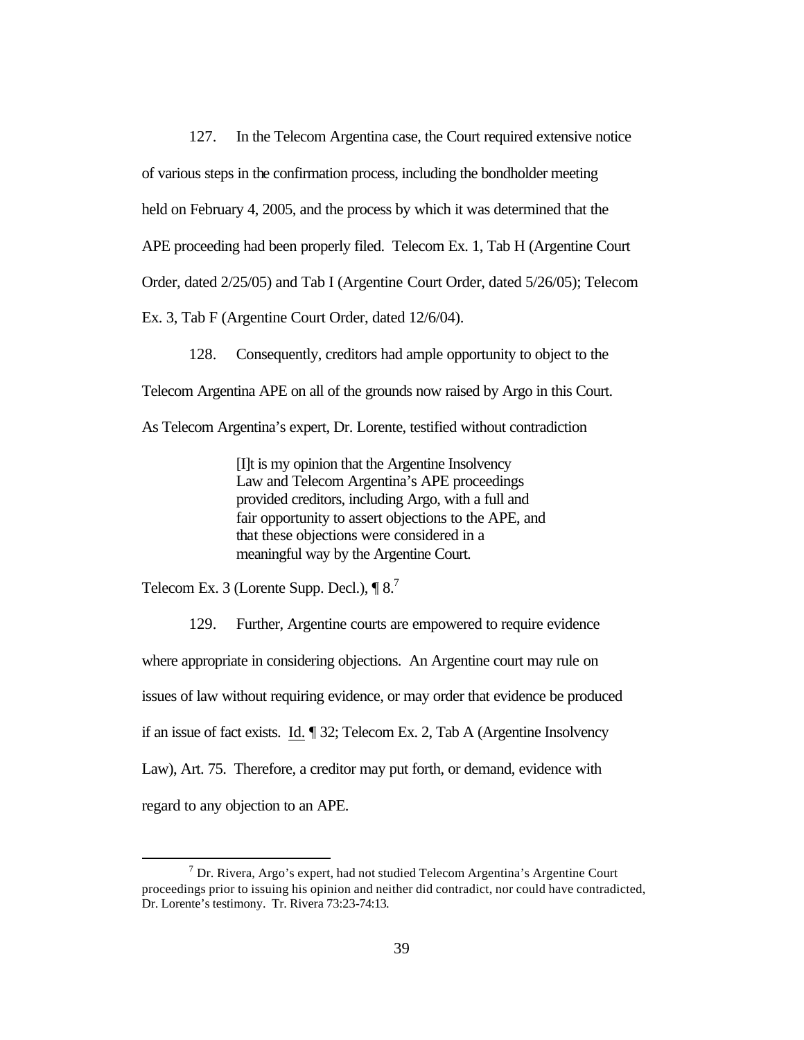127. In the Telecom Argentina case, the Court required extensive notice of various steps in the confirmation process, including the bondholder meeting held on February 4, 2005, and the process by which it was determined that the APE proceeding had been properly filed. Telecom Ex. 1, Tab H (Argentine Court Order, dated 2/25/05) and Tab I (Argentine Court Order, dated 5/26/05); Telecom Ex. 3, Tab F (Argentine Court Order, dated 12/6/04).

128. Consequently, creditors had ample opportunity to object to the Telecom Argentina APE on all of the grounds now raised by Argo in this Court. As Telecom Argentina's expert, Dr. Lorente, testified without contradiction

> [I]t is my opinion that the Argentine Insolvency Law and Telecom Argentina's APE proceedings provided creditors, including Argo, with a full and fair opportunity to assert objections to the APE, and that these objections were considered in a meaningful way by the Argentine Court.

Telecom Ex. 3 (Lorente Supp. Decl.), ¶ 8.[7]

129. Further, Argentine courts are empowered to require evidence where appropriate in considering objections. An Argentine court may rule on issues of law without requiring evidence, or may order that evidence be produced if an issue of fact exists. Id. ¶ 32; Telecom Ex. 2, Tab A (Argentine Insolvency Law), Art. 75. Therefore, a creditor may put forth, or demand, evidence with regard to any objection to an APE.

---

[7] Dr. Rivera, Argo's expert, had not studied Telecom Argentina's Argentine Court proceedings prior to issuing his opinion and neither did contradict, nor could have contradicted, Dr. Lorente's testimony. Tr. Rivera 73:23-74:13.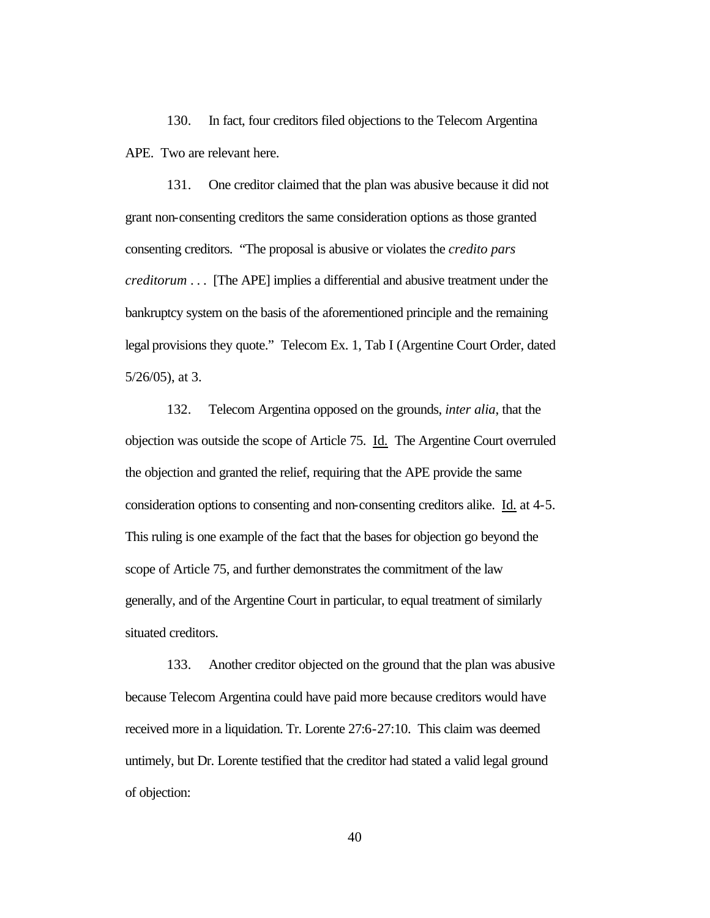130. In fact, four creditors filed objections to the Telecom Argentina APE. Two are relevant here.

131. One creditor claimed that the plan was abusive because it did not grant non-consenting creditors the same consideration options as those granted consenting creditors. "The proposal is abusive or violates the *credito pars creditorum* . . . [The APE] implies a differential and abusive treatment under the bankruptcy system on the basis of the aforementioned principle and the remaining legal provisions they quote." Telecom Ex. 1, Tab I (Argentine Court Order, dated 5/26/05), at 3.

132. Telecom Argentina opposed on the grounds, *inter alia*, that the objection was outside the scope of Article 75. Id. The Argentine Court overruled the objection and granted the relief, requiring that the APE provide the same consideration options to consenting and non-consenting creditors alike. Id. at 4-5. This ruling is one example of the fact that the bases for objection go beyond the scope of Article 75, and further demonstrates the commitment of the law generally, and of the Argentine Court in particular, to equal treatment of similarly situated creditors.

133. Another creditor objected on the ground that the plan was abusive because Telecom Argentina could have paid more because creditors would have received more in a liquidation. Tr. Lorente 27:6-27:10. This claim was deemed untimely, but Dr. Lorente testified that the creditor had stated a valid legal ground of objection: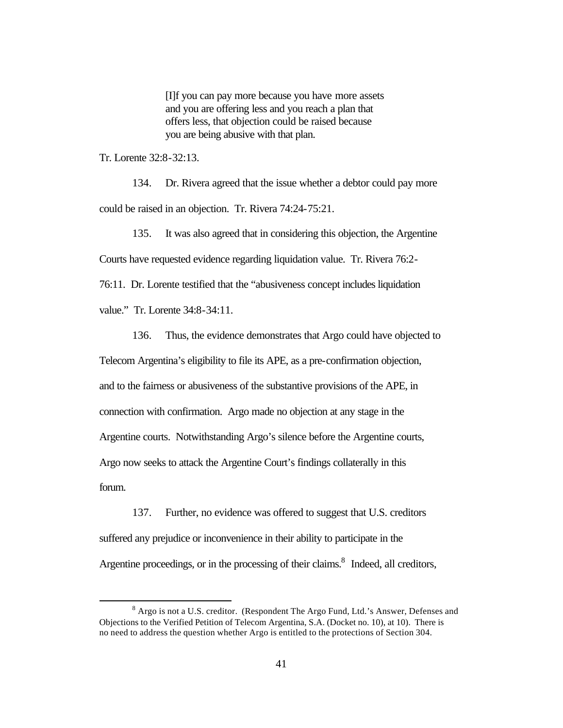> [I]f you can pay more because you have more assets and you are offering less and you reach a plan that offers less, that objection could be raised because you are being abusive with that plan.

Tr. Lorente 32:8-32:13.

134. Dr. Rivera agreed that the issue whether a debtor could pay more could be raised in an objection. Tr. Rivera 74:24-75:21.

135. It was also agreed that in considering this objection, the Argentine Courts have requested evidence regarding liquidation value. Tr. Rivera 76:2-76:11. Dr. Lorente testified that the "abusiveness concept includes liquidation value." Tr. Lorente 34:8-34:11.

136. Thus, the evidence demonstrates that Argo could have objected to Telecom Argentina's eligibility to file its APE, as a pre-confirmation objection, and to the fairness or abusiveness of the substantive provisions of the APE, in connection with confirmation. Argo made no objection at any stage in the Argentine courts. Notwithstanding Argo's silence before the Argentine courts, Argo now seeks to attack the Argentine Court's findings collaterally in this forum.

137. Further, no evidence was offered to suggest that U.S. creditors suffered any prejudice or inconvenience in their ability to participate in the Argentine proceedings, or in the processing of their claims.[8] Indeed, all creditors,

[8] Argo is not a U.S. creditor. (Respondent The Argo Fund, Ltd.'s Answer, Defenses and Objections to the Verified Petition of Telecom Argentina, S.A. (Docket no. 10), at 10). There is no need to address the question whether Argo is entitled to the protections of Section 304.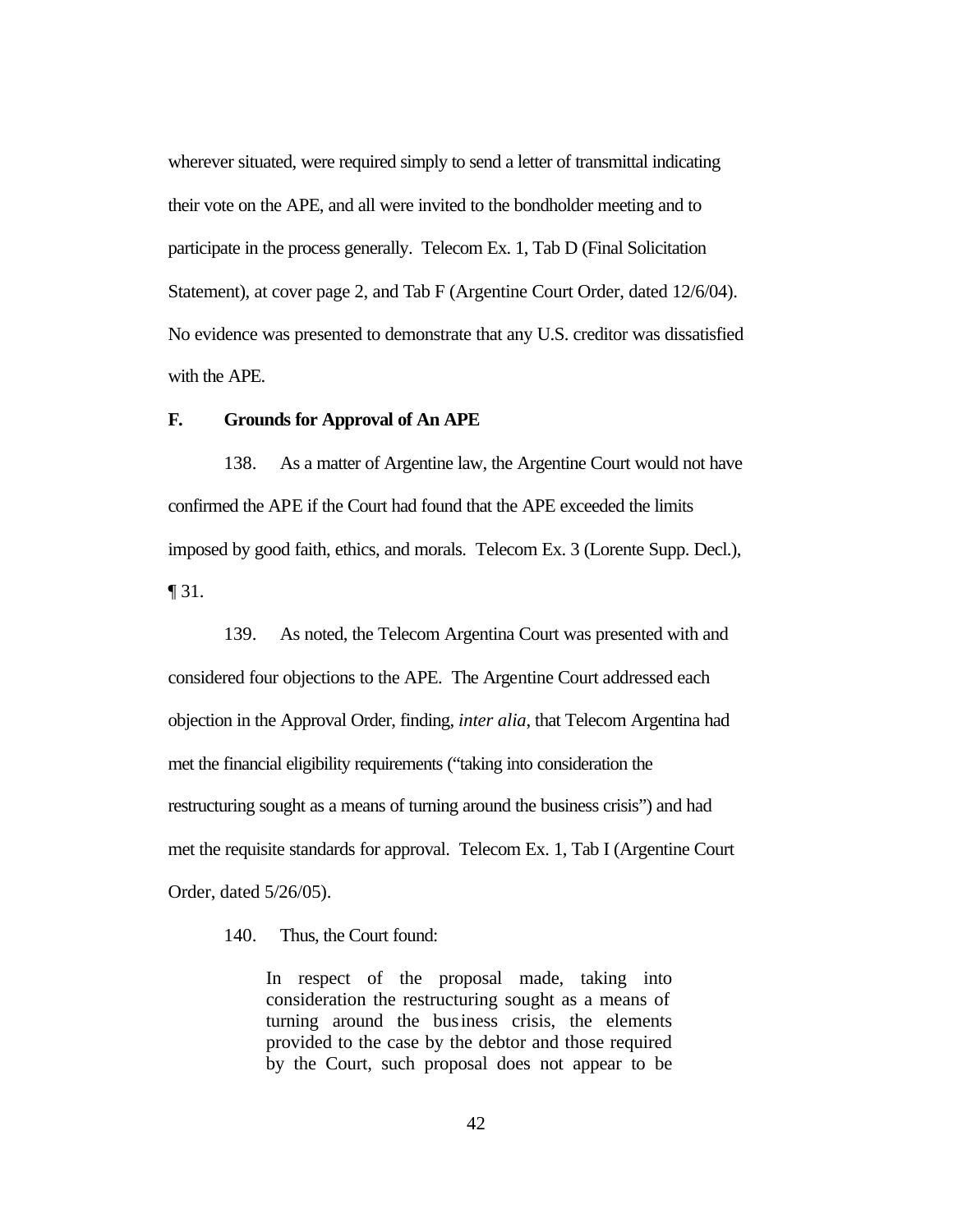wherever situated, were required simply to send a letter of transmittal indicating their vote on the APE, and all were invited to the bondholder meeting and to participate in the process generally. Telecom Ex. 1, Tab D (Final Solicitation Statement), at cover page 2, and Tab F (Argentine Court Order, dated 12/6/04). No evidence was presented to demonstrate that any U.S. creditor was dissatisfied with the APE.

### F. Grounds for Approval of An APE

138. As a matter of Argentine law, the Argentine Court would not have confirmed the APE if the Court had found that the APE exceeded the limits imposed by good faith, ethics, and morals. Telecom Ex. 3 (Lorente Supp. Decl.), ¶ 31.

139. As noted, the Telecom Argentina Court was presented with and considered four objections to the APE. The Argentine Court addressed each objection in the Approval Order, finding, *inter alia*, that Telecom Argentina had met the financial eligibility requirements ("taking into consideration the restructuring sought as a means of turning around the business crisis") and had met the requisite standards for approval. Telecom Ex. 1, Tab I (Argentine Court Order, dated 5/26/05).

140. Thus, the Court found:

> In respect of the proposal made, taking into consideration the restructuring sought as a means of turning around the business crisis, the elements provided to the case by the debtor and those required by the Court, such proposal does not appear to be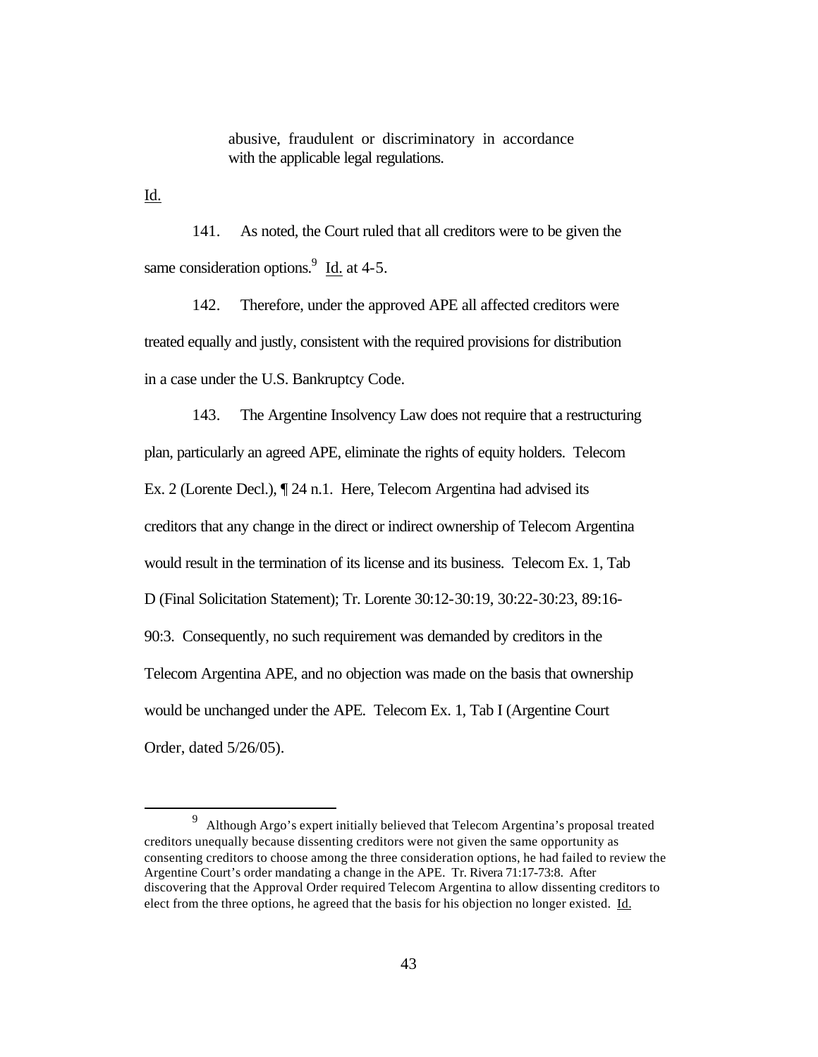> abusive, fraudulent or discriminatory in accordance with the applicable legal regulations.

Id.

141. As noted, the Court ruled that all creditors were to be given the same consideration options.[9] Id. at 4-5.

142. Therefore, under the approved APE all affected creditors were treated equally and justly, consistent with the required provisions for distribution in a case under the U.S. Bankruptcy Code.

143. The Argentine Insolvency Law does not require that a restructuring plan, particularly an agreed APE, eliminate the rights of equity holders. Telecom Ex. 2 (Lorente Decl.), ¶ 24 n.1. Here, Telecom Argentina had advised its creditors that any change in the direct or indirect ownership of Telecom Argentina would result in the termination of its license and its business. Telecom Ex. 1, Tab D (Final Solicitation Statement); Tr. Lorente 30:12-30:19, 30:22-30:23, 89:16-90:3. Consequently, no such requirement was demanded by creditors in the Telecom Argentina APE, and no objection was made on the basis that ownership would be unchanged under the APE. Telecom Ex. 1, Tab I (Argentine Court Order, dated 5/26/05).

---

[9] Although Argo's expert initially believed that Telecom Argentina's proposal treated creditors unequally because dissenting creditors were not given the same opportunity as consenting creditors to choose among the three consideration options, he had failed to review the Argentine Court's order mandating a change in the APE. Tr. Rivera 71:17-73:8. After discovering that the Approval Order required Telecom Argentina to allow dissenting creditors to elect from the three options, he agreed that the basis for his objection no longer existed. Id.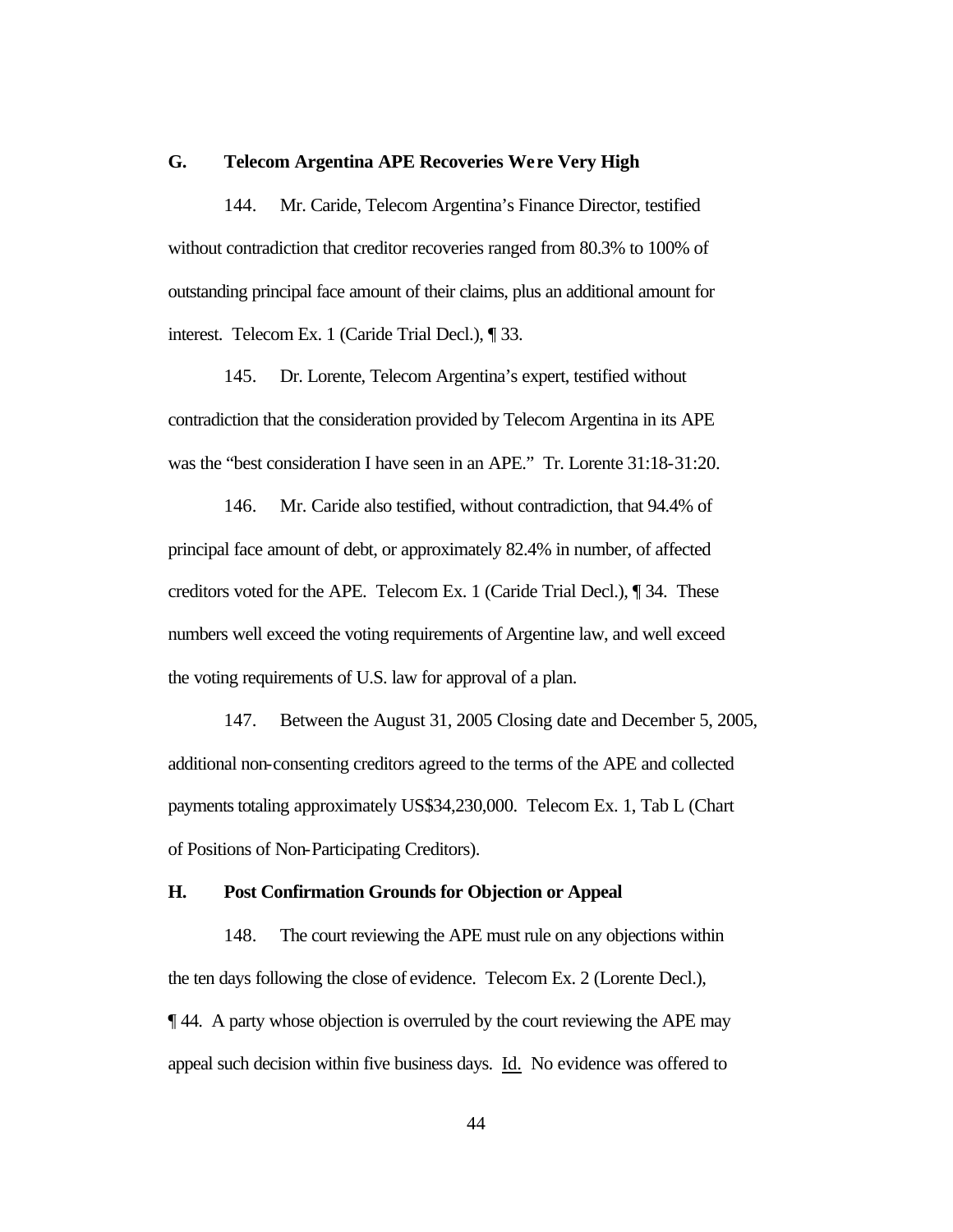### G. Telecom Argentina APE Recoveries Were Very High

144. Mr. Caride, Telecom Argentina's Finance Director, testified without contradiction that creditor recoveries ranged from 80.3% to 100% of outstanding principal face amount of their claims, plus an additional amount for interest. Telecom Ex. 1 (Caride Trial Decl.), ¶ 33.

145. Dr. Lorente, Telecom Argentina's expert, testified without contradiction that the consideration provided by Telecom Argentina in its APE was the "best consideration I have seen in an APE." Tr. Lorente 31:18-31:20.

146. Mr. Caride also testified, without contradiction, that 94.4% of principal face amount of debt, or approximately 82.4% in number, of affected creditors voted for the APE. Telecom Ex. 1 (Caride Trial Decl.), ¶ 34. These numbers well exceed the voting requirements of Argentine law, and well exceed the voting requirements of U.S. law for approval of a plan.

147. Between the August 31, 2005 Closing date and December 5, 2005, additional non-consenting creditors agreed to the terms of the APE and collected payments totaling approximately US$34,230,000. Telecom Ex. 1, Tab L (Chart of Positions of Non-Participating Creditors).

### H. Post Confirmation Grounds for Objection or Appeal

148. The court reviewing the APE must rule on any objections within the ten days following the close of evidence. Telecom Ex. 2 (Lorente Decl.), ¶ 44. A party whose objection is overruled by the court reviewing the APE may appeal such decision within five business days. Id. No evidence was offered to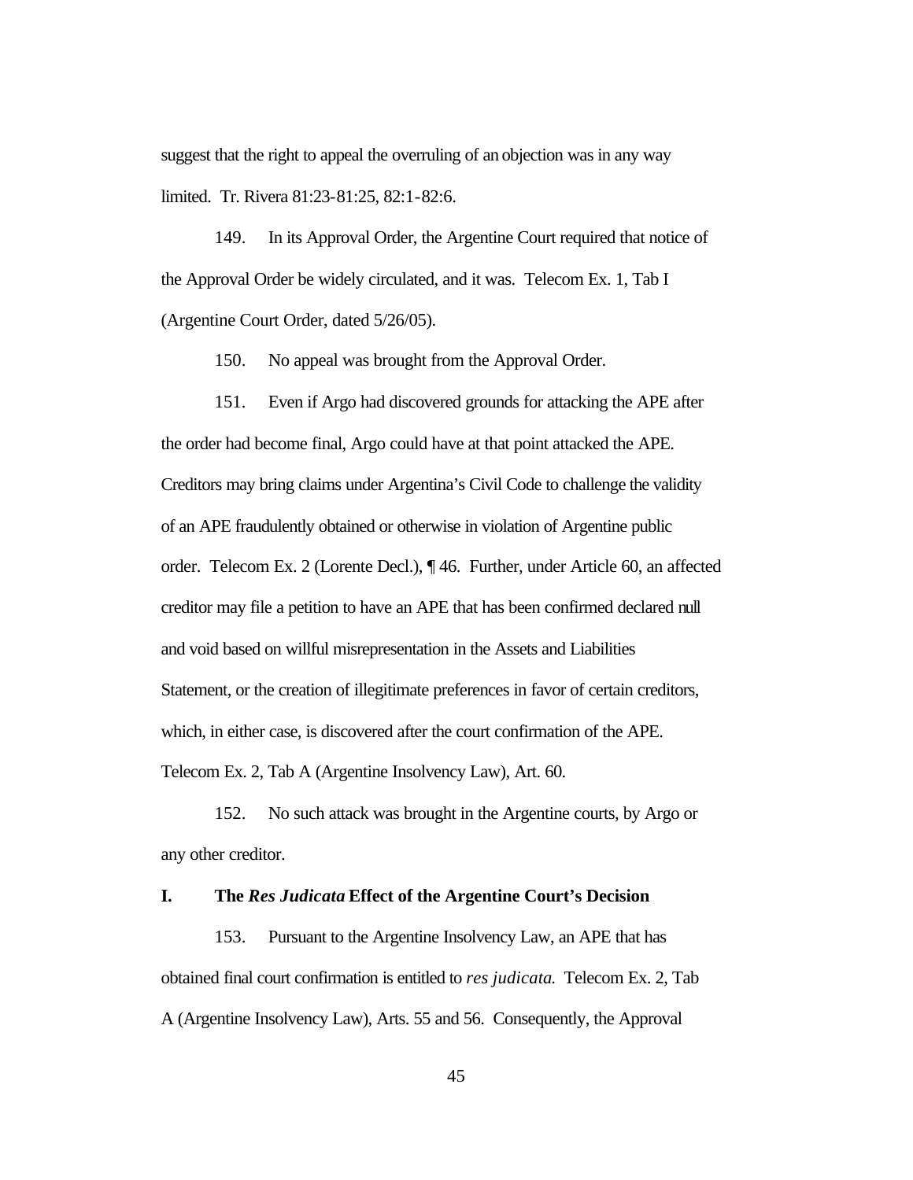suggest that the right to appeal the overruling of an objection was in any way limited. Tr. Rivera 81:23-81:25, 82:1-82:6.

149. In its Approval Order, the Argentine Court required that notice of the Approval Order be widely circulated, and it was. Telecom Ex. 1, Tab I (Argentine Court Order, dated 5/26/05).

150. No appeal was brought from the Approval Order.

151. Even if Argo had discovered grounds for attacking the APE after the order had become final, Argo could have at that point attacked the APE. Creditors may bring claims under Argentina's Civil Code to challenge the validity of an APE fraudulently obtained or otherwise in violation of Argentine public order. Telecom Ex. 2 (Lorente Decl.), ¶ 46. Further, under Article 60, an affected creditor may file a petition to have an APE that has been confirmed declared null and void based on willful misrepresentation in the Assets and Liabilities Statement, or the creation of illegitimate preferences in favor of certain creditors, which, in either case, is discovered after the court confirmation of the APE. Telecom Ex. 2, Tab A (Argentine Insolvency Law), Art. 60.

152. No such attack was brought in the Argentine courts, by Argo or any other creditor.

## I. The *Res Judicata* Effect of the Argentine Court's Decision

153. Pursuant to the Argentine Insolvency Law, an APE that has obtained final court confirmation is entitled to *res judicata.* Telecom Ex. 2, Tab A (Argentine Insolvency Law), Arts. 55 and 56. Consequently, the Approval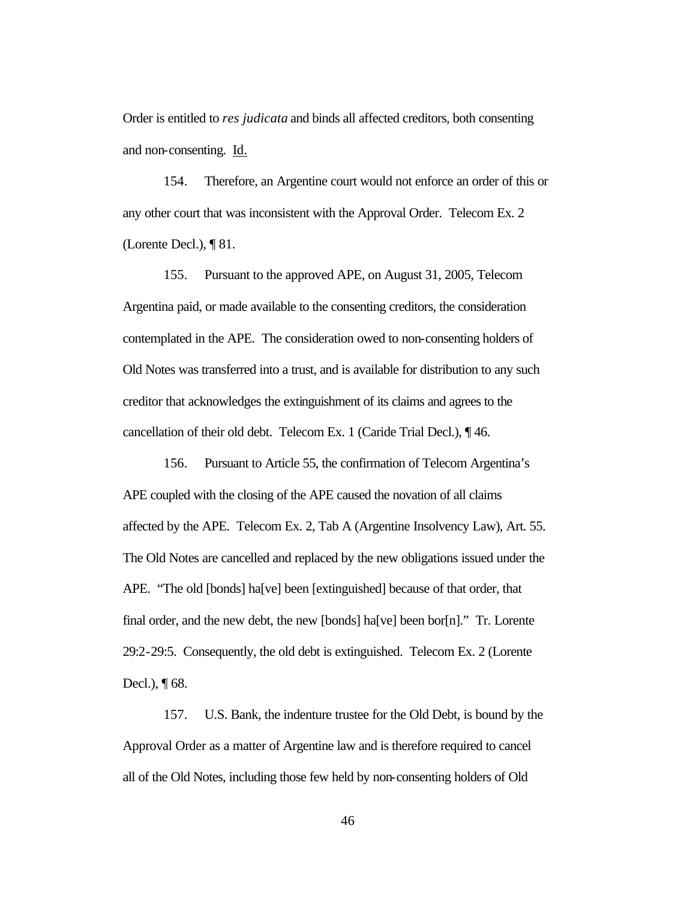Order is entitled to *res judicata* and binds all affected creditors, both consenting and non-consenting. Id.

154. Therefore, an Argentine court would not enforce an order of this or any other court that was inconsistent with the Approval Order. Telecom Ex. 2 (Lorente Decl.), ¶ 81.

155. Pursuant to the approved APE, on August 31, 2005, Telecom Argentina paid, or made available to the consenting creditors, the consideration contemplated in the APE. The consideration owed to non-consenting holders of Old Notes was transferred into a trust, and is available for distribution to any such creditor that acknowledges the extinguishment of its claims and agrees to the cancellation of their old debt. Telecom Ex. 1 (Caride Trial Decl.), ¶ 46.

156. Pursuant to Article 55, the confirmation of Telecom Argentina's APE coupled with the closing of the APE caused the novation of all claims affected by the APE. Telecom Ex. 2, Tab A (Argentine Insolvency Law), Art. 55. The Old Notes are cancelled and replaced by the new obligations issued under the APE. "The old [bonds] ha[ve] been [extinguished] because of that order, that final order, and the new debt, the new [bonds] ha[ve] been bor[n]." Tr. Lorente 29:2-29:5. Consequently, the old debt is extinguished. Telecom Ex. 2 (Lorente Decl.), ¶ 68.

157. U.S. Bank, the indenture trustee for the Old Debt, is bound by the Approval Order as a matter of Argentine law and is therefore required to cancel all of the Old Notes, including those few held by non-consenting holders of Old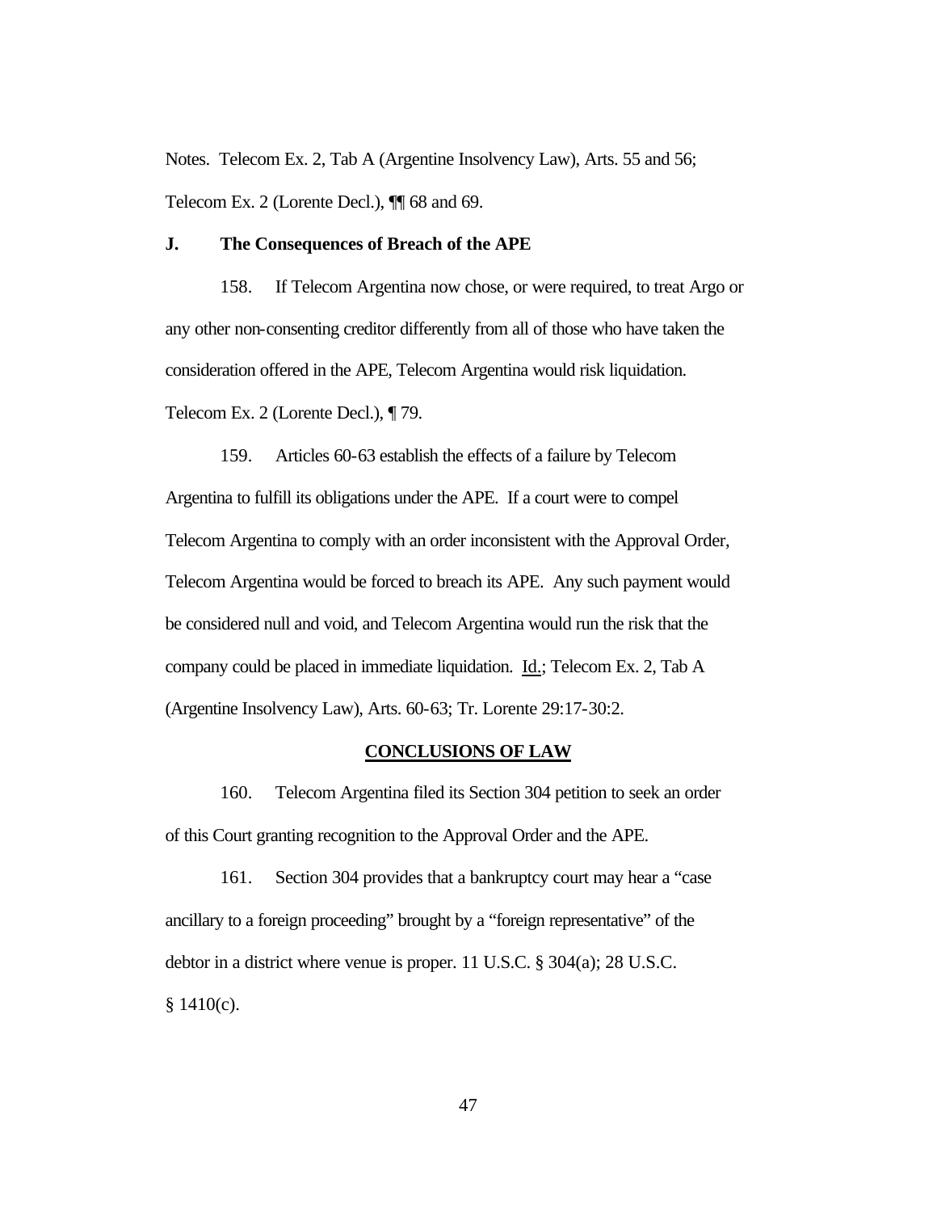Notes. Telecom Ex. 2, Tab A (Argentine Insolvency Law), Arts. 55 and 56; Telecom Ex. 2 (Lorente Decl.), ¶¶ 68 and 69.

### J. The Consequences of Breach of the APE

158. If Telecom Argentina now chose, or were required, to treat Argo or any other non-consenting creditor differently from all of those who have taken the consideration offered in the APE, Telecom Argentina would risk liquidation. Telecom Ex. 2 (Lorente Decl.), ¶ 79.

159. Articles 60-63 establish the effects of a failure by Telecom Argentina to fulfill its obligations under the APE. If a court were to compel Telecom Argentina to comply with an order inconsistent with the Approval Order, Telecom Argentina would be forced to breach its APE. Any such payment would be considered null and void, and Telecom Argentina would run the risk that the company could be placed in immediate liquidation. Id.; Telecom Ex. 2, Tab A (Argentine Insolvency Law), Arts. 60-63; Tr. Lorente 29:17-30:2.

## CONCLUSIONS OF LAW

160. Telecom Argentina filed its Section 304 petition to seek an order of this Court granting recognition to the Approval Order and the APE.

161. Section 304 provides that a bankruptcy court may hear a "case ancillary to a foreign proceeding" brought by a "foreign representative" of the debtor in a district where venue is proper. 11 U.S.C. § 304(a); 28 U.S.C. § 1410(c).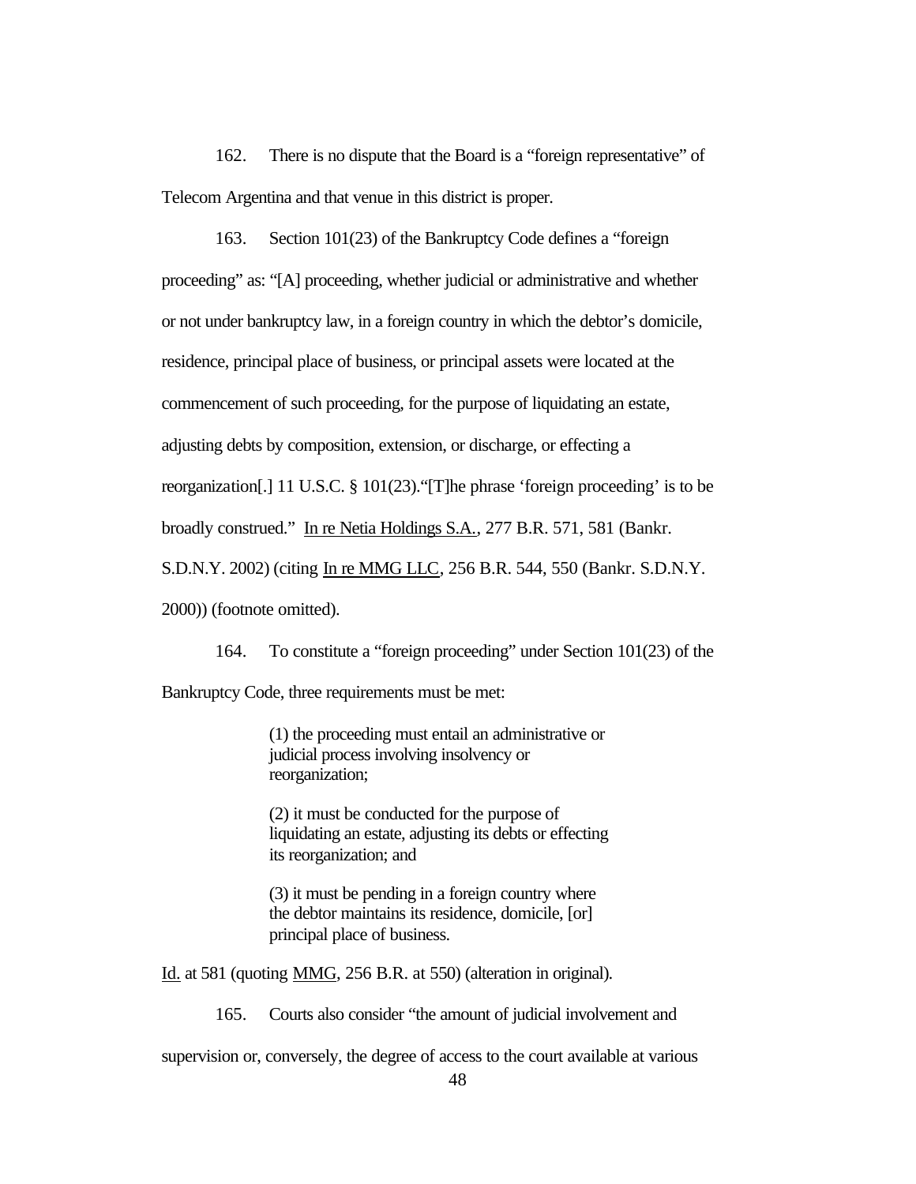162. There is no dispute that the Board is a "foreign representative" of Telecom Argentina and that venue in this district is proper.

163. Section 101(23) of the Bankruptcy Code defines a "foreign proceeding" as: "[A] proceeding, whether judicial or administrative and whether or not under bankruptcy law, in a foreign country in which the debtor's domicile, residence, principal place of business, or principal assets were located at the commencement of such proceeding, for the purpose of liquidating an estate, adjusting debts by composition, extension, or discharge, or effecting a reorganization[.] 11 U.S.C. § 101(23)."[T]he phrase 'foreign proceeding' is to be broadly construed." In re Netia Holdings S.A., 277 B.R. 571, 581 (Bankr. S.D.N.Y. 2002) (citing In re MMG LLC, 256 B.R. 544, 550 (Bankr. S.D.N.Y. 2000)) (footnote omitted).

164. To constitute a "foreign proceeding" under Section 101(23) of the Bankruptcy Code, three requirements must be met:

> (1) the proceeding must entail an administrative or judicial process involving insolvency or reorganization;
>
> (2) it must be conducted for the purpose of liquidating an estate, adjusting its debts or effecting its reorganization; and
>
> (3) it must be pending in a foreign country where the debtor maintains its residence, domicile, [or] principal place of business.

Id. at 581 (quoting MMG, 256 B.R. at 550) (alteration in original).

165. Courts also consider "the amount of judicial involvement and supervision or, conversely, the degree of access to the court available at various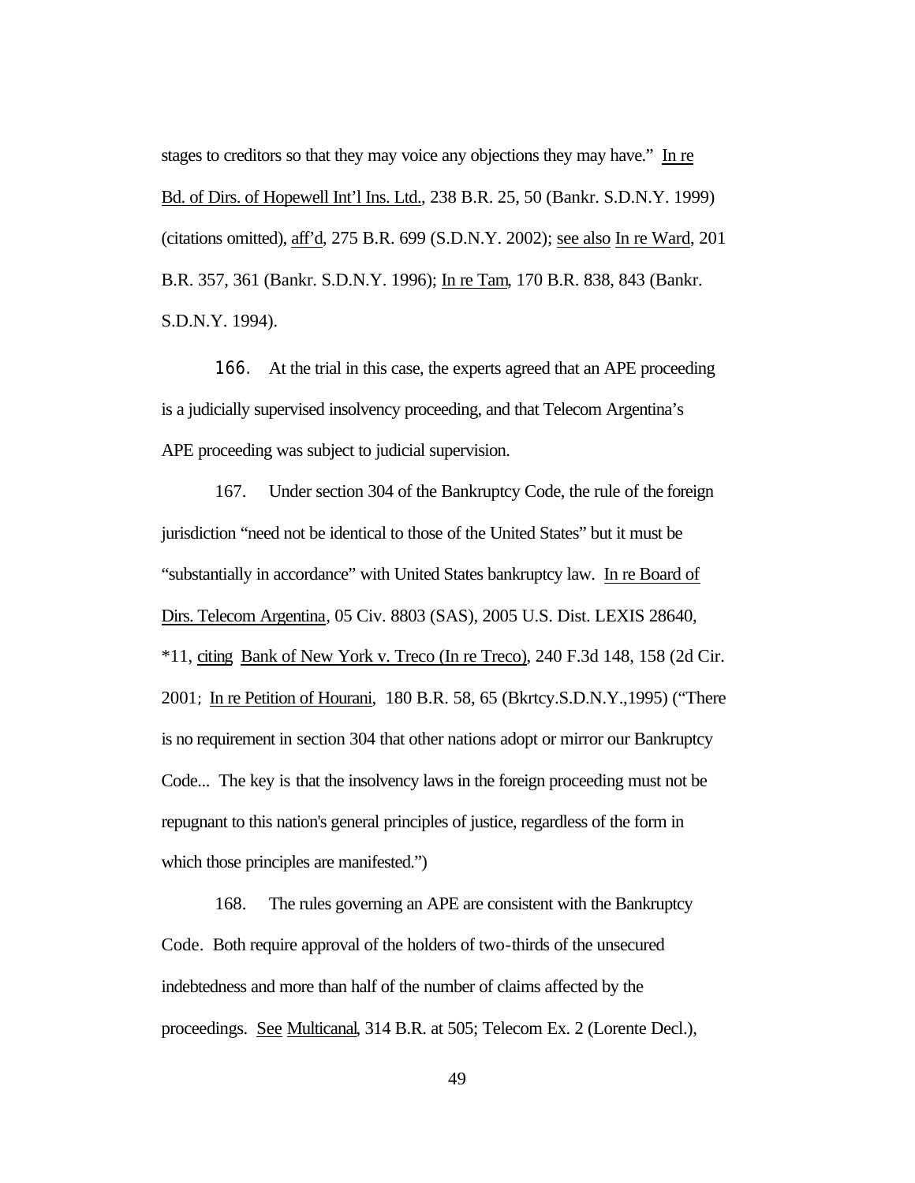stages to creditors so that they may voice any objections they may have." In re Bd. of Dirs. of Hopewell Int'l Ins. Ltd., 238 B.R. 25, 50 (Bankr. S.D.N.Y. 1999) (citations omitted), aff'd, 275 B.R. 699 (S.D.N.Y. 2002); see also In re Ward, 201 B.R. 357, 361 (Bankr. S.D.N.Y. 1996); In re Tam, 170 B.R. 838, 843 (Bankr. S.D.N.Y. 1994).

166. At the trial in this case, the experts agreed that an APE proceeding is a judicially supervised insolvency proceeding, and that Telecom Argentina's APE proceeding was subject to judicial supervision.

167. Under section 304 of the Bankruptcy Code, the rule of the foreign jurisdiction "need not be identical to those of the United States" but it must be "substantially in accordance" with United States bankruptcy law. In re Board of Dirs. Telecom Argentina, 05 Civ. 8803 (SAS), 2005 U.S. Dist. LEXIS 28640, *11, citing Bank of New York v. Treco (In re Treco), 240 F.3d 148, 158 (2d Cir. 2001; In re Petition of Hourani, 180 B.R. 58, 65 (Bkrtcy.S.D.N.Y.,1995) ("There is no requirement in section 304 that other nations adopt or mirror our Bankruptcy Code... The key is that the insolvency laws in the foreign proceeding must not be repugnant to this nation's general principles of justice, regardless of the form in which those principles are manifested.")

168. The rules governing an APE are consistent with the Bankruptcy Code. Both require approval of the holders of two-thirds of the unsecured indebtedness and more than half of the number of claims affected by the proceedings. See Multicanal, 314 B.R. at 505; Telecom Ex. 2 (Lorente Decl.),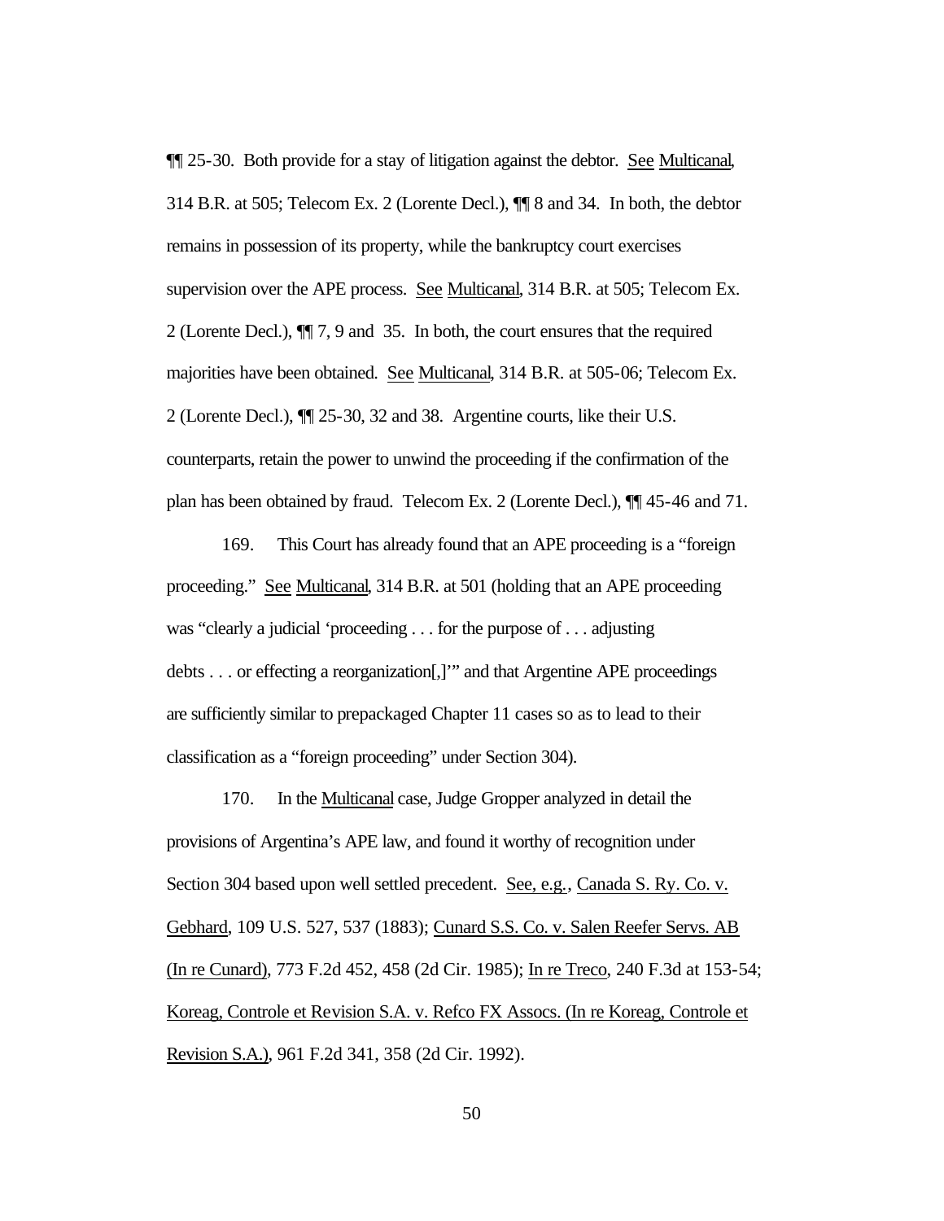¶¶ 25-30. Both provide for a stay of litigation against the debtor. See Multicanal, 314 B.R. at 505; Telecom Ex. 2 (Lorente Decl.), ¶¶ 8 and 34. In both, the debtor remains in possession of its property, while the bankruptcy court exercises supervision over the APE process. See Multicanal, 314 B.R. at 505; Telecom Ex. 2 (Lorente Decl.), ¶¶ 7, 9 and 35. In both, the court ensures that the required majorities have been obtained. See Multicanal, 314 B.R. at 505-06; Telecom Ex. 2 (Lorente Decl.), ¶¶ 25-30, 32 and 38. Argentine courts, like their U.S. counterparts, retain the power to unwind the proceeding if the confirmation of the plan has been obtained by fraud. Telecom Ex. 2 (Lorente Decl.), ¶¶ 45-46 and 71.

169. This Court has already found that an APE proceeding is a "foreign proceeding." See Multicanal, 314 B.R. at 501 (holding that an APE proceeding was "clearly a judicial 'proceeding . . . for the purpose of . . . adjusting debts . . . or effecting a reorganization[,]'" and that Argentine APE proceedings are sufficiently similar to prepackaged Chapter 11 cases so as to lead to their classification as a "foreign proceeding" under Section 304).

170. In the Multicanal case, Judge Gropper analyzed in detail the provisions of Argentina's APE law, and found it worthy of recognition under Section 304 based upon well settled precedent. See, e.g., Canada S. Ry. Co. v. Gebhard, 109 U.S. 527, 537 (1883); Cunard S.S. Co. v. Salen Reefer Servs. AB (In re Cunard), 773 F.2d 452, 458 (2d Cir. 1985); In re Treco, 240 F.3d at 153-54; Koreag, Controle et Revision S.A. v. Refco FX Assocs. (In re Koreag, Controle et Revision S.A.), 961 F.2d 341, 358 (2d Cir. 1992).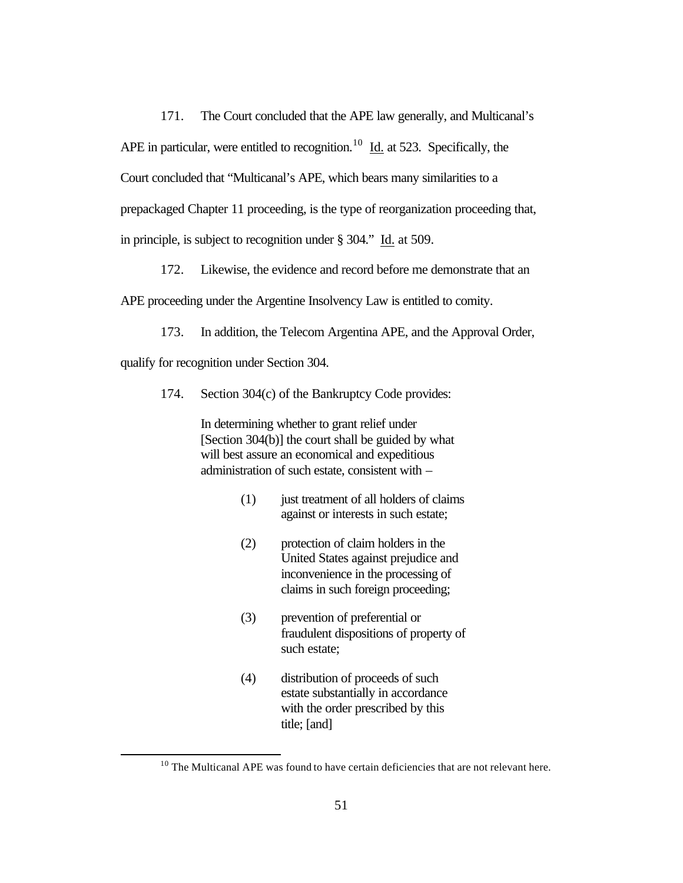171. The Court concluded that the APE law generally, and Multicanal's APE in particular, were entitled to recognition.[10] Id. at 523. Specifically, the Court concluded that "Multicanal's APE, which bears many similarities to a prepackaged Chapter 11 proceeding, is the type of reorganization proceeding that, in principle, is subject to recognition under § 304." Id. at 509.

172. Likewise, the evidence and record before me demonstrate that an APE proceeding under the Argentine Insolvency Law is entitled to comity.

173. In addition, the Telecom Argentina APE, and the Approval Order, qualify for recognition under Section 304.

174. Section 304(c) of the Bankruptcy Code provides:

> In determining whether to grant relief under [Section 304(b)] the court shall be guided by what will best assure an economical and expeditious administration of such estate, consistent with –
>
> (1) just treatment of all holders of claims against or interests in such estate;
>
> (2) protection of claim holders in the United States against prejudice and inconvenience in the processing of claims in such foreign proceeding;
>
> (3) prevention of preferential or fraudulent dispositions of property of such estate;
>
> (4) distribution of proceeds of such estate substantially in accordance with the order prescribed by this title; [and]

---

[10] The Multicanal APE was found to have certain deficiencies that are not relevant here.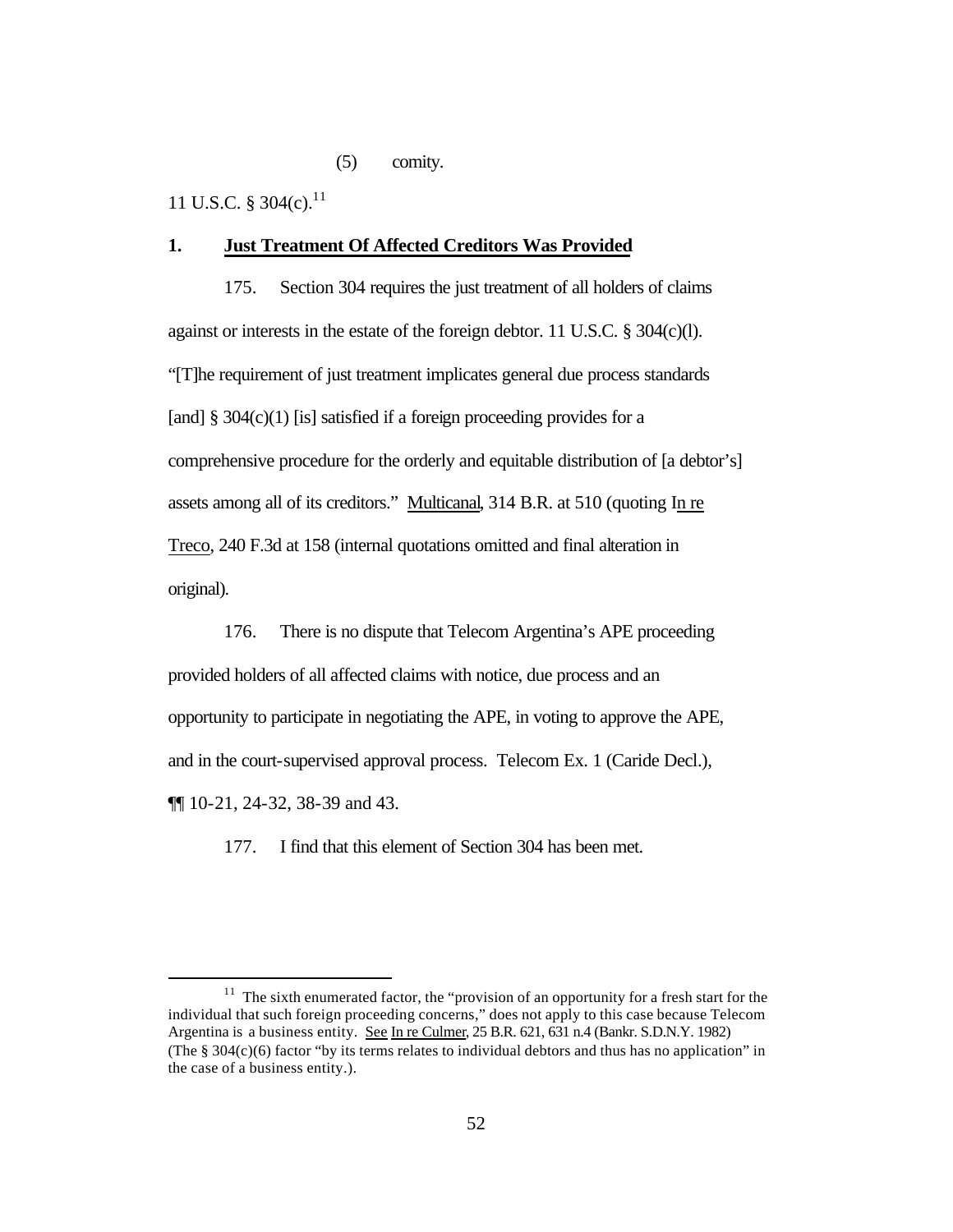(5) comity.

11 U.S.C. § 304(c).[11]

**1. Just Treatment Of Affected Creditors Was Provided**

175. Section 304 requires the just treatment of all holders of claims against or interests in the estate of the foreign debtor. 11 U.S.C. § 304(c)(l). "[T]he requirement of just treatment implicates general due process standards [and] § 304(c)(1) [is] satisfied if a foreign proceeding provides for a comprehensive procedure for the orderly and equitable distribution of [a debtor's] assets among all of its creditors." Multicanal, 314 B.R. at 510 (quoting In re Treco, 240 F.3d at 158 (internal quotations omitted and final alteration in original).

176. There is no dispute that Telecom Argentina's APE proceeding provided holders of all affected claims with notice, due process and an opportunity to participate in negotiating the APE, in voting to approve the APE, and in the court-supervised approval process. Telecom Ex. 1 (Caride Decl.), ¶¶ 10-21, 24-32, 38-39 and 43.

177. I find that this element of Section 304 has been met.

[11] The sixth enumerated factor, the "provision of an opportunity for a fresh start for the individual that such foreign proceeding concerns," does not apply to this case because Telecom Argentina is a business entity. See In re Culmer, 25 B.R. 621, 631 n.4 (Bankr. S.D.N.Y. 1982) (The § 304(c)(6) factor "by its terms relates to individual debtors and thus has no application" in the case of a business entity.).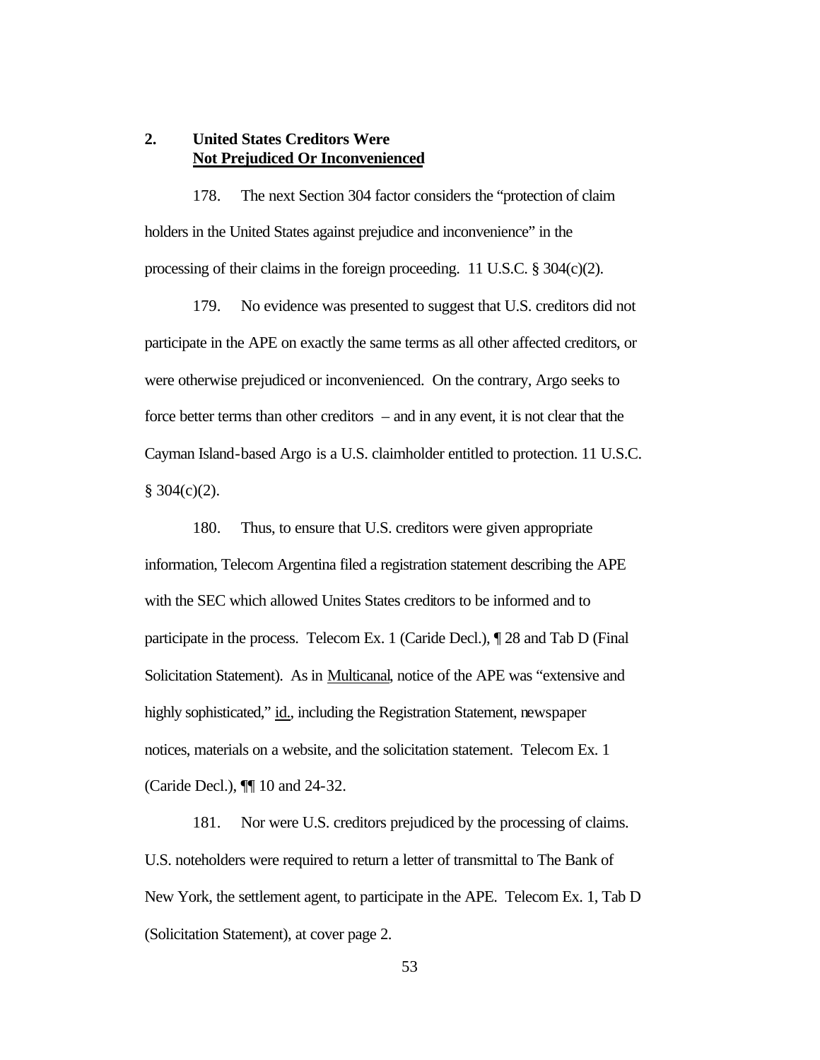### 2. United States Creditors Were Not Prejudiced Or Inconvenienced

178. The next Section 304 factor considers the "protection of claim holders in the United States against prejudice and inconvenience" in the processing of their claims in the foreign proceeding. 11 U.S.C. § 304(c)(2).

179. No evidence was presented to suggest that U.S. creditors did not participate in the APE on exactly the same terms as all other affected creditors, or were otherwise prejudiced or inconvenienced. On the contrary, Argo seeks to force better terms than other creditors – and in any event, it is not clear that the Cayman Island-based Argo is a U.S. claimholder entitled to protection. 11 U.S.C. § 304(c)(2).

180. Thus, to ensure that U.S. creditors were given appropriate information, Telecom Argentina filed a registration statement describing the APE with the SEC which allowed Unites States creditors to be informed and to participate in the process. Telecom Ex. 1 (Caride Decl.), ¶ 28 and Tab D (Final Solicitation Statement). As in Multicanal, notice of the APE was "extensive and highly sophisticated," id., including the Registration Statement, newspaper notices, materials on a website, and the solicitation statement. Telecom Ex. 1 (Caride Decl.), ¶¶ 10 and 24-32.

181. Nor were U.S. creditors prejudiced by the processing of claims. U.S. noteholders were required to return a letter of transmittal to The Bank of New York, the settlement agent, to participate in the APE. Telecom Ex. 1, Tab D (Solicitation Statement), at cover page 2.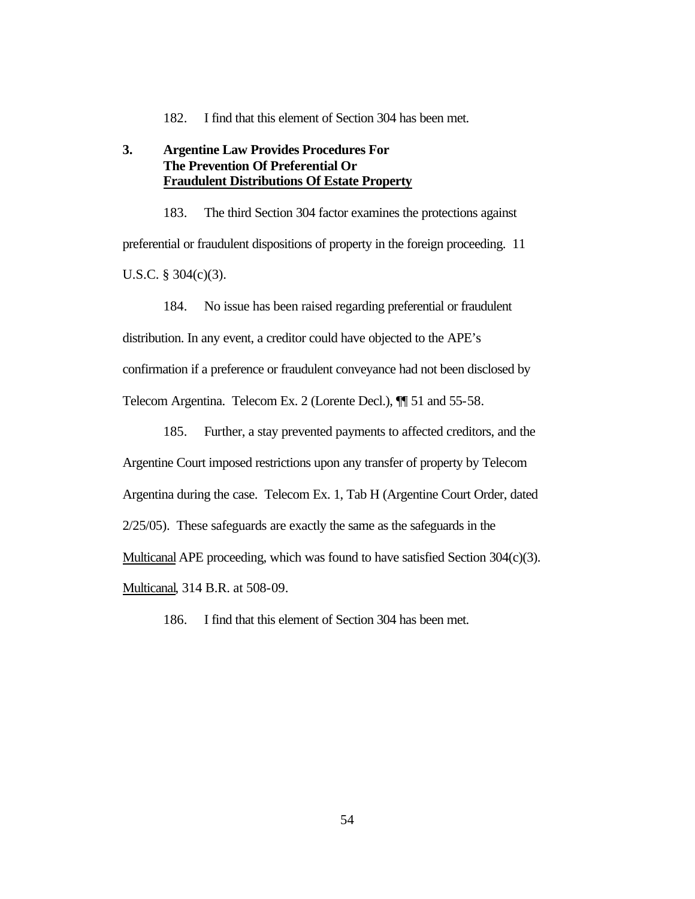182. I find that this element of Section 304 has been met.

### 3. Argentine Law Provides Procedures For The Prevention Of Preferential Or Fraudulent Distributions Of Estate Property

183. The third Section 304 factor examines the protections against preferential or fraudulent dispositions of property in the foreign proceeding. 11 U.S.C. § 304(c)(3).

184. No issue has been raised regarding preferential or fraudulent distribution. In any event, a creditor could have objected to the APE's confirmation if a preference or fraudulent conveyance had not been disclosed by Telecom Argentina. Telecom Ex. 2 (Lorente Decl.), ¶¶ 51 and 55-58.

185. Further, a stay prevented payments to affected creditors, and the Argentine Court imposed restrictions upon any transfer of property by Telecom Argentina during the case. Telecom Ex. 1, Tab H (Argentine Court Order, dated 2/25/05). These safeguards are exactly the same as the safeguards in the Multicanal APE proceeding, which was found to have satisfied Section 304(c)(3). Multicanal, 314 B.R. at 508-09.

186. I find that this element of Section 304 has been met.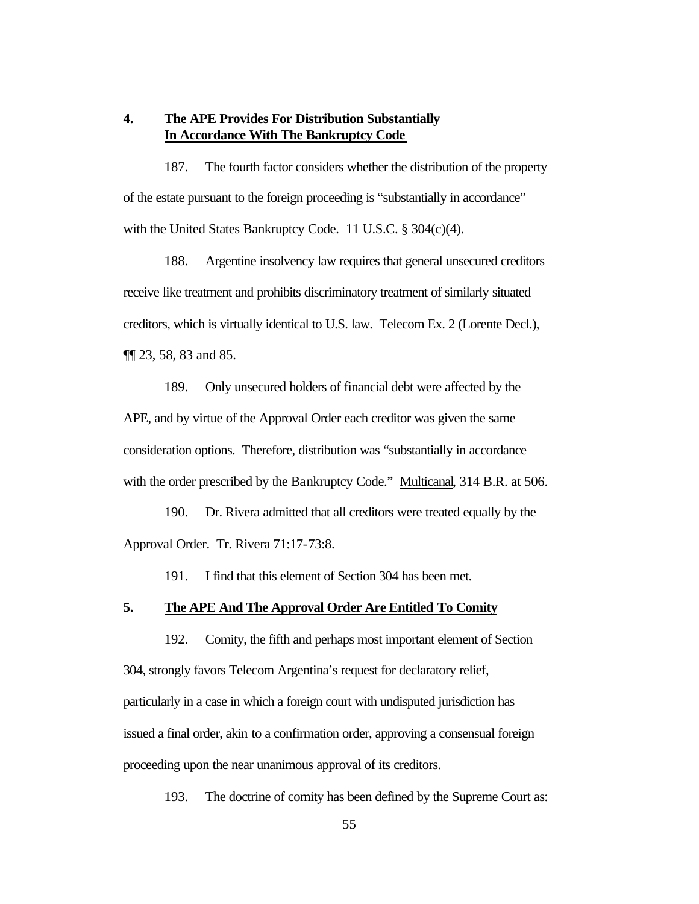### 4. The APE Provides For Distribution Substantially In Accordance With The Bankruptcy Code

187. The fourth factor considers whether the distribution of the property of the estate pursuant to the foreign proceeding is "substantially in accordance" with the United States Bankruptcy Code. 11 U.S.C. § 304(c)(4).

188. Argentine insolvency law requires that general unsecured creditors receive like treatment and prohibits discriminatory treatment of similarly situated creditors, which is virtually identical to U.S. law. Telecom Ex. 2 (Lorente Decl.), ¶¶ 23, 58, 83 and 85.

189. Only unsecured holders of financial debt were affected by the APE, and by virtue of the Approval Order each creditor was given the same consideration options. Therefore, distribution was "substantially in accordance with the order prescribed by the Bankruptcy Code." Multicanal, 314 B.R. at 506.

190. Dr. Rivera admitted that all creditors were treated equally by the Approval Order. Tr. Rivera 71:17-73:8.

191. I find that this element of Section 304 has been met.

### 5. The APE And The Approval Order Are Entitled To Comity

192. Comity, the fifth and perhaps most important element of Section 304, strongly favors Telecom Argentina's request for declaratory relief, particularly in a case in which a foreign court with undisputed jurisdiction has issued a final order, akin to a confirmation order, approving a consensual foreign proceeding upon the near unanimous approval of its creditors.

193. The doctrine of comity has been defined by the Supreme Court as: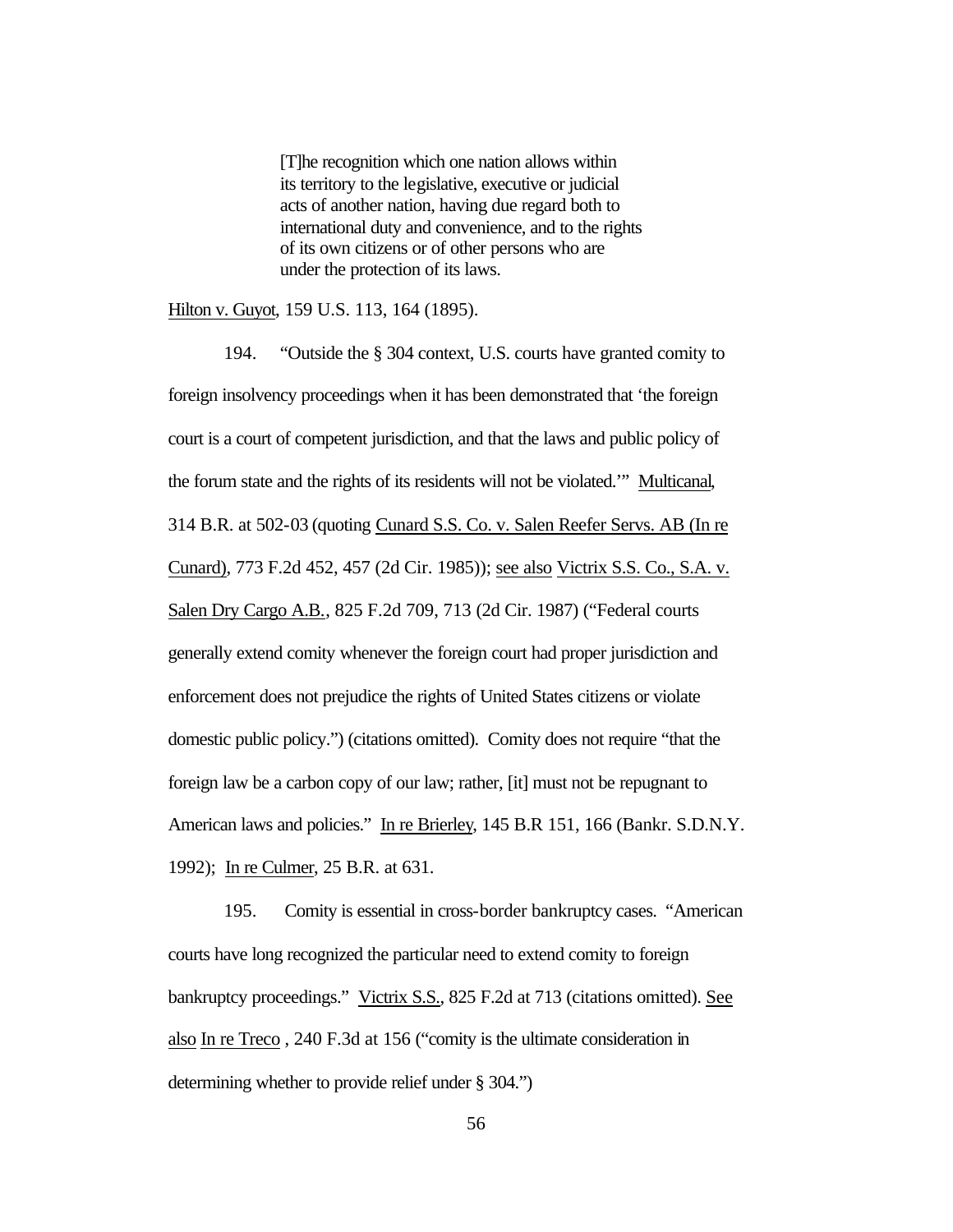> [T]he recognition which one nation allows within its territory to the legislative, executive or judicial acts of another nation, having due regard both to international duty and convenience, and to the rights of its own citizens or of other persons who are under the protection of its laws.

Hilton v. Guyot, 159 U.S. 113, 164 (1895).

194. "Outside the § 304 context, U.S. courts have granted comity to foreign insolvency proceedings when it has been demonstrated that 'the foreign court is a court of competent jurisdiction, and that the laws and public policy of the forum state and the rights of its residents will not be violated.'" Multicanal, 314 B.R. at 502-03 (quoting Cunard S.S. Co. v. Salen Reefer Servs. AB (In re Cunard), 773 F.2d 452, 457 (2d Cir. 1985)); see also Victrix S.S. Co., S.A. v. Salen Dry Cargo A.B., 825 F.2d 709, 713 (2d Cir. 1987) ("Federal courts generally extend comity whenever the foreign court had proper jurisdiction and enforcement does not prejudice the rights of United States citizens or violate domestic public policy.") (citations omitted). Comity does not require "that the foreign law be a carbon copy of our law; rather, [it] must not be repugnant to American laws and policies." In re Brierley, 145 B.R 151, 166 (Bankr. S.D.N.Y. 1992); In re Culmer, 25 B.R. at 631.

195. Comity is essential in cross-border bankruptcy cases. "American courts have long recognized the particular need to extend comity to foreign bankruptcy proceedings." Victrix S.S., 825 F.2d at 713 (citations omitted). See also In re Treco , 240 F.3d at 156 ("comity is the ultimate consideration in determining whether to provide relief under § 304.")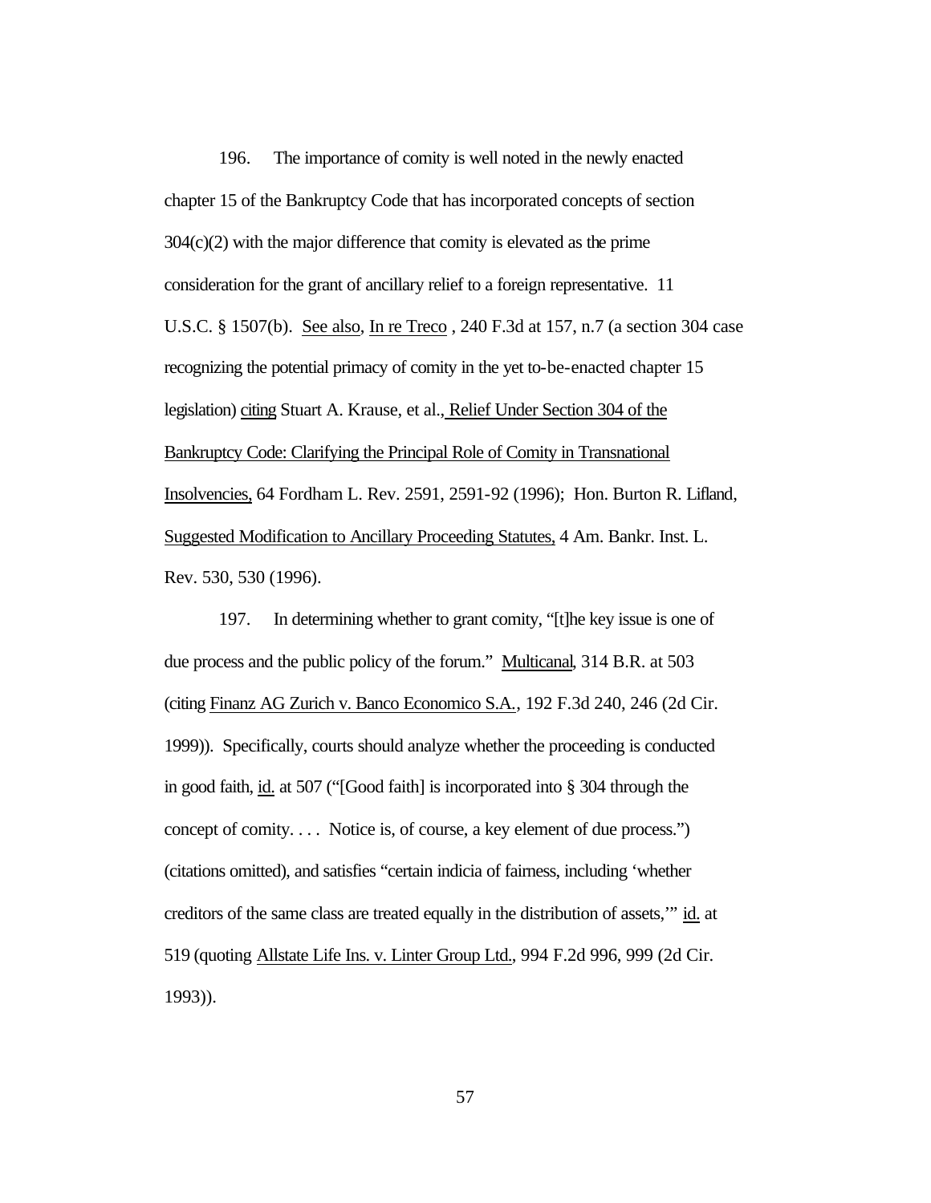196. The importance of comity is well noted in the newly enacted chapter 15 of the Bankruptcy Code that has incorporated concepts of section 304(c)(2) with the major difference that comity is elevated as the prime consideration for the grant of ancillary relief to a foreign representative. 11 U.S.C. § 1507(b). See also, In re Treco , 240 F.3d at 157, n.7 (a section 304 case recognizing the potential primacy of comity in the yet to-be-enacted chapter 15 legislation) citing Stuart A. Krause, et al., Relief Under Section 304 of the Bankruptcy Code: Clarifying the Principal Role of Comity in Transnational Insolvencies, 64 Fordham L. Rev. 2591, 2591-92 (1996); Hon. Burton R. Lifland, Suggested Modification to Ancillary Proceeding Statutes, 4 Am. Bankr. Inst. L. Rev. 530, 530 (1996).

197. In determining whether to grant comity, "[t]he key issue is one of due process and the public policy of the forum." Multicanal, 314 B.R. at 503 (citing Finanz AG Zurich v. Banco Economico S.A., 192 F.3d 240, 246 (2d Cir. 1999)). Specifically, courts should analyze whether the proceeding is conducted in good faith, id. at 507 ("[Good faith] is incorporated into § 304 through the concept of comity. . . . Notice is, of course, a key element of due process.") (citations omitted), and satisfies "certain indicia of fairness, including 'whether creditors of the same class are treated equally in the distribution of assets,'" id. at 519 (quoting Allstate Life Ins. v. Linter Group Ltd., 994 F.2d 996, 999 (2d Cir. 1993)).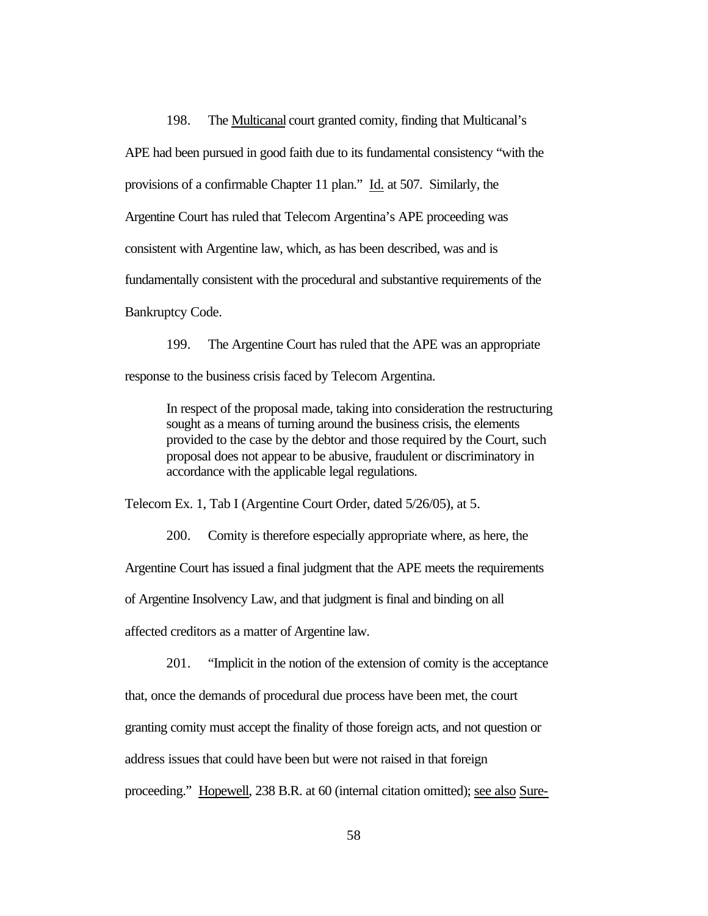198. The Multicanal court granted comity, finding that Multicanal's APE had been pursued in good faith due to its fundamental consistency "with the provisions of a confirmable Chapter 11 plan." Id. at 507. Similarly, the Argentine Court has ruled that Telecom Argentina's APE proceeding was consistent with Argentine law, which, as has been described, was and is fundamentally consistent with the procedural and substantive requirements of the Bankruptcy Code.

199. The Argentine Court has ruled that the APE was an appropriate response to the business crisis faced by Telecom Argentina.

> In respect of the proposal made, taking into consideration the restructuring sought as a means of turning around the business crisis, the elements provided to the case by the debtor and those required by the Court, such proposal does not appear to be abusive, fraudulent or discriminatory in accordance with the applicable legal regulations.

Telecom Ex. 1, Tab I (Argentine Court Order, dated 5/26/05), at 5.

200. Comity is therefore especially appropriate where, as here, the Argentine Court has issued a final judgment that the APE meets the requirements of Argentine Insolvency Law, and that judgment is final and binding on all affected creditors as a matter of Argentine law.

201. "Implicit in the notion of the extension of comity is the acceptance that, once the demands of procedural due process have been met, the court granting comity must accept the finality of those foreign acts, and not question or address issues that could have been but were not raised in that foreign proceeding." Hopewell, 238 B.R. at 60 (internal citation omitted); see also Sure-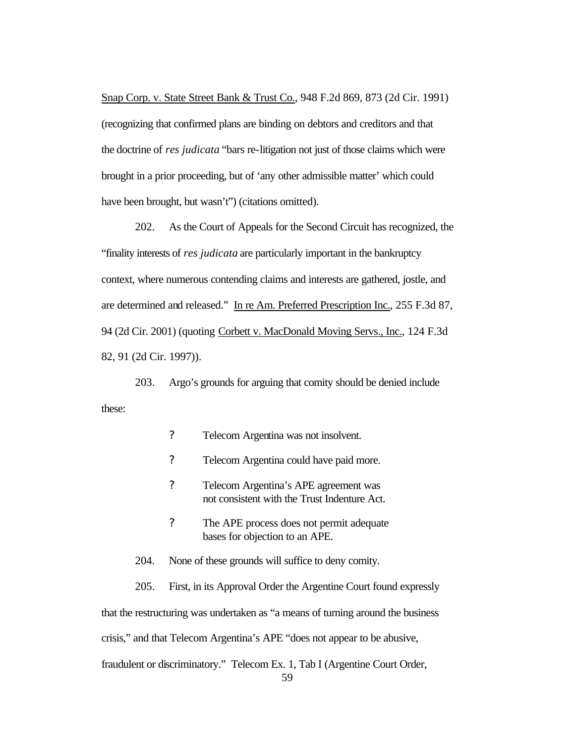Snap Corp. v. State Street Bank & Trust Co., 948 F.2d 869, 873 (2d Cir. 1991) (recognizing that confirmed plans are binding on debtors and creditors and that the doctrine of *res judicata* "bars re-litigation not just of those claims which were brought in a prior proceeding, but of 'any other admissible matter' which could have been brought, but wasn't") (citations omitted).

202. As the Court of Appeals for the Second Circuit has recognized, the "finality interests of *res judicata* are particularly important in the bankruptcy context, where numerous contending claims and interests are gathered, jostle, and are determined and released." In re Am. Preferred Prescription Inc., 255 F.3d 87, 94 (2d Cir. 2001) (quoting Corbett v. MacDonald Moving Servs., Inc., 124 F.3d 82, 91 (2d Cir. 1997)).

203. Argo's grounds for arguing that comity should be denied include these:

- Telecom Argentina was not insolvent.
- Telecom Argentina could have paid more.
- Telecom Argentina's APE agreement was not consistent with the Trust Indenture Act.
- The APE process does not permit adequate bases for objection to an APE.

204. None of these grounds will suffice to deny comity.

205. First, in its Approval Order the Argentine Court found expressly that the restructuring was undertaken as "a means of turning around the business crisis," and that Telecom Argentina's APE "does not appear to be abusive, fraudulent or discriminatory." Telecom Ex. 1, Tab I (Argentine Court Order,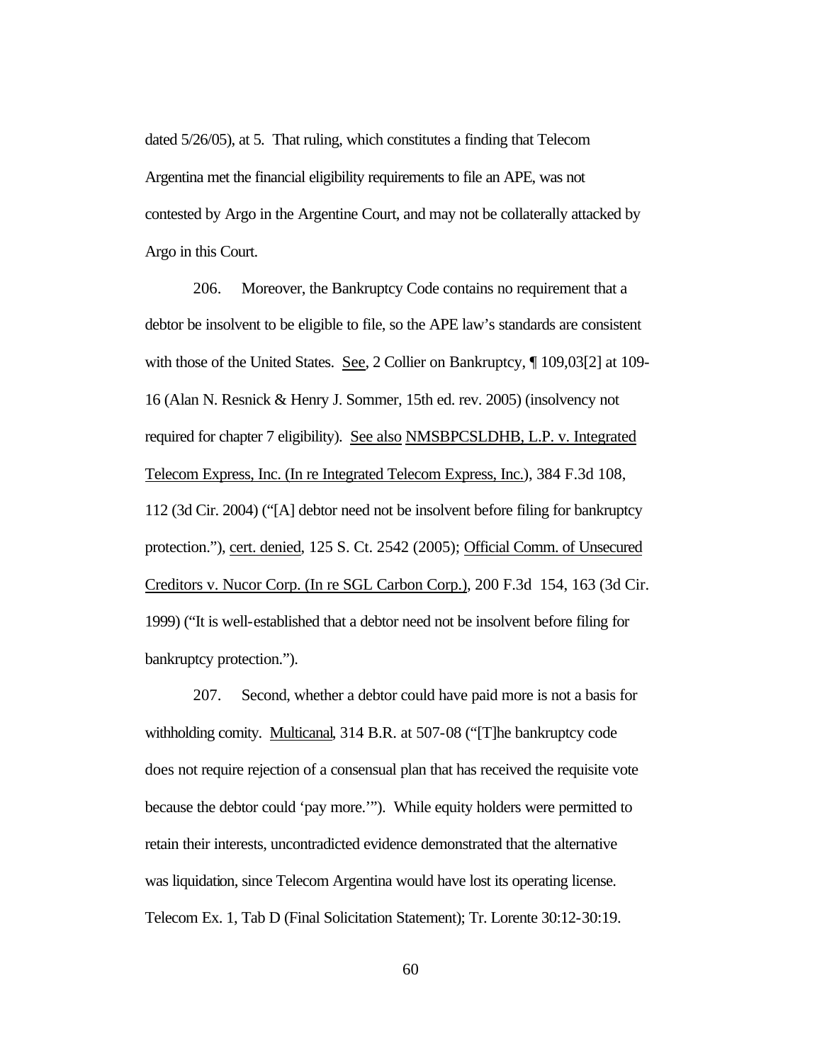dated 5/26/05), at 5. That ruling, which constitutes a finding that Telecom Argentina met the financial eligibility requirements to file an APE, was not contested by Argo in the Argentine Court, and may not be collaterally attacked by Argo in this Court.

206. Moreover, the Bankruptcy Code contains no requirement that a debtor be insolvent to be eligible to file, so the APE law's standards are consistent with those of the United States. See, 2 Collier on Bankruptcy, ¶ 109,03[2] at 109-16 (Alan N. Resnick & Henry J. Sommer, 15th ed. rev. 2005) (insolvency not required for chapter 7 eligibility). See also NMSBPCSLDHB, L.P. v. Integrated Telecom Express, Inc. (In re Integrated Telecom Express, Inc.), 384 F.3d 108, 112 (3d Cir. 2004) ("[A] debtor need not be insolvent before filing for bankruptcy protection."), cert. denied, 125 S. Ct. 2542 (2005); Official Comm. of Unsecured Creditors v. Nucor Corp. (In re SGL Carbon Corp.), 200 F.3d 154, 163 (3d Cir. 1999) ("It is well-established that a debtor need not be insolvent before filing for bankruptcy protection.").

207. Second, whether a debtor could have paid more is not a basis for withholding comity. Multicanal, 314 B.R. at 507-08 ("[T]he bankruptcy code does not require rejection of a consensual plan that has received the requisite vote because the debtor could 'pay more.'"). While equity holders were permitted to retain their interests, uncontradicted evidence demonstrated that the alternative was liquidation, since Telecom Argentina would have lost its operating license. Telecom Ex. 1, Tab D (Final Solicitation Statement); Tr. Lorente 30:12-30:19.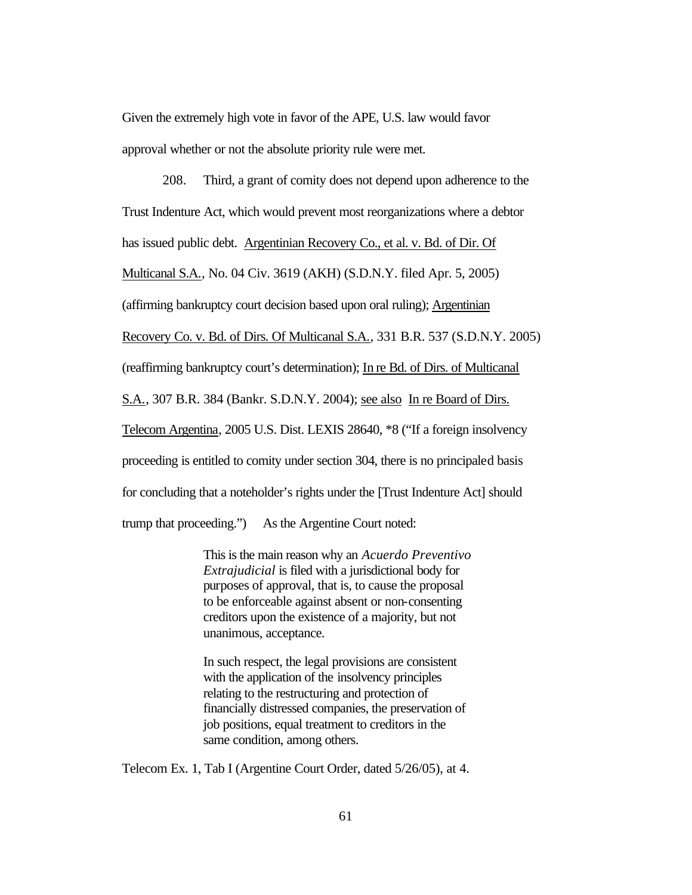Given the extremely high vote in favor of the APE, U.S. law would favor approval whether or not the absolute priority rule were met.

208. Third, a grant of comity does not depend upon adherence to the Trust Indenture Act, which would prevent most reorganizations where a debtor has issued public debt. Argentinian Recovery Co., et al. v. Bd. of Dir. Of Multicanal S.A., No. 04 Civ. 3619 (AKH) (S.D.N.Y. filed Apr. 5, 2005) (affirming bankruptcy court decision based upon oral ruling); Argentinian Recovery Co. v. Bd. of Dirs. Of Multicanal S.A., 331 B.R. 537 (S.D.N.Y. 2005) (reaffirming bankruptcy court's determination); In re Bd. of Dirs. of Multicanal S.A., 307 B.R. 384 (Bankr. S.D.N.Y. 2004); see also In re Board of Dirs. Telecom Argentina, 2005 U.S. Dist. LEXIS 28640, *8 ("If a foreign insolvency proceeding is entitled to comity under section 304, there is no principaled basis for concluding that a noteholder's rights under the [Trust Indenture Act] should trump that proceeding.") As the Argentine Court noted:

> This is the main reason why an *Acuerdo Preventivo Extrajudicial* is filed with a jurisdictional body for purposes of approval, that is, to cause the proposal to be enforceable against absent or non-consenting creditors upon the existence of a majority, but not unanimous, acceptance.
>
> In such respect, the legal provisions are consistent with the application of the insolvency principles relating to the restructuring and protection of financially distressed companies, the preservation of job positions, equal treatment to creditors in the same condition, among others.

Telecom Ex. 1, Tab I (Argentine Court Order, dated 5/26/05), at 4.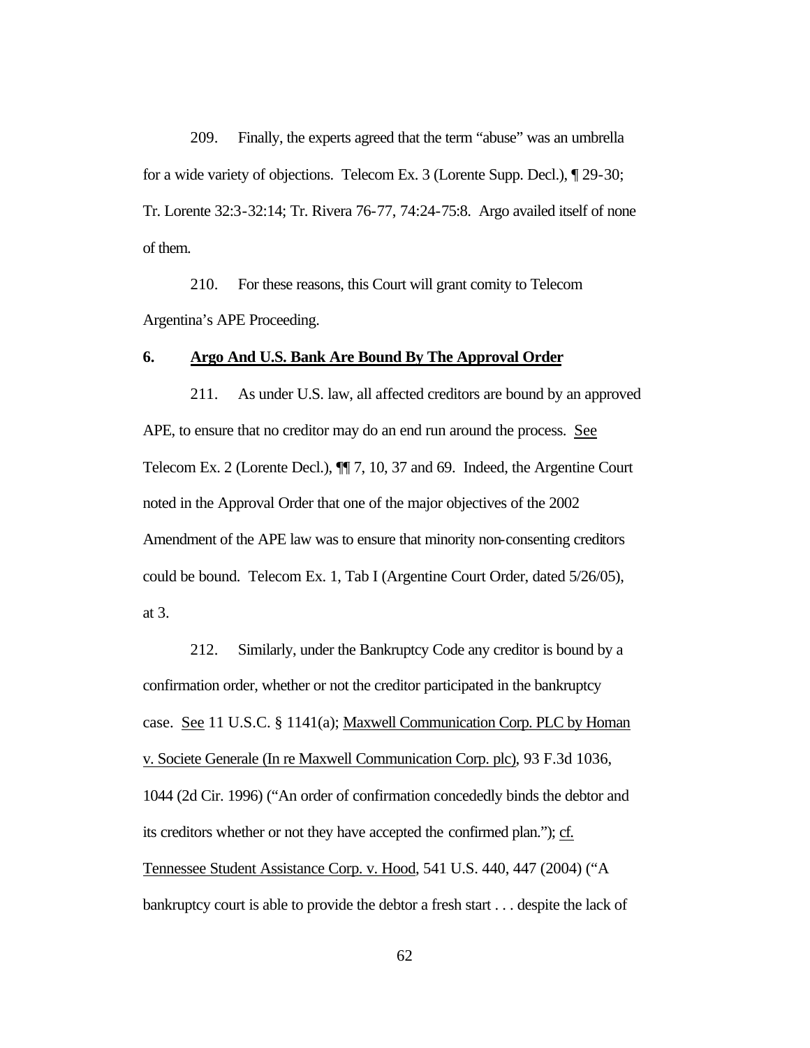209. Finally, the experts agreed that the term "abuse" was an umbrella for a wide variety of objections. Telecom Ex. 3 (Lorente Supp. Decl.), ¶ 29-30; Tr. Lorente 32:3-32:14; Tr. Rivera 76-77, 74:24-75:8. Argo availed itself of none of them.

210. For these reasons, this Court will grant comity to Telecom Argentina's APE Proceeding.

**6. Argo And U.S. Bank Are Bound By The Approval Order**

211. As under U.S. law, all affected creditors are bound by an approved APE, to ensure that no creditor may do an end run around the process. See Telecom Ex. 2 (Lorente Decl.), ¶¶ 7, 10, 37 and 69. Indeed, the Argentine Court noted in the Approval Order that one of the major objectives of the 2002 Amendment of the APE law was to ensure that minority non-consenting creditors could be bound. Telecom Ex. 1, Tab I (Argentine Court Order, dated 5/26/05), at 3.

212. Similarly, under the Bankruptcy Code any creditor is bound by a confirmation order, whether or not the creditor participated in the bankruptcy case. See 11 U.S.C. § 1141(a); Maxwell Communication Corp. PLC by Homan v. Societe Generale (In re Maxwell Communication Corp. plc), 93 F.3d 1036, 1044 (2d Cir. 1996) ("An order of confirmation concededly binds the debtor and its creditors whether or not they have accepted the confirmed plan."); cf. Tennessee Student Assistance Corp. v. Hood, 541 U.S. 440, 447 (2004) ("A bankruptcy court is able to provide the debtor a fresh start . . . despite the lack of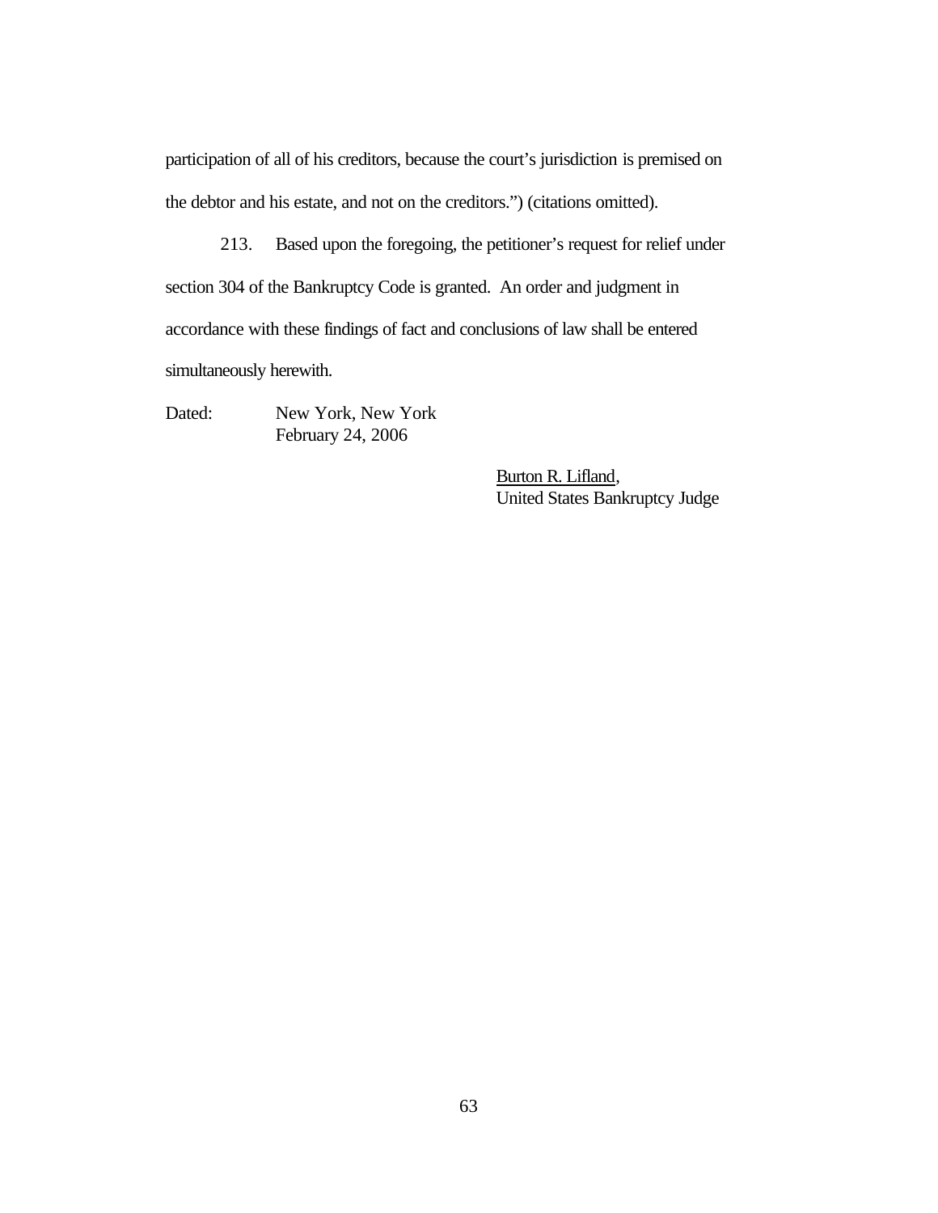participation of all of his creditors, because the court's jurisdiction is premised on the debtor and his estate, and not on the creditors.") (citations omitted).

213. Based upon the foregoing, the petitioner's request for relief under section 304 of the Bankruptcy Code is granted. An order and judgment in accordance with these findings of fact and conclusions of law shall be entered simultaneously herewith.

Dated: New York, New York
February 24, 2006

Burton R. Lifland,
United States Bankruptcy Judge